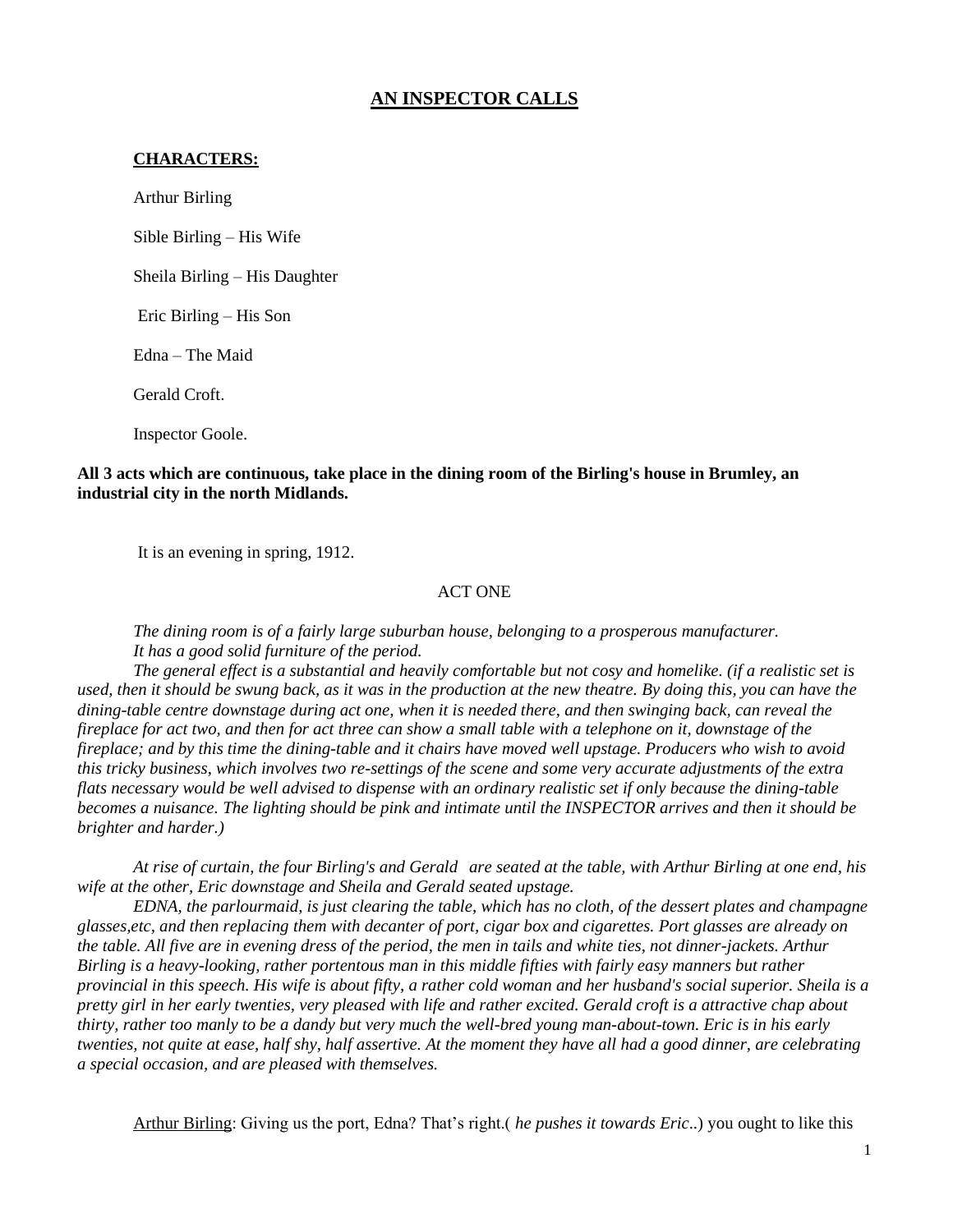# AN INSPECTOR CALLS

**CHARACTERS:**

Arthur Birling

Sible Birling – His Wife

Sheila Birling – His Daughter

Eric Birling – His Son

Edna – The Maid

Gerald Croft.

Inspector Goole.

**All 3 acts which are continuous, take place in the dining room of the Birling's house in Brumley, an industrial city in the north Midlands.**

It is an evening in spring, 1912.

ACT ONE

*The dining room is of a fairly large suburban house, belonging to a prosperous manufacturer. It has a good solid furniture of the period.*

*The general effect is a substantial and heavily comfortable but not cosy and homelike. (if a realistic set is used, then it should be swung back, as it was in the production at the new theatre. By doing this, you can have the dining-table centre downstage during act one, when it is needed there, and then swinging back, can reveal the fireplace for act two, and then for act three can show a small table with a telephone on it, downstage of the fireplace; and by this time the dining-table and it chairs have moved well upstage. Producers who wish to avoid this tricky business, which involves two re-settings of the scene and some very accurate adjustments of the extra flats necessary would be well advised to dispense with an ordinary realistic set if only because the dining-table becomes a nuisance. The lighting should be pink and intimate until the INSPECTOR arrives and then it should be brighter and harder.)*

*At rise of curtain, the four Birling's and Gerald are seated at the table, with Arthur Birling at one end, his wife at the other, Eric downstage and Sheila and Gerald seated upstage.*

*EDNA, the parlourmaid, is just clearing the table, which has no cloth, of the dessert plates and champagne glasses,etc, and then replacing them with decanter of port, cigar box and cigarettes. Port glasses are already on the table. All five are in evening dress of the period, the men in tails and white ties, not dinner-jackets. Arthur Birling is a heavy-looking, rather portentous man in this middle fifties with fairly easy manners but rather provincial in this speech. His wife is about fifty, a rather cold woman and her husband's social superior. Sheila is a pretty girl in her early twenties, very pleased with life and rather excited. Gerald croft is a attractive chap about thirty, rather too manly to be a dandy but very much the well-bred young man-about-town. Eric is in his early twenties, not quite at ease, half shy, half assertive. At the moment they have all had a good dinner, are celebrating a special occasion, and are pleased with themselves.*

Arthur Birling: Giving us the port, Edna? That's right.( *he pushes it towards Eric*..) you ought to like this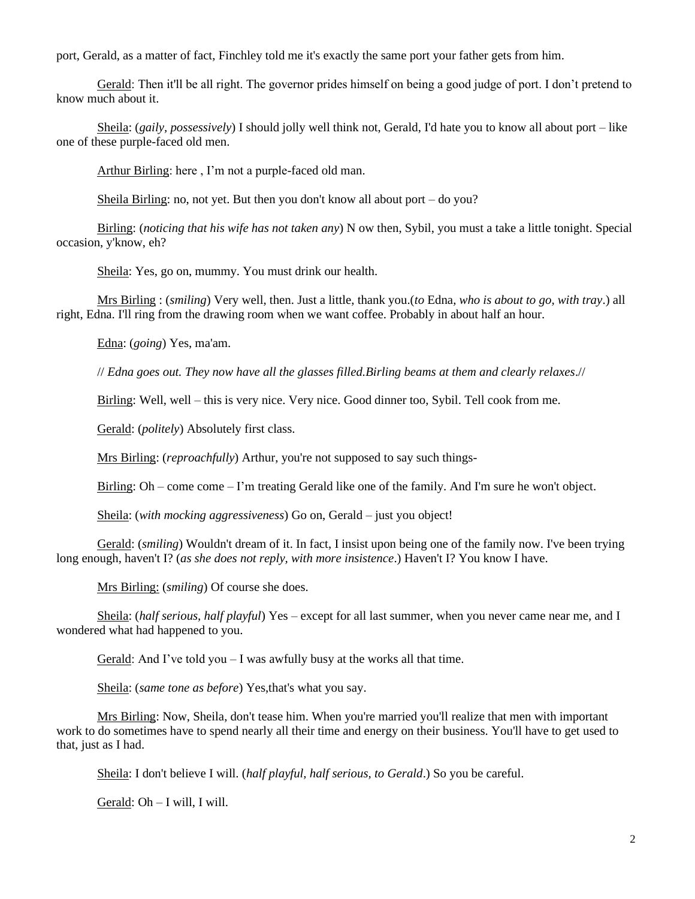port, Gerald, as a matter of fact, Finchley told me it's exactly the same port your father gets from him.

Gerald: Then it'll be all right. The governor prides himself on being a good judge of port. I don't pretend to know much about it.

Sheila: (*gaily, possessively*) I should jolly well think not, Gerald, I'd hate you to know all about port – like one of these purple-faced old men.

Arthur Birling: here , I'm not a purple-faced old man.

Sheila Birling: no, not yet. But then you don't know all about port – do you?

Birling: (*noticing that his wife has not taken any*) N ow then, Sybil, you must a take a little tonight. Special occasion, y'know, eh?

Sheila: Yes, go on, mummy. You must drink our health.

Mrs Birling : (*smiling*) Very well, then. Just a little, thank you.(*to* Edna, *who is about to go, with tray*.) all right, Edna. I'll ring from the drawing room when we want coffee. Probably in about half an hour.

Edna: (*going*) Yes, ma'am.

// *Edna goes out. They now have all the glasses filled.Birling beams at them and clearly relaxes*.//

Birling: Well, well – this is very nice. Very nice. Good dinner too, Sybil. Tell cook from me.

Gerald: (*politely*) Absolutely first class.

Mrs Birling: (*reproachfully*) Arthur, you're not supposed to say such things-

Birling: Oh – come come – I'm treating Gerald like one of the family. And I'm sure he won't object.

Sheila: (*with mocking aggressiveness*) Go on, Gerald – just you object!

Gerald: (*smiling*) Wouldn't dream of it. In fact, I insist upon being one of the family now. I've been trying long enough, haven't I? (*as she does not reply, with more insistence*.) Haven't I? You know I have.

Mrs Birling: (*smiling*) Of course she does.

Sheila: (*half serious, half playful*) Yes – except for all last summer, when you never came near me, and I wondered what had happened to you.

Gerald: And I've told you – I was awfully busy at the works all that time.

Sheila: (*same tone as before*) Yes,that's what you say.

Mrs Birling: Now, Sheila, don't tease him. When you're married you'll realize that men with important work to do sometimes have to spend nearly all their time and energy on their business. You'll have to get used to that, just as I had.

Sheila: I don't believe I will. (*half playful, half serious, to Gerald*.) So you be careful.

Gerald: Oh – I will, I will.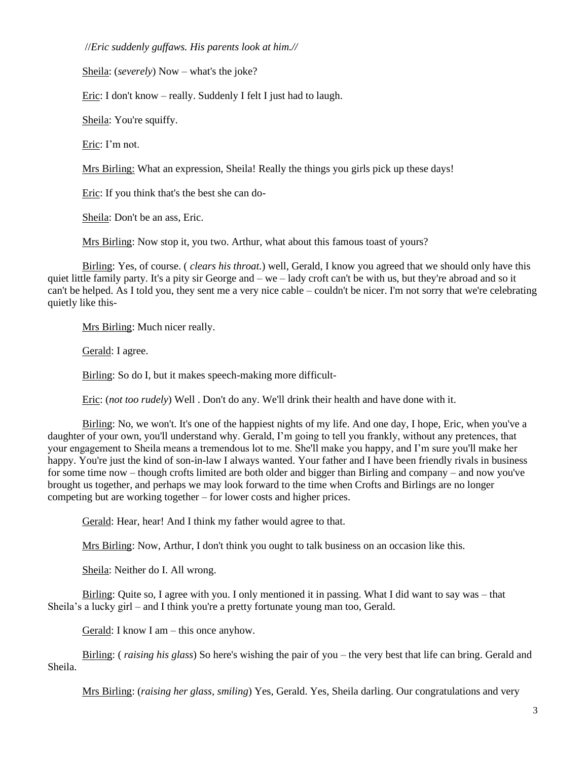//*Eric suddenly guffaws. His parents look at him.*//

Sheila: (*severely*) Now – what's the joke?

Eric: I don't know – really. Suddenly I felt I just had to laugh.

Sheila: You're squiffy.

Eric: I'm not.

Mrs Birling: What an expression, Sheila! Really the things you girls pick up these days!

Eric: If you think that's the best she can do-

Sheila: Don't be an ass, Eric.

Mrs Birling: Now stop it, you two. Arthur, what about this famous toast of yours?

Birling: Yes, of course. ( *clears his throat.*) well, Gerald, I know you agreed that we should only have this quiet little family party. It's a pity sir George and – we – lady croft can't be with us, but they're abroad and so it can't be helped. As I told you, they sent me a very nice cable – couldn't be nicer. I'm not sorry that we're celebrating quietly like this-

Mrs Birling: Much nicer really.

Gerald: I agree.

Birling: So do I, but it makes speech-making more difficult-

Eric: (*not too rudely*) Well . Don't do any. We'll drink their health and have done with it.

Birling: No, we won't. It's one of the happiest nights of my life. And one day, I hope, Eric, when you've a daughter of your own, you'll understand why. Gerald, I'm going to tell you frankly, without any pretences, that your engagement to Sheila means a tremendous lot to me. She'll make you happy, and I'm sure you'll make her happy. You're just the kind of son-in-law I always wanted. Your father and I have been friendly rivals in business for some time now – though crofts limited are both older and bigger than Birling and company – and now you've brought us together, and perhaps we may look forward to the time when Crofts and Birlings are no longer competing but are working together – for lower costs and higher prices.

Gerald: Hear, hear! And I think my father would agree to that.

Mrs Birling: Now, Arthur, I don't think you ought to talk business on an occasion like this.

Sheila: Neither do I. All wrong.

Birling: Quite so, I agree with you. I only mentioned it in passing. What I did want to say was – that Sheila's a lucky girl – and I think you're a pretty fortunate young man too, Gerald.

Gerald: I know I am – this once anyhow.

Birling: ( *raising his glass*) So here's wishing the pair of you – the very best that life can bring. Gerald and Sheila.

Mrs Birling: (*raising her glass, smiling*) Yes, Gerald. Yes, Sheila darling. Our congratulations and very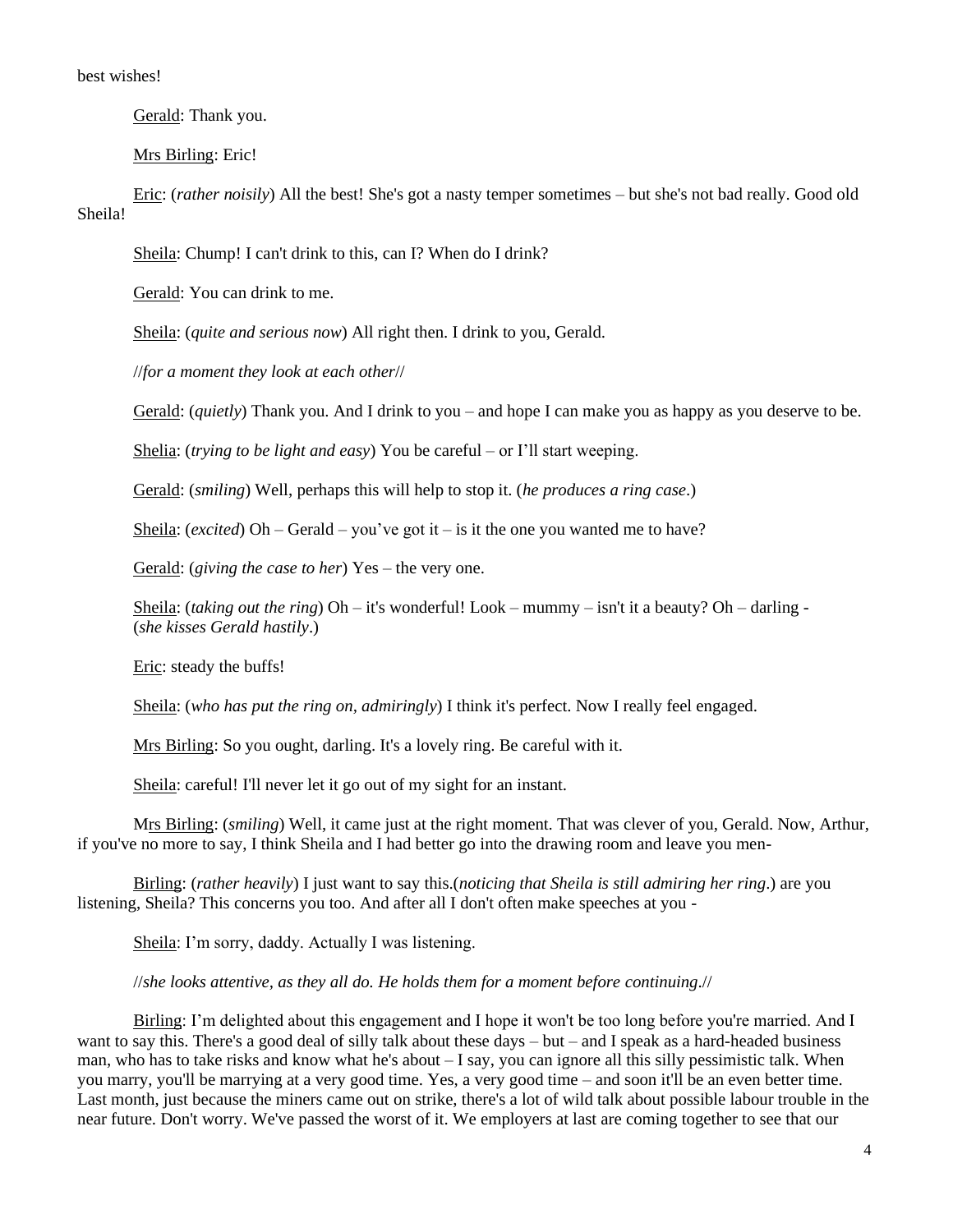best wishes!

Gerald: Thank you.

Mrs Birling: Eric!

Eric: (*rather noisily*) All the best! She's got a nasty temper sometimes – but she's not bad really. Good old Sheila!

Sheila: Chump! I can't drink to this, can I? When do I drink?

Gerald: You can drink to me.

Sheila: (*quite and serious now*) All right then. I drink to you, Gerald.

//*for a moment they look at each other*//

Gerald: (*quietly*) Thank you. And I drink to you – and hope I can make you as happy as you deserve to be.

Shelia: (*trying to be light and easy*) You be careful – or I'll start weeping.

Gerald: (*smiling*) Well, perhaps this will help to stop it. (*he produces a ring case*.)

Sheila: (*excited*) Oh – Gerald – you've got it – is it the one you wanted me to have?

Gerald: (*giving the case to her*) Yes – the very one.

Sheila: (*taking out the ring*) Oh – it's wonderful! Look – mummy – isn't it a beauty? Oh – darling - (*she kisses Gerald hastily*.)

Eric: steady the buffs!

Sheila: (*who has put the ring on, admiringly*) I think it's perfect. Now I really feel engaged.

Mrs Birling: So you ought, darling. It's a lovely ring. Be careful with it.

Sheila: careful! I'll never let it go out of my sight for an instant.

Mrs Birling: (*smiling*) Well, it came just at the right moment. That was clever of you, Gerald. Now, Arthur, if you've no more to say, I think Sheila and I had better go into the drawing room and leave you men-

Birling: (*rather heavily*) I just want to say this.(*noticing that Sheila is still admiring her ring*.) are you listening, Sheila? This concerns you too. And after all I don't often make speeches at you -

Sheila: I'm sorry, daddy. Actually I was listening.

//*she looks attentive, as they all do. He holds them for a moment before continuing*.//

Birling: I'm delighted about this engagement and I hope it won't be too long before you're married. And I want to say this. There's a good deal of silly talk about these days – but – and I speak as a hard-headed business man, who has to take risks and know what he's about – I say, you can ignore all this silly pessimistic talk. When you marry, you'll be marrying at a very good time. Yes, a very good time – and soon it'll be an even better time. Last month, just because the miners came out on strike, there's a lot of wild talk about possible labour trouble in the near future. Don't worry. We've passed the worst of it. We employers at last are coming together to see that our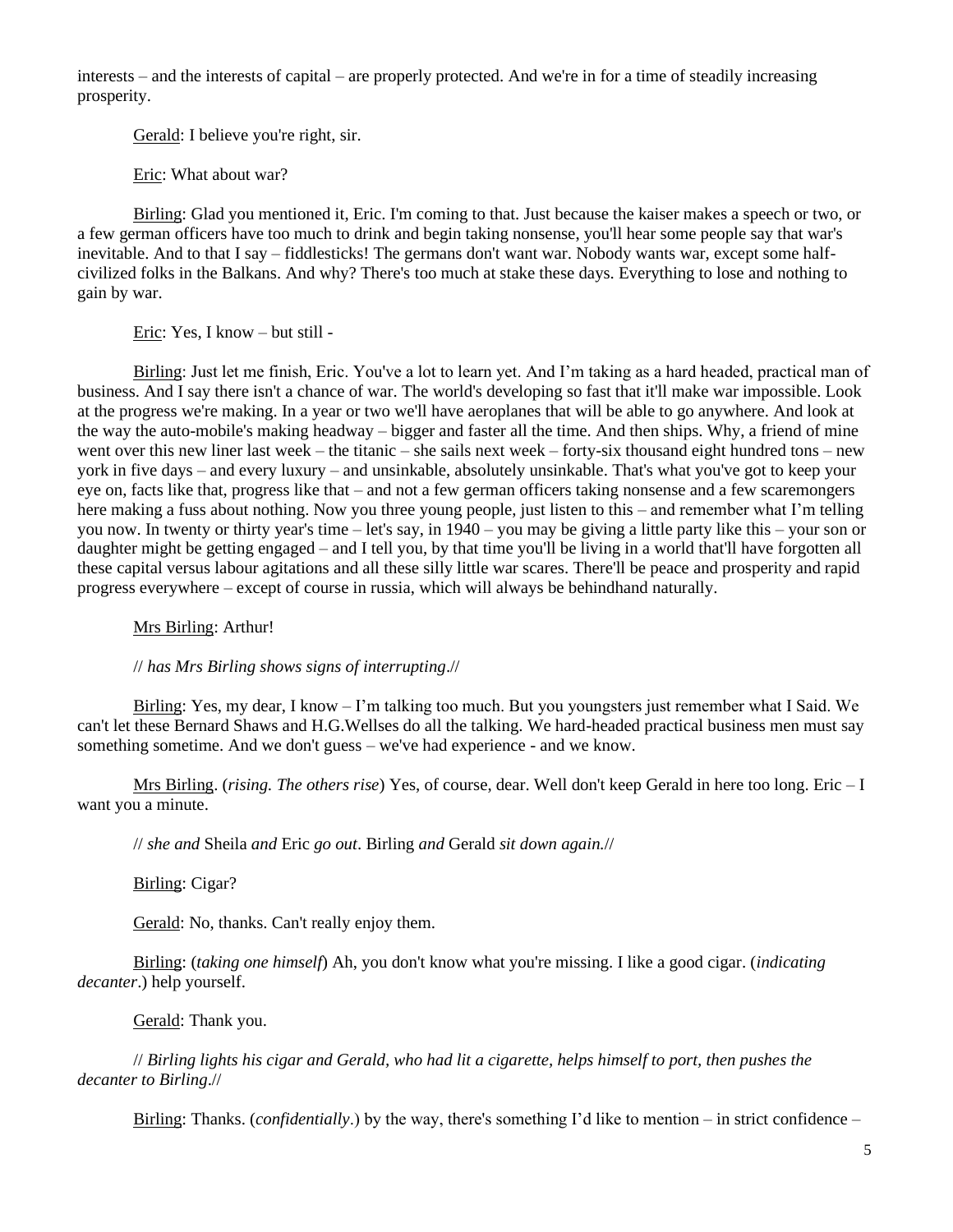interests – and the interests of capital – are properly protected. And we're in for a time of steadily increasing prosperity.

<u>Gerald</u>: I believe you're right, sir.

<u>Eric</u>: What about war?

<u>Birling</u>: Glad you mentioned it, Eric. I'm coming to that. Just because the kaiser makes a speech or two, or a few german officers have too much to drink and begin taking nonsense, you'll hear some people say that war's inevitable. And to that I say – fiddlesticks! The germans don't want war. Nobody wants war, except some half-civilized folks in the Balkans. And why? There's too much at stake these days. Everything to lose and nothing to gain by war.

<u>Eric</u>: Yes, I know – but still -

<u>Birling</u>: Just let me finish, Eric. You've a lot to learn yet. And I'm taking as a hard headed, practical man of business. And I say there isn't a chance of war. The world's developing so fast that it'll make war impossible. Look at the progress we're making. In a year or two we'll have aeroplanes that will be able to go anywhere. And look at the way the auto-mobile's making headway – bigger and faster all the time. And then ships. Why, a friend of mine went over this new liner last week – the titanic – she sails next week – forty-six thousand eight hundred tons – new york in five days – and every luxury – and unsinkable, absolutely unsinkable. That's what you've got to keep your eye on, facts like that, progress like that – and not a few german officers taking nonsense and a few scaremongers here making a fuss about nothing. Now you three young people, just listen to this – and remember what I'm telling you now. In twenty or thirty year's time – let's say, in 1940 – you may be giving a little party like this – your son or daughter might be getting engaged – and I tell you, by that time you'll be living in a world that'll have forgotten all these capital versus labour agitations and all these silly little war scares. There'll be peace and prosperity and rapid progress everywhere – except of course in russia, which will always be behindhand naturally.

<u>Mrs Birling</u>: Arthur!

// *has Mrs Birling shows signs of interrupting*.//

<u>Birling</u>: Yes, my dear, I know – I'm talking too much. But you youngsters just remember what I Said. We can't let these Bernard Shaws and H.G.Wellses do all the talking. We hard-headed practical business men must say something sometime. And we don't guess – we've had experience - and we know.

<u>Mrs Birling</u>. (*rising. The others rise*) Yes, of course, dear. Well don't keep Gerald in here too long. Eric – I want you a minute.

// *she and* Sheila *and* Eric *go out*. Birling *and* Gerald *sit down again.*//

<u>Birling</u>: Cigar?

<u>Gerald</u>: No, thanks. Can't really enjoy them.

<u>Birling</u>: (*taking one himself*) Ah, you don't know what you're missing. I like a good cigar. (*indicating decanter*.) help yourself.

<u>Gerald</u>: Thank you.

// *Birling lights his cigar and Gerald, who had lit a cigarette, helps himself to port, then pushes the decanter to Birling*.//

<u>Birling</u>: Thanks. (*confidentially*.) by the way, there's something I'd like to mention – in strict confidence –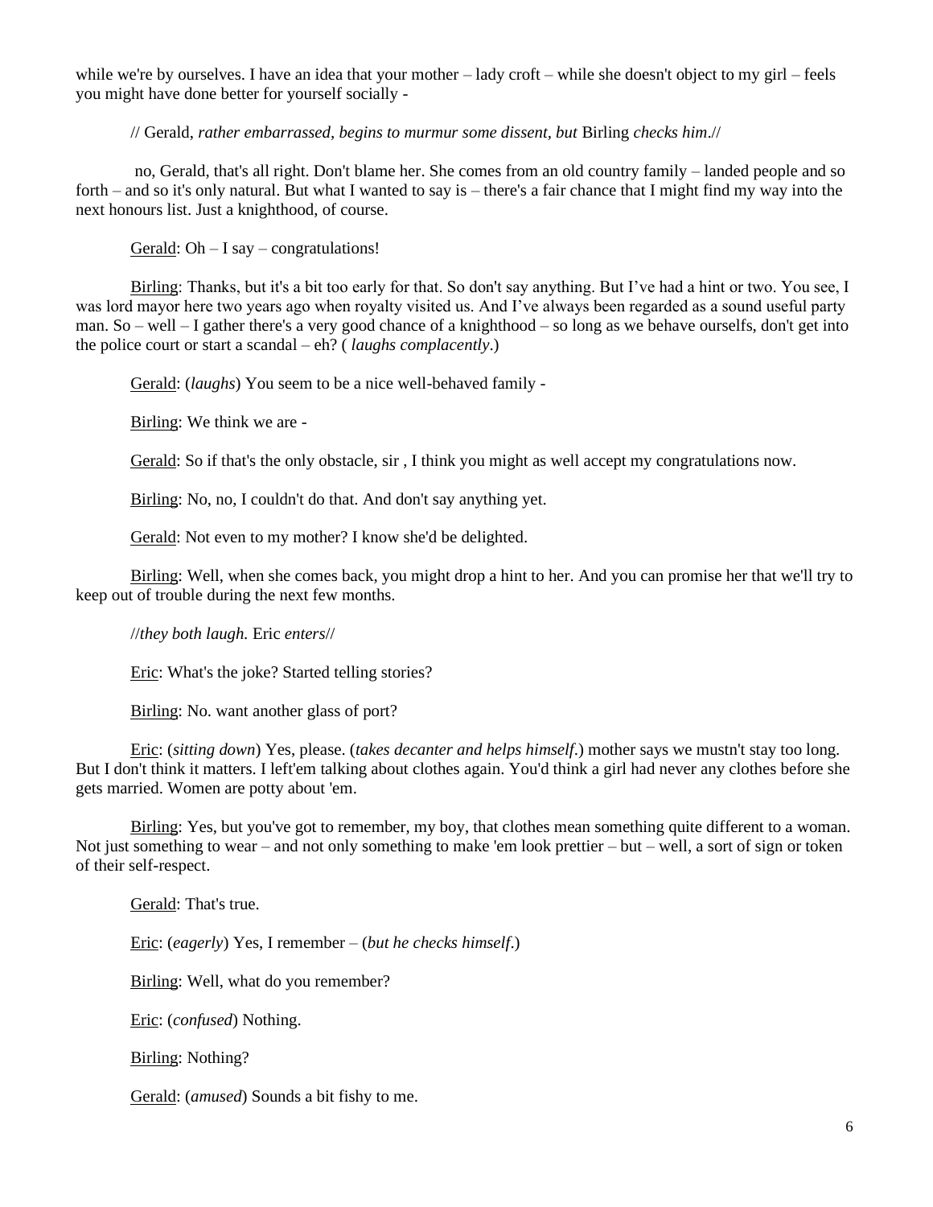while we're by ourselves. I have an idea that your mother – lady croft – while she doesn't object to my girl – feels you might have done better for yourself socially -

// Gerald, *rather embarrassed, begins to murmur some dissent, but* Birling *checks him*.//

no, Gerald, that's all right. Don't blame her. She comes from an old country family – landed people and so forth – and so it's only natural. But what I wanted to say is – there's a fair chance that I might find my way into the next honours list. Just a knighthood, of course.

Gerald: Oh – I say – congratulations!

Birling: Thanks, but it's a bit too early for that. So don't say anything. But I've had a hint or two. You see, I was lord mayor here two years ago when royalty visited us. And I've always been regarded as a sound useful party man. So – well – I gather there's a very good chance of a knighthood – so long as we behave ourselfs, don't get into the police court or start a scandal – eh? ( *laughs complacently*.)

Gerald: (*laughs*) You seem to be a nice well-behaved family -

Birling: We think we are -

Gerald: So if that's the only obstacle, sir , I think you might as well accept my congratulations now.

Birling: No, no, I couldn't do that. And don't say anything yet.

Gerald: Not even to my mother? I know she'd be delighted.

Birling: Well, when she comes back, you might drop a hint to her. And you can promise her that we'll try to keep out of trouble during the next few months.

//*they both laugh.* Eric *enters*//

Eric: What's the joke? Started telling stories?

Birling: No. want another glass of port?

Eric: (*sitting down*) Yes, please. (*takes decanter and helps himself*.) mother says we mustn't stay too long. But I don't think it matters. I left'em talking about clothes again. You'd think a girl had never any clothes before she gets married. Women are potty about 'em.

Birling: Yes, but you've got to remember, my boy, that clothes mean something quite different to a woman. Not just something to wear – and not only something to make 'em look prettier – but – well, a sort of sign or token of their self-respect.

Gerald: That's true.

Eric: (*eagerly*) Yes, I remember – (*but he checks himself*.)

Birling: Well, what do you remember?

Eric: (*confused*) Nothing.

Birling: Nothing?

Gerald: (*amused*) Sounds a bit fishy to me.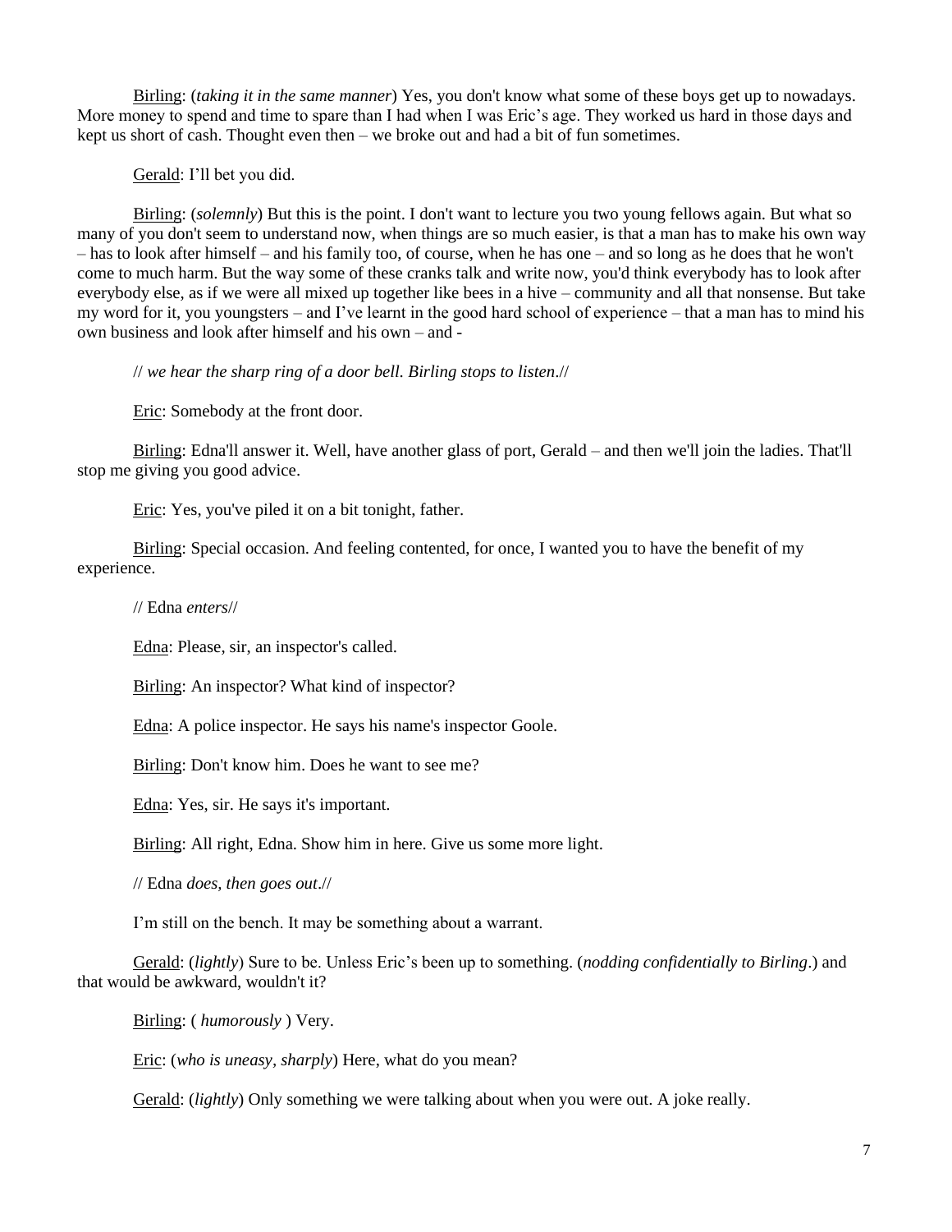Birling: (*taking it in the same manner*) Yes, you don't know what some of these boys get up to nowadays. More money to spend and time to spare than I had when I was Eric's age. They worked us hard in those days and kept us short of cash. Thought even then – we broke out and had a bit of fun sometimes.

Gerald: I'll bet you did.

Birling: (*solemnly*) But this is the point. I don't want to lecture you two young fellows again. But what so many of you don't seem to understand now, when things are so much easier, is that a man has to make his own way – has to look after himself – and his family too, of course, when he has one – and so long as he does that he won't come to much harm. But the way some of these cranks talk and write now, you'd think everybody has to look after everybody else, as if we were all mixed up together like bees in a hive – community and all that nonsense. But take my word for it, you youngsters – and I've learnt in the good hard school of experience – that a man has to mind his own business and look after himself and his own – and -

// *we hear the sharp ring of a door bell. Birling stops to listen*.//

Eric: Somebody at the front door.

Birling: Edna'll answer it. Well, have another glass of port, Gerald – and then we'll join the ladies. That'll stop me giving you good advice.

Eric: Yes, you've piled it on a bit tonight, father.

Birling: Special occasion. And feeling contented, for once, I wanted you to have the benefit of my experience.

// Edna *enters*//

Edna: Please, sir, an inspector's called.

Birling: An inspector? What kind of inspector?

Edna: A police inspector. He says his name's inspector Goole.

Birling: Don't know him. Does he want to see me?

Edna: Yes, sir. He says it's important.

Birling: All right, Edna. Show him in here. Give us some more light.

// Edna *does, then goes out*.//

I'm still on the bench. It may be something about a warrant.

Gerald: (*lightly*) Sure to be. Unless Eric's been up to something. (*nodding confidentially to Birling*.) and that would be awkward, wouldn't it?

Birling: ( *humorously* ) Very.

Eric: (*who is uneasy, sharply*) Here, what do you mean?

Gerald: (*lightly*) Only something we were talking about when you were out. A joke really.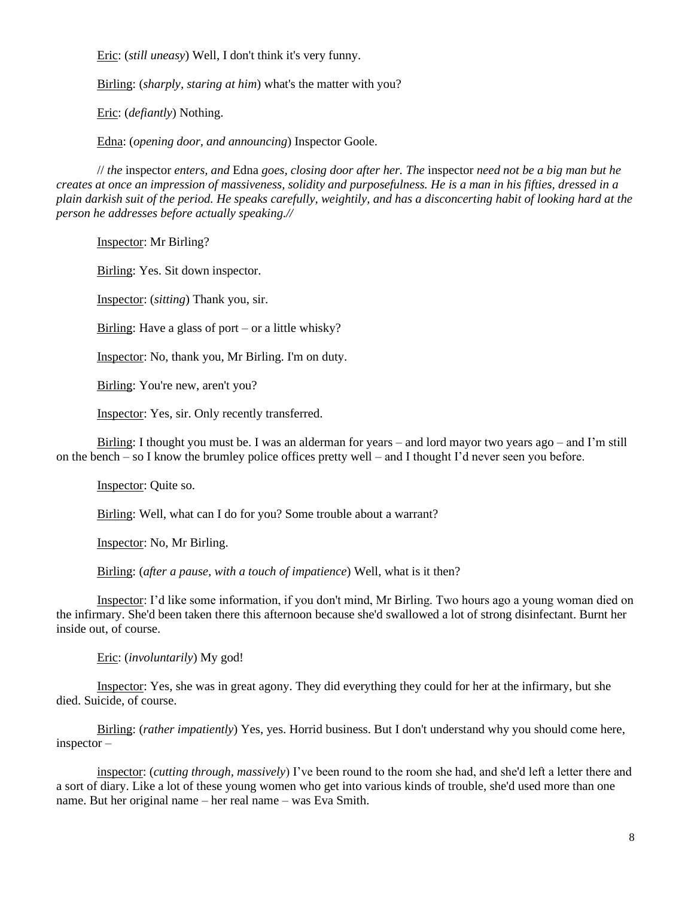Eric: (*still uneasy*) Well, I don't think it's very funny.

Birling: (*sharply, staring at him*) what's the matter with you?

Eric: (*defiantly*) Nothing.

Edna: (*opening door, and announcing*) Inspector Goole.

// *the* inspector *enters, and* Edna *goes, closing door after her. The* inspector *need not be a big man but he creates at once an impression of massiveness, solidity and purposefulness. He is a man in his fifties, dressed in a plain darkish suit of the period. He speaks carefully, weightily, and has a disconcerting habit of looking hard at the person he addresses before actually speaking.//*

Inspector: Mr Birling?

Birling: Yes. Sit down inspector.

Inspector: (*sitting*) Thank you, sir.

Birling: Have a glass of port – or a little whisky?

Inspector: No, thank you, Mr Birling. I'm on duty.

Birling: You're new, aren't you?

Inspector: Yes, sir. Only recently transferred.

Birling: I thought you must be. I was an alderman for years – and lord mayor two years ago – and I'm still on the bench – so I know the brumley police offices pretty well – and I thought I'd never seen you before.

Inspector: Quite so.

Birling: Well, what can I do for you? Some trouble about a warrant?

Inspector: No, Mr Birling.

Birling: (*after a pause, with a touch of impatience*) Well, what is it then?

Inspector: I'd like some information, if you don't mind, Mr Birling. Two hours ago a young woman died on the infirmary. She'd been taken there this afternoon because she'd swallowed a lot of strong disinfectant. Burnt her inside out, of course.

Eric: (*involuntarily*) My god!

Inspector: Yes, she was in great agony. They did everything they could for her at the infirmary, but she died. Suicide, of course.

Birling: (*rather impatiently*) Yes, yes. Horrid business. But I don't understand why you should come here, inspector –

inspector: (*cutting through, massively*) I've been round to the room she had, and she'd left a letter there and a sort of diary. Like a lot of these young women who get into various kinds of trouble, she'd used more than one name. But her original name – her real name – was Eva Smith.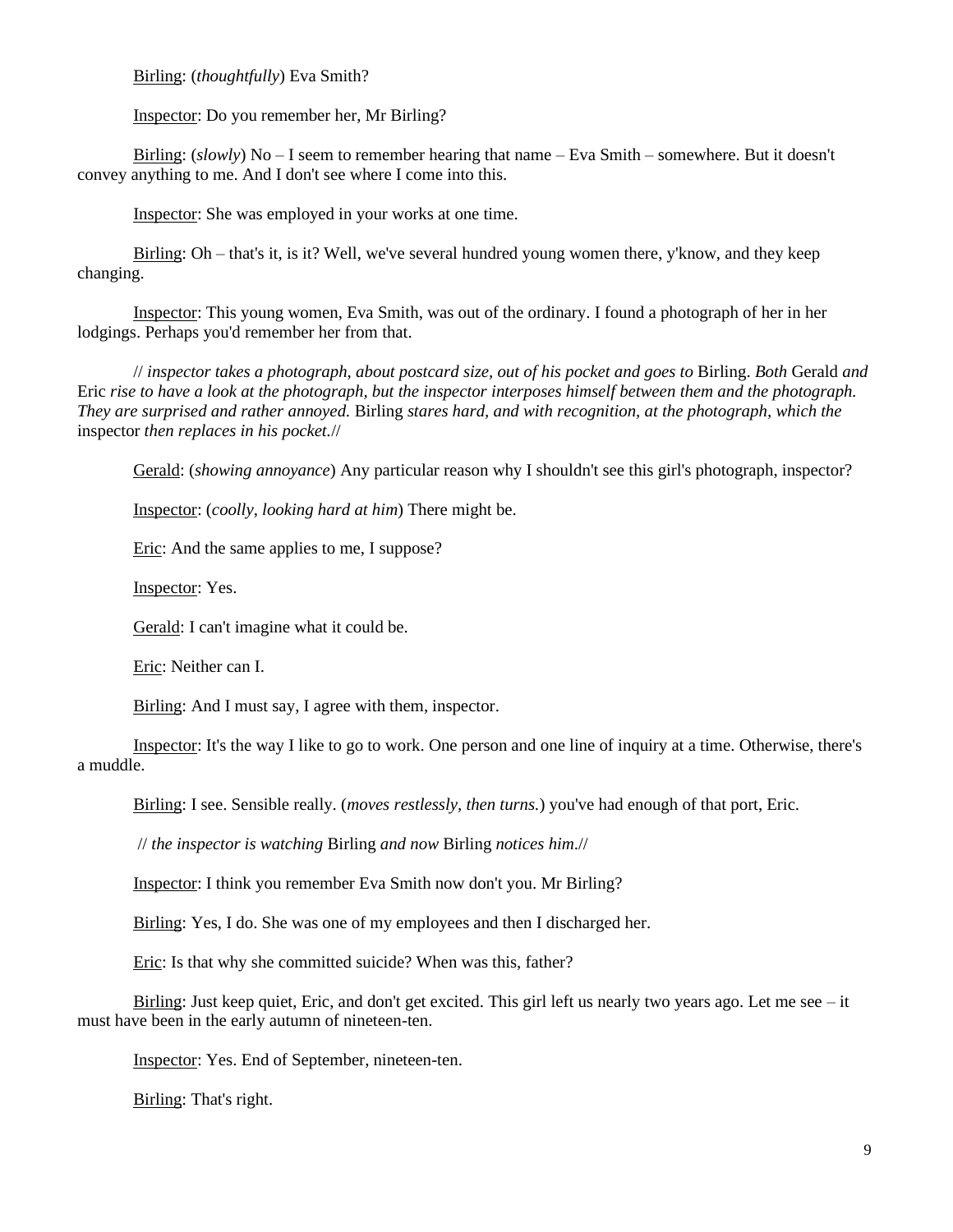Birling: (*thoughtfully*) Eva Smith?

Inspector: Do you remember her, Mr Birling?

Birling: (*slowly*) No – I seem to remember hearing that name – Eva Smith – somewhere. But it doesn't convey anything to me. And I don't see where I come into this.

Inspector: She was employed in your works at one time.

Birling: Oh – that's it, is it? Well, we've several hundred young women there, y'know, and they keep changing.

Inspector: This young women, Eva Smith, was out of the ordinary. I found a photograph of her in her lodgings. Perhaps you'd remember her from that.

// *inspector takes a photograph, about postcard size, out of his pocket and goes to* Birling. *Both* Gerald *and* Eric *rise to have a look at the photograph, but the inspector interposes himself between them and the photograph. They are surprised and rather annoyed.* Birling *stares hard, and with recognition, at the photograph, which the* inspector *then replaces in his pocket.*//

Gerald: (*showing annoyance*) Any particular reason why I shouldn't see this girl's photograph, inspector?

Inspector: (*coolly, looking hard at him*) There might be.

Eric: And the same applies to me, I suppose?

Inspector: Yes.

Gerald: I can't imagine what it could be.

Eric: Neither can I.

Birling: And I must say, I agree with them, inspector.

Inspector: It's the way I like to go to work. One person and one line of inquiry at a time. Otherwise, there's a muddle.

Birling: I see. Sensible really. (*moves restlessly, then turns.*) you've had enough of that port, Eric.

// *the inspector is watching* Birling *and now* Birling *notices him*.//

Inspector: I think you remember Eva Smith now don't you. Mr Birling?

Birling: Yes, I do. She was one of my employees and then I discharged her.

Eric: Is that why she committed suicide? When was this, father?

Birling: Just keep quiet, Eric, and don't get excited. This girl left us nearly two years ago. Let me see – it must have been in the early autumn of nineteen-ten.

Inspector: Yes. End of September, nineteen-ten.

Birling: That's right.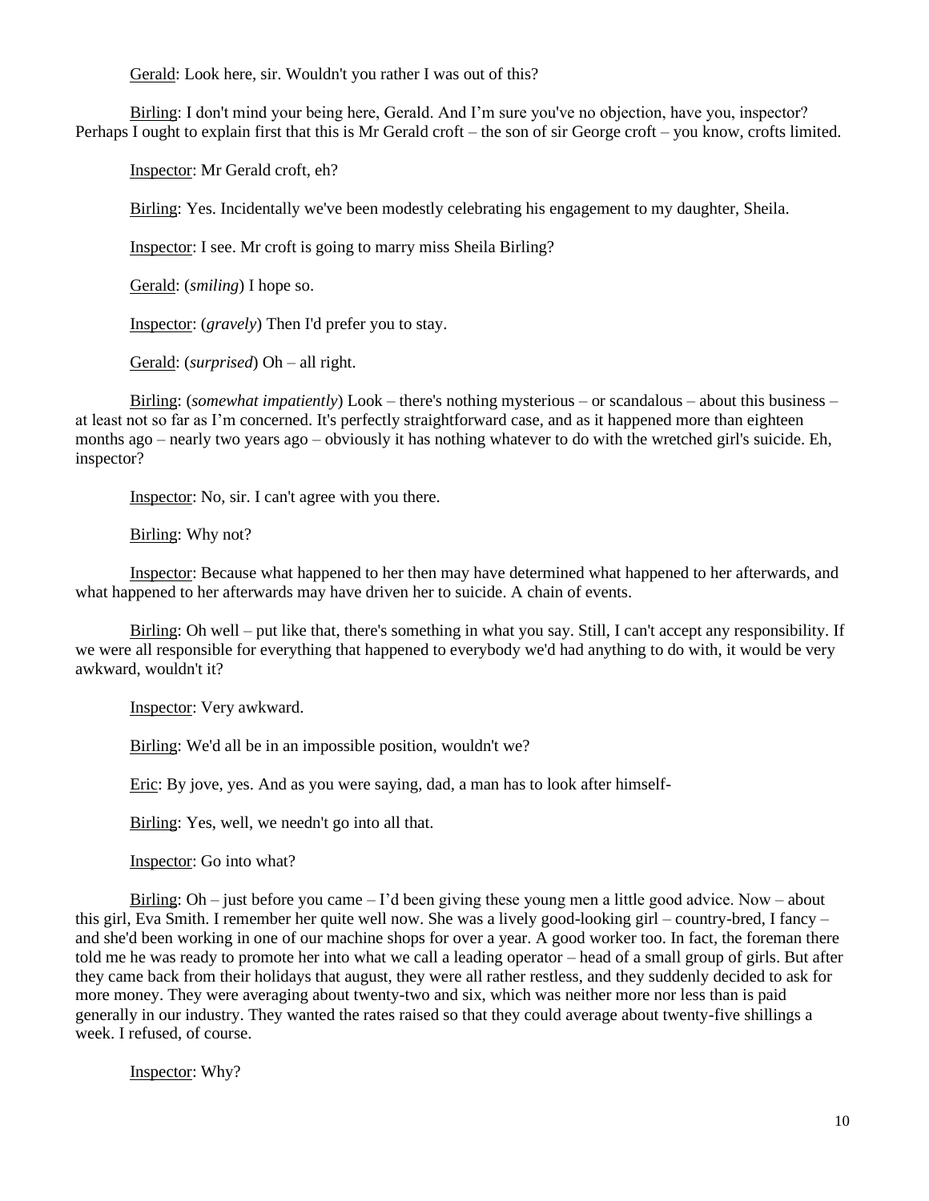Gerald: Look here, sir. Wouldn't you rather I was out of this?

Birling: I don't mind your being here, Gerald. And I'm sure you've no objection, have you, inspector? Perhaps I ought to explain first that this is Mr Gerald croft – the son of sir George croft – you know, crofts limited.

Inspector: Mr Gerald croft, eh?

Birling: Yes. Incidentally we've been modestly celebrating his engagement to my daughter, Sheila.

Inspector: I see. Mr croft is going to marry miss Sheila Birling?

Gerald: (*smiling*) I hope so.

Inspector: (*gravely*) Then I'd prefer you to stay.

Gerald: (*surprised*) Oh – all right.

Birling: (*somewhat impatiently*) Look – there's nothing mysterious – or scandalous – about this business – at least not so far as I'm concerned. It's perfectly straightforward case, and as it happened more than eighteen months ago – nearly two years ago – obviously it has nothing whatever to do with the wretched girl's suicide. Eh, inspector?

Inspector: No, sir. I can't agree with you there.

Birling: Why not?

Inspector: Because what happened to her then may have determined what happened to her afterwards, and what happened to her afterwards may have driven her to suicide. A chain of events.

Birling: Oh well – put like that, there's something in what you say. Still, I can't accept any responsibility. If we were all responsible for everything that happened to everybody we'd had anything to do with, it would be very awkward, wouldn't it?

Inspector: Very awkward.

Birling: We'd all be in an impossible position, wouldn't we?

Eric: By jove, yes. And as you were saying, dad, a man has to look after himself-

Birling: Yes, well, we needn't go into all that.

Inspector: Go into what?

Birling: Oh – just before you came – I'd been giving these young men a little good advice. Now – about this girl, Eva Smith. I remember her quite well now. She was a lively good-looking girl – country-bred, I fancy – and she'd been working in one of our machine shops for over a year. A good worker too. In fact, the foreman there told me he was ready to promote her into what we call a leading operator – head of a small group of girls. But after they came back from their holidays that august, they were all rather restless, and they suddenly decided to ask for more money. They were averaging about twenty-two and six, which was neither more nor less than is paid generally in our industry. They wanted the rates raised so that they could average about twenty-five shillings a week. I refused, of course.

Inspector: Why?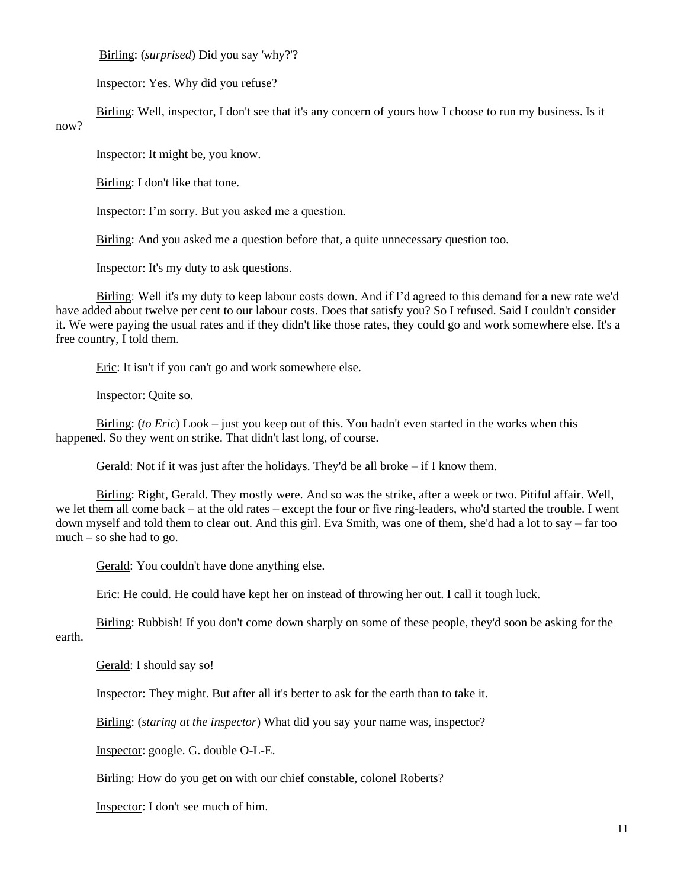Birling: (*surprised*) Did you say 'why?'?

Inspector: Yes. Why did you refuse?

Birling: Well, inspector, I don't see that it's any concern of yours how I choose to run my business. Is it now?

Inspector: It might be, you know.

Birling: I don't like that tone.

Inspector: I'm sorry. But you asked me a question.

Birling: And you asked me a question before that, a quite unnecessary question too.

Inspector: It's my duty to ask questions.

Birling: Well it's my duty to keep labour costs down. And if I'd agreed to this demand for a new rate we'd have added about twelve per cent to our labour costs. Does that satisfy you? So I refused. Said I couldn't consider it. We were paying the usual rates and if they didn't like those rates, they could go and work somewhere else. It's a free country, I told them.

Eric: It isn't if you can't go and work somewhere else.

Inspector: Quite so.

Birling: (*to Eric*) Look – just you keep out of this. You hadn't even started in the works when this happened. So they went on strike. That didn't last long, of course.

Gerald: Not if it was just after the holidays. They'd be all broke – if I know them.

Birling: Right, Gerald. They mostly were. And so was the strike, after a week or two. Pitiful affair. Well, we let them all come back – at the old rates – except the four or five ring-leaders, who'd started the trouble. I went down myself and told them to clear out. And this girl. Eva Smith, was one of them, she'd had a lot to say – far too much – so she had to go.

Gerald: You couldn't have done anything else.

Eric: He could. He could have kept her on instead of throwing her out. I call it tough luck.

Birling: Rubbish! If you don't come down sharply on some of these people, they'd soon be asking for the earth.

Gerald: I should say so!

Inspector: They might. But after all it's better to ask for the earth than to take it.

Birling: (*staring at the inspector*) What did you say your name was, inspector?

Inspector: google. G. double O-L-E.

Birling: How do you get on with our chief constable, colonel Roberts?

Inspector: I don't see much of him.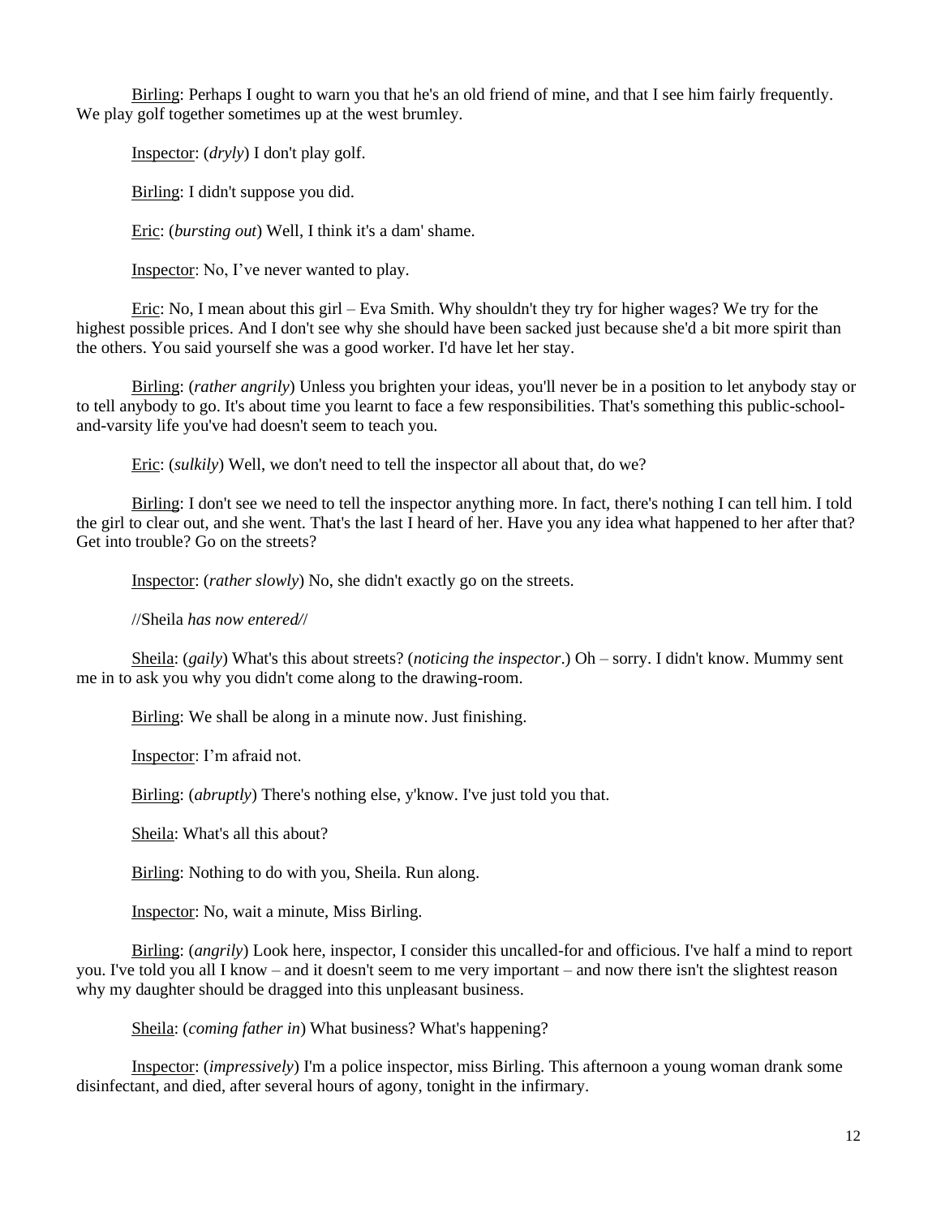Birling: Perhaps I ought to warn you that he's an old friend of mine, and that I see him fairly frequently. We play golf together sometimes up at the west brumley.

Inspector: (*dryly*) I don't play golf.

Birling: I didn't suppose you did.

Eric: (*bursting out*) Well, I think it's a dam' shame.

Inspector: No, I've never wanted to play.

Eric: No, I mean about this girl – Eva Smith. Why shouldn't they try for higher wages? We try for the highest possible prices. And I don't see why she should have been sacked just because she'd a bit more spirit than the others. You said yourself she was a good worker. I'd have let her stay.

Birling: (*rather angrily*) Unless you brighten your ideas, you'll never be in a position to let anybody stay or to tell anybody to go. It's about time you learnt to face a few responsibilities. That's something this public-school-and-varsity life you've had doesn't seem to teach you.

Eric: (*sulkily*) Well, we don't need to tell the inspector all about that, do we?

Birling: I don't see we need to tell the inspector anything more. In fact, there's nothing I can tell him. I told the girl to clear out, and she went. That's the last I heard of her. Have you any idea what happened to her after that? Get into trouble? Go on the streets?

Inspector: (*rather slowly*) No, she didn't exactly go on the streets.

//Sheila *has now entered*//

Sheila: (*gaily*) What's this about streets? (*noticing the inspector*.) Oh – sorry. I didn't know. Mummy sent me in to ask you why you didn't come along to the drawing-room.

Birling: We shall be along in a minute now. Just finishing.

Inspector: I'm afraid not.

Birling: (*abruptly*) There's nothing else, y'know. I've just told you that.

Sheila: What's all this about?

Birling: Nothing to do with you, Sheila. Run along.

Inspector: No, wait a minute, Miss Birling.

Birling: (*angrily*) Look here, inspector, I consider this uncalled-for and officious. I've half a mind to report you. I've told you all I know – and it doesn't seem to me very important – and now there isn't the slightest reason why my daughter should be dragged into this unpleasant business.

Sheila: (*coming father in*) What business? What's happening?

Inspector: (*impressively*) I'm a police inspector, miss Birling. This afternoon a young woman drank some disinfectant, and died, after several hours of agony, tonight in the infirmary.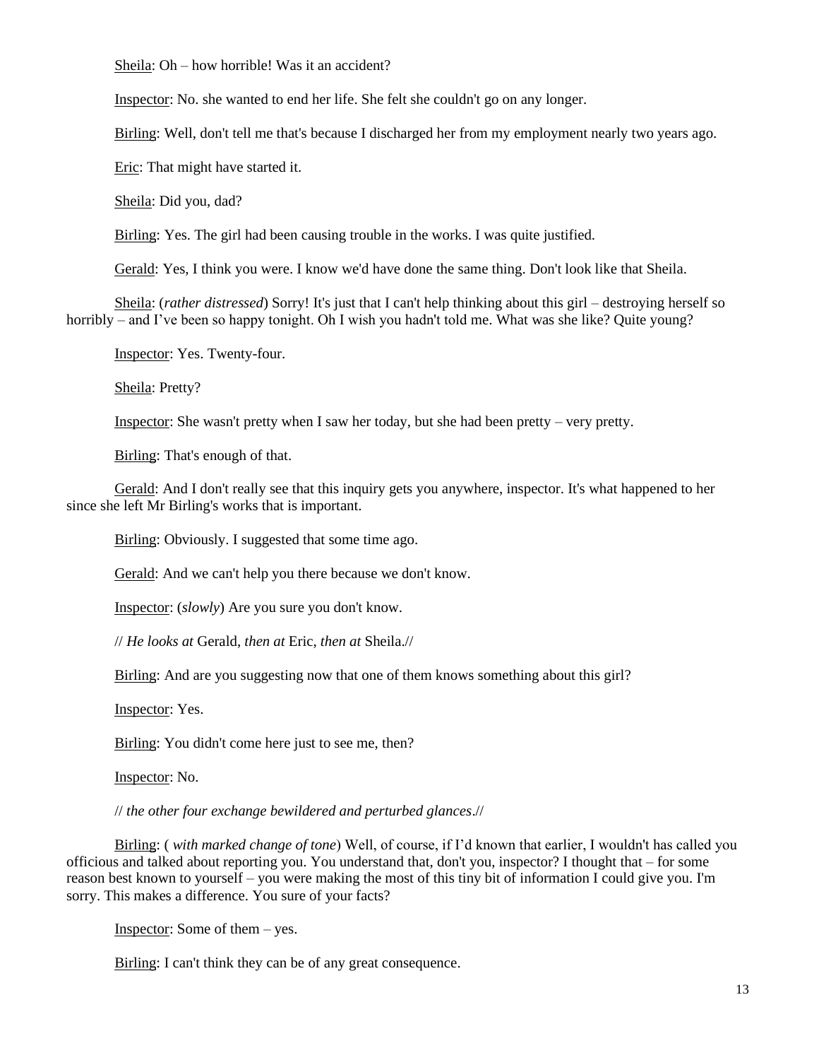Sheila: Oh – how horrible! Was it an accident?

Inspector: No. she wanted to end her life. She felt she couldn't go on any longer.

Birling: Well, don't tell me that's because I discharged her from my employment nearly two years ago.

Eric: That might have started it.

Sheila: Did you, dad?

Birling: Yes. The girl had been causing trouble in the works. I was quite justified.

Gerald: Yes, I think you were. I know we'd have done the same thing. Don't look like that Sheila.

Sheila: (*rather distressed*) Sorry! It's just that I can't help thinking about this girl – destroying herself so horribly – and I've been so happy tonight. Oh I wish you hadn't told me. What was she like? Quite young?

Inspector: Yes. Twenty-four.

Sheila: Pretty?

Inspector: She wasn't pretty when I saw her today, but she had been pretty – very pretty.

Birling: That's enough of that.

Gerald: And I don't really see that this inquiry gets you anywhere, inspector. It's what happened to her since she left Mr Birling's works that is important.

Birling: Obviously. I suggested that some time ago.

Gerald: And we can't help you there because we don't know.

Inspector: (*slowly*) Are you sure you don't know.

// *He looks at* Gerald, *then at* Eric, *then at* Sheila.//

Birling: And are you suggesting now that one of them knows something about this girl?

Inspector: Yes.

Birling: You didn't come here just to see me, then?

Inspector: No.

// *the other four exchange bewildered and perturbed glances*.//

Birling: ( *with marked change of tone*) Well, of course, if I'd known that earlier, I wouldn't has called you officious and talked about reporting you. You understand that, don't you, inspector? I thought that – for some reason best known to yourself – you were making the most of this tiny bit of information I could give you. I'm sorry. This makes a difference. You sure of your facts?

Inspector: Some of them – yes.

Birling: I can't think they can be of any great consequence.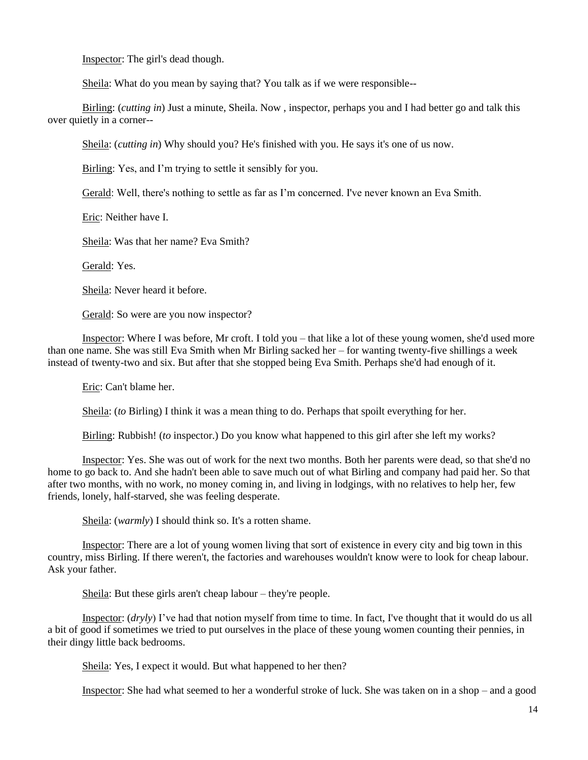Inspector: The girl's dead though.

Sheila: What do you mean by saying that? You talk as if we were responsible--

Birling: (*cutting in*) Just a minute, Sheila. Now , inspector, perhaps you and I had better go and talk this over quietly in a corner--

Sheila: (*cutting in*) Why should you? He's finished with you. He says it's one of us now.

Birling: Yes, and I'm trying to settle it sensibly for you.

Gerald: Well, there's nothing to settle as far as I'm concerned. I've never known an Eva Smith.

Eric: Neither have I.

Sheila: Was that her name? Eva Smith?

Gerald: Yes.

Sheila: Never heard it before.

Gerald: So were are you now inspector?

Inspector: Where I was before, Mr croft. I told you – that like a lot of these young women, she'd used more than one name. She was still Eva Smith when Mr Birling sacked her – for wanting twenty-five shillings a week instead of twenty-two and six. But after that she stopped being Eva Smith. Perhaps she'd had enough of it.

Eric: Can't blame her.

Sheila: (*to* Birling) I think it was a mean thing to do. Perhaps that spoilt everything for her.

Birling: Rubbish! (*to* inspector.) Do you know what happened to this girl after she left my works?

Inspector: Yes. She was out of work for the next two months. Both her parents were dead, so that she'd no home to go back to. And she hadn't been able to save much out of what Birling and company had paid her. So that after two months, with no work, no money coming in, and living in lodgings, with no relatives to help her, few friends, lonely, half-starved, she was feeling desperate.

Sheila: (*warmly*) I should think so. It's a rotten shame.

Inspector: There are a lot of young women living that sort of existence in every city and big town in this country, miss Birling. If there weren't, the factories and warehouses wouldn't know were to look for cheap labour. Ask your father.

Sheila: But these girls aren't cheap labour – they're people.

Inspector: (*dryly*) I've had that notion myself from time to time. In fact, I've thought that it would do us all a bit of good if sometimes we tried to put ourselves in the place of these young women counting their pennies, in their dingy little back bedrooms.

Sheila: Yes, I expect it would. But what happened to her then?

Inspector: She had what seemed to her a wonderful stroke of luck. She was taken on in a shop – and a good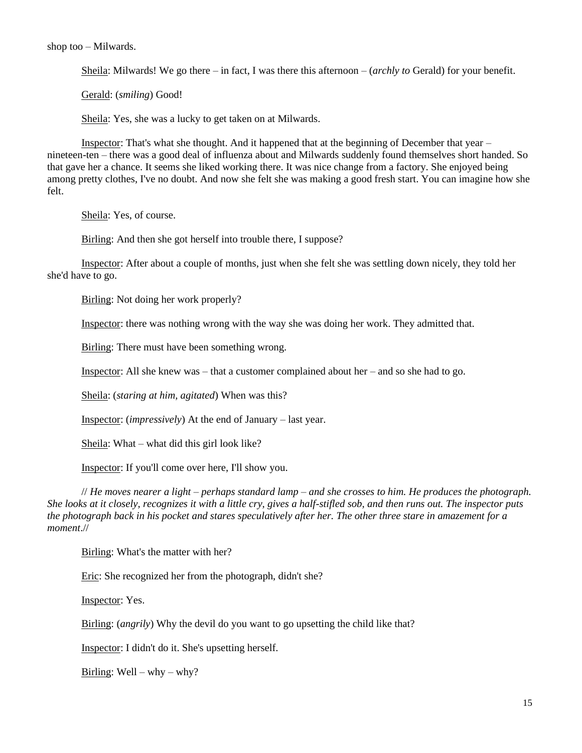shop too – Milwards.

Sheila: Milwards! We go there – in fact, I was there this afternoon – (*archly to* Gerald) for your benefit.

Gerald: (*smiling*) Good!

Sheila: Yes, she was a lucky to get taken on at Milwards.

Inspector: That's what she thought. And it happened that at the beginning of December that year – nineteen-ten – there was a good deal of influenza about and Milwards suddenly found themselves short handed. So that gave her a chance. It seems she liked working there. It was nice change from a factory. She enjoyed being among pretty clothes, I've no doubt. And now she felt she was making a good fresh start. You can imagine how she felt.

Sheila: Yes, of course.

Birling: And then she got herself into trouble there, I suppose?

Inspector: After about a couple of months, just when she felt she was settling down nicely, they told her she'd have to go.

Birling: Not doing her work properly?

Inspector: there was nothing wrong with the way she was doing her work. They admitted that.

Birling: There must have been something wrong.

Inspector: All she knew was – that a customer complained about her – and so she had to go.

Sheila: (*staring at him, agitated*) When was this?

Inspector: (*impressively*) At the end of January – last year.

Sheila: What – what did this girl look like?

Inspector: If you'll come over here, I'll show you.

// *He moves nearer a light – perhaps standard lamp – and she crosses to him. He produces the photograph. She looks at it closely, recognizes it with a little cry, gives a half-stifled sob, and then runs out. The inspector puts the photograph back in his pocket and stares speculatively after her. The other three stare in amazement for a moment*.//

Birling: What's the matter with her?

Eric: She recognized her from the photograph, didn't she?

Inspector: Yes.

Birling: (*angrily*) Why the devil do you want to go upsetting the child like that?

Inspector: I didn't do it. She's upsetting herself.

Birling: Well – why – why?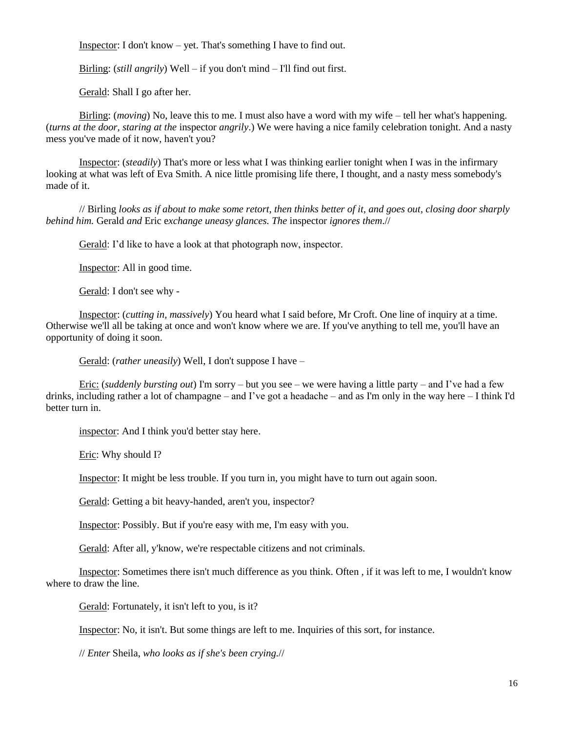Inspector: I don't know – yet. That's something I have to find out.

Birling: (*still angrily*) Well – if you don't mind – I'll find out first.

Gerald: Shall I go after her.

Birling: (*moving*) No, leave this to me. I must also have a word with my wife – tell her what's happening. (*turns at the door, staring at the* inspector *angrily*.) We were having a nice family celebration tonight. And a nasty mess you've made of it now, haven't you?

Inspector: (*steadily*) That's more or less what I was thinking earlier tonight when I was in the infirmary looking at what was left of Eva Smith. A nice little promising life there, I thought, and a nasty mess somebody's made of it.

// Birling *looks as if about to make some retort, then thinks better of it, and goes out, closing door sharply behind him.* Gerald *and* Eric *exchange uneasy glances. The* inspector *ignores them*.//

Gerald: I'd like to have a look at that photograph now, inspector.

Inspector: All in good time.

Gerald: I don't see why -

Inspector: (*cutting in, massively*) You heard what I said before, Mr Croft. One line of inquiry at a time. Otherwise we'll all be taking at once and won't know where we are. If you've anything to tell me, you'll have an opportunity of doing it soon.

Gerald: (*rather uneasily*) Well, I don't suppose I have –

Eric: (*suddenly bursting out*) I'm sorry – but you see – we were having a little party – and I've had a few drinks, including rather a lot of champagne – and I've got a headache – and as I'm only in the way here – I think I'd better turn in.

inspector: And I think you'd better stay here.

Eric: Why should I?

Inspector: It might be less trouble. If you turn in, you might have to turn out again soon.

Gerald: Getting a bit heavy-handed, aren't you, inspector?

Inspector: Possibly. But if you're easy with me, I'm easy with you.

Gerald: After all, y'know, we're respectable citizens and not criminals.

Inspector: Sometimes there isn't much difference as you think. Often , if it was left to me, I wouldn't know where to draw the line.

Gerald: Fortunately, it isn't left to you, is it?

Inspector: No, it isn't. But some things are left to me. Inquiries of this sort, for instance.

// *Enter* Sheila, *who looks as if she's been crying*.//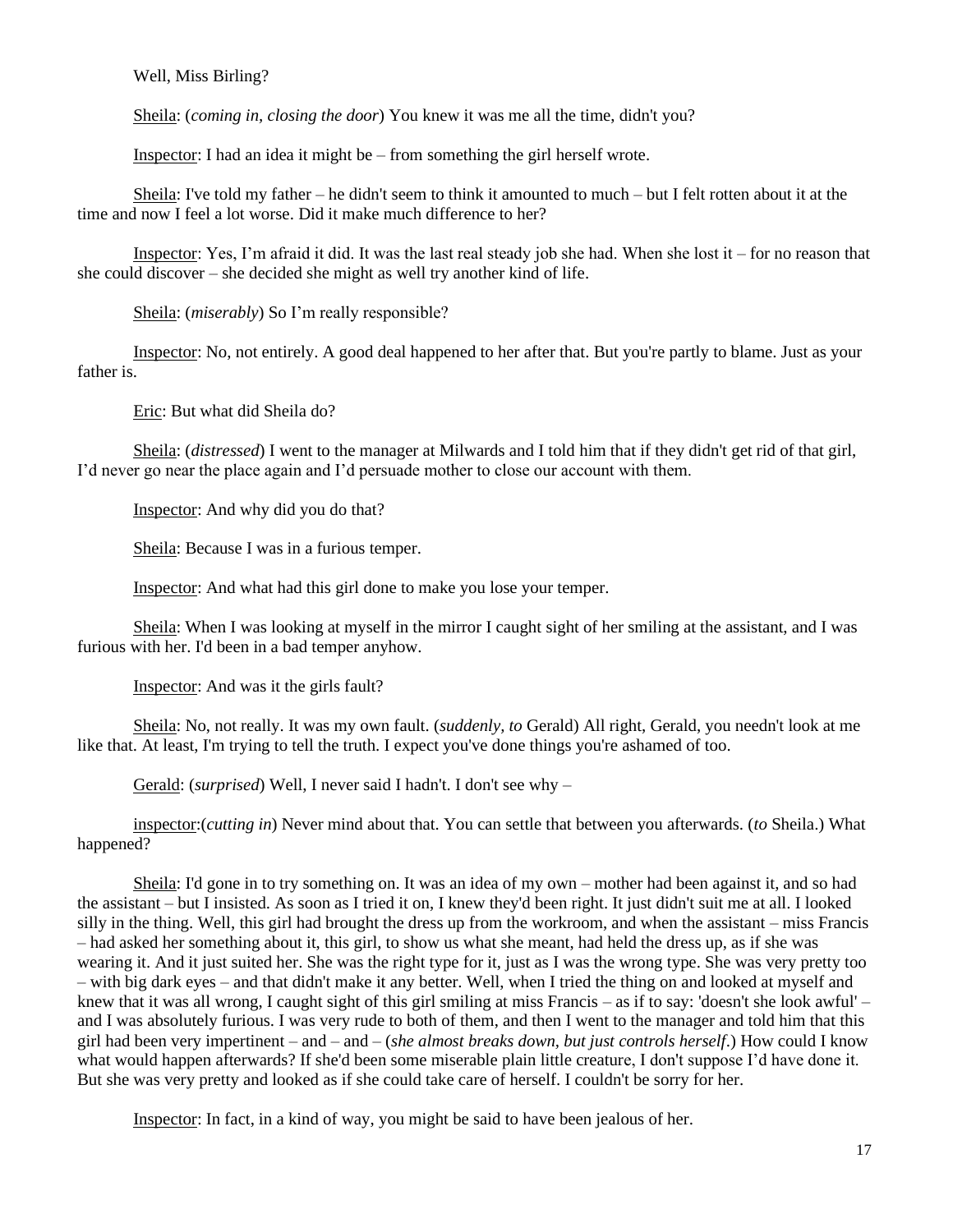Well, Miss Birling?

Sheila: (*coming in, closing the door*) You knew it was me all the time, didn't you?

Inspector: I had an idea it might be – from something the girl herself wrote.

Sheila: I've told my father – he didn't seem to think it amounted to much – but I felt rotten about it at the time and now I feel a lot worse. Did it make much difference to her?

Inspector: Yes, I'm afraid it did. It was the last real steady job she had. When she lost it – for no reason that she could discover – she decided she might as well try another kind of life.

Sheila: (*miserably*) So I'm really responsible?

Inspector: No, not entirely. A good deal happened to her after that. But you're partly to blame. Just as your father is.

Eric: But what did Sheila do?

Sheila: (*distressed*) I went to the manager at Milwards and I told him that if they didn't get rid of that girl, I'd never go near the place again and I'd persuade mother to close our account with them.

Inspector: And why did you do that?

Sheila: Because I was in a furious temper.

Inspector: And what had this girl done to make you lose your temper.

Sheila: When I was looking at myself in the mirror I caught sight of her smiling at the assistant, and I was furious with her. I'd been in a bad temper anyhow.

Inspector: And was it the girls fault?

Sheila: No, not really. It was my own fault. (*suddenly, to* Gerald) All right, Gerald, you needn't look at me like that. At least, I'm trying to tell the truth. I expect you've done things you're ashamed of too.

Gerald: (*surprised*) Well, I never said I hadn't. I don't see why –

inspector:(*cutting in*) Never mind about that. You can settle that between you afterwards. (*to* Sheila.) What happened?

Sheila: I'd gone in to try something on. It was an idea of my own – mother had been against it, and so had the assistant – but I insisted. As soon as I tried it on, I knew they'd been right. It just didn't suit me at all. I looked silly in the thing. Well, this girl had brought the dress up from the workroom, and when the assistant – miss Francis – had asked her something about it, this girl, to show us what she meant, had held the dress up, as if she was wearing it. And it just suited her. She was the right type for it, just as I was the wrong type. She was very pretty too – with big dark eyes – and that didn't make it any better. Well, when I tried the thing on and looked at myself and knew that it was all wrong, I caught sight of this girl smiling at miss Francis – as if to say: 'doesn't she look awful' – and I was absolutely furious. I was very rude to both of them, and then I went to the manager and told him that this girl had been very impertinent – and – and – (*she almost breaks down, but just controls herself*.) How could I know what would happen afterwards? If she'd been some miserable plain little creature, I don't suppose I'd have done it. But she was very pretty and looked as if she could take care of herself. I couldn't be sorry for her.

Inspector: In fact, in a kind of way, you might be said to have been jealous of her.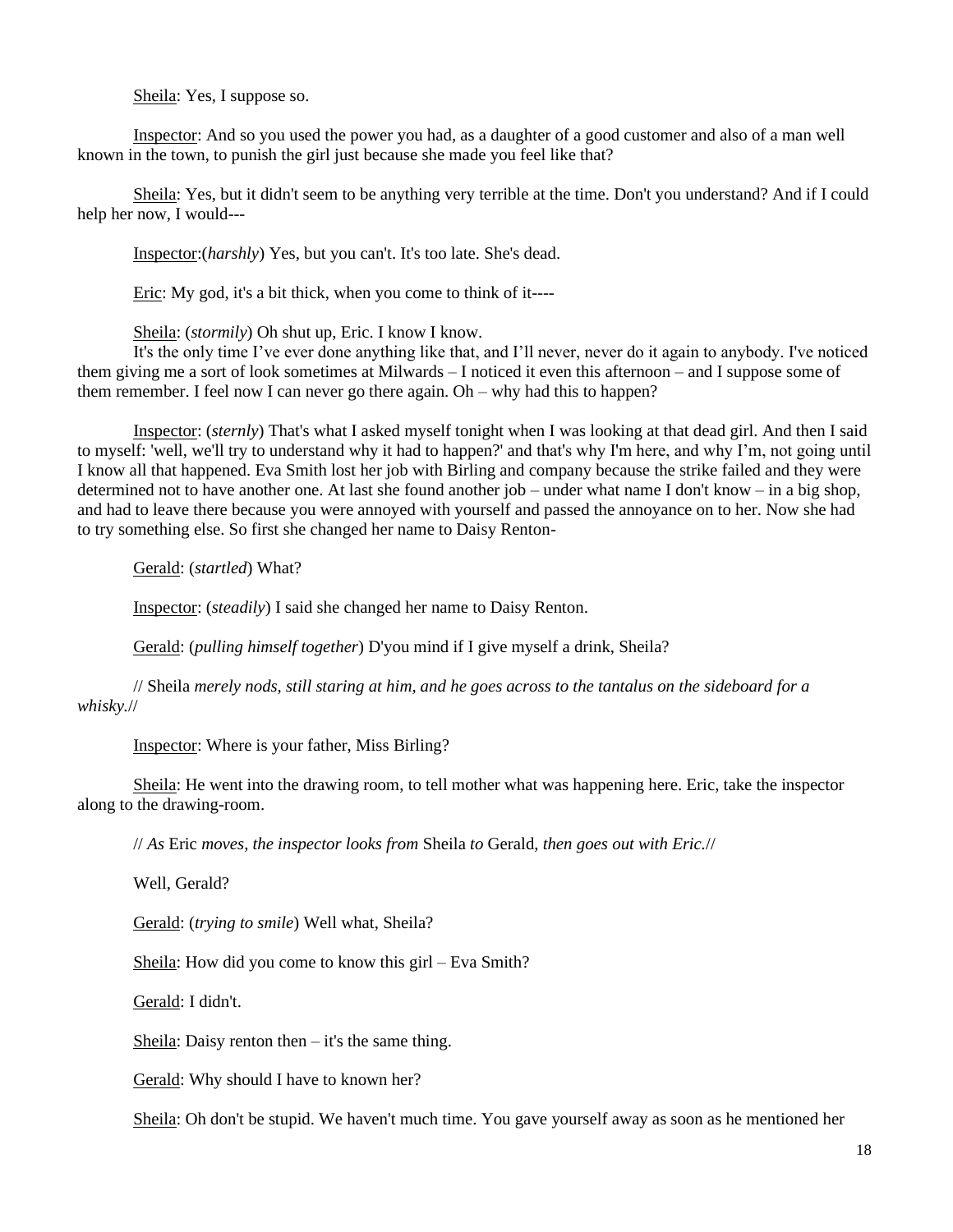Sheila: Yes, I suppose so.

Inspector: And so you used the power you had, as a daughter of a good customer and also of a man well known in the town, to punish the girl just because she made you feel like that?

Sheila: Yes, but it didn't seem to be anything very terrible at the time. Don't you understand? And if I could help her now, I would---

Inspector:(*harshly*) Yes, but you can't. It's too late. She's dead.

Eric: My god, it's a bit thick, when you come to think of it----

Sheila: (*stormily*) Oh shut up, Eric. I know I know.
It's the only time I've ever done anything like that, and I'll never, never do it again to anybody. I've noticed them giving me a sort of look sometimes at Milwards – I noticed it even this afternoon – and I suppose some of them remember. I feel now I can never go there again. Oh – why had this to happen?

Inspector: (*sternly*) That's what I asked myself tonight when I was looking at that dead girl. And then I said to myself: 'well, we'll try to understand why it had to happen?' and that's why I'm here, and why I'm, not going until I know all that happened. Eva Smith lost her job with Birling and company because the strike failed and they were determined not to have another one. At last she found another job – under what name I don't know – in a big shop, and had to leave there because you were annoyed with yourself and passed the annoyance on to her. Now she had to try something else. So first she changed her name to Daisy Renton-

Gerald: (*startled*) What?

Inspector: (*steadily*) I said she changed her name to Daisy Renton.

Gerald: (*pulling himself together*) D'you mind if I give myself a drink, Sheila?

// Sheila *merely nods, still staring at him, and he goes across to the tantalus on the sideboard for a whisky.*//

Inspector: Where is your father, Miss Birling?

Sheila: He went into the drawing room, to tell mother what was happening here. Eric, take the inspector along to the drawing-room.

// *As* Eric *moves, the inspector looks from* Sheila *to* Gerald, *then goes out with Eric.*//

Well, Gerald?

Gerald: (*trying to smile*) Well what, Sheila?

Sheila: How did you come to know this girl – Eva Smith?

Gerald: I didn't.

Sheila: Daisy renton then – it's the same thing.

Gerald: Why should I have to known her?

Sheila: Oh don't be stupid. We haven't much time. You gave yourself away as soon as he mentioned her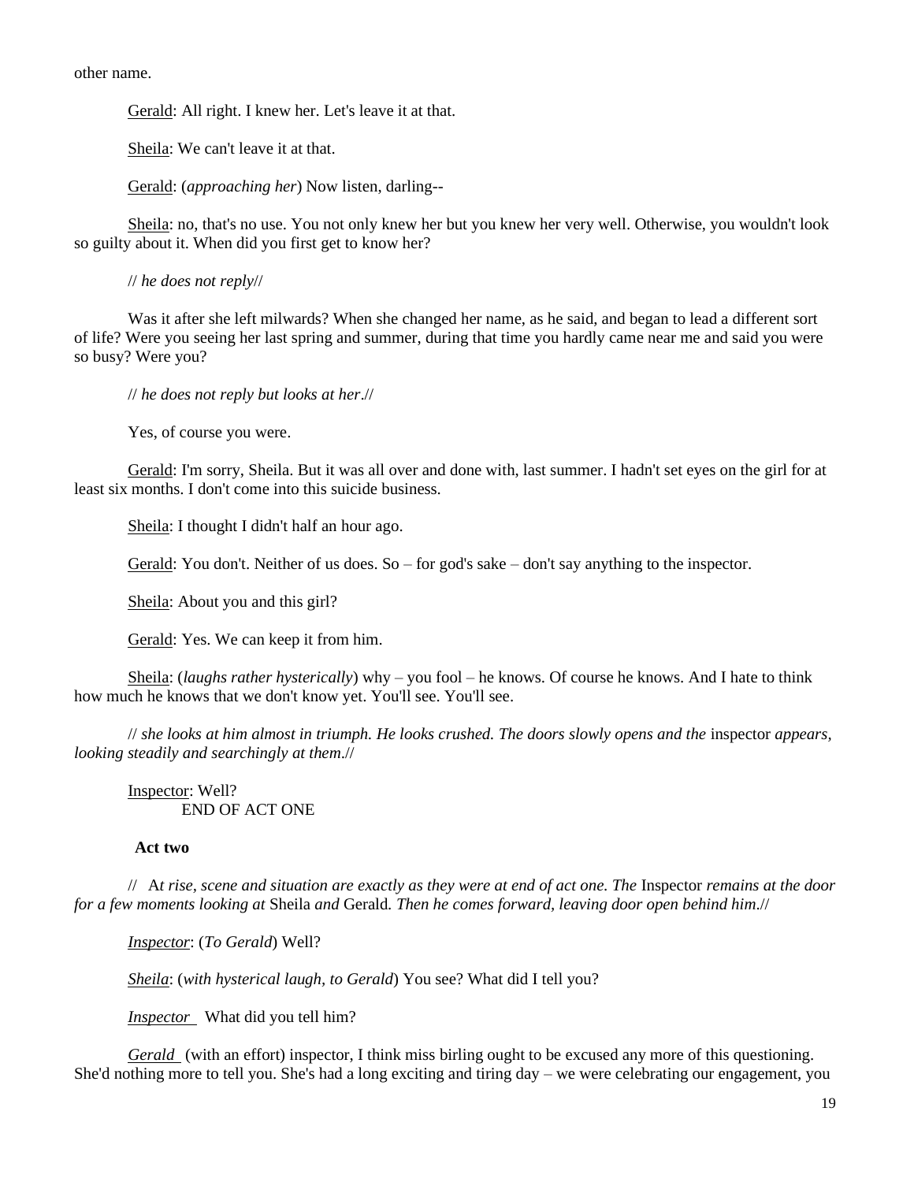other name.

Gerald: All right. I knew her. Let's leave it at that.

Sheila: We can't leave it at that.

Gerald: (*approaching her*) Now listen, darling--

Sheila: no, that's no use. You not only knew her but you knew her very well. Otherwise, you wouldn't look so guilty about it. When did you first get to know her?

// *he does not reply*//

Was it after she left milwards? When she changed her name, as he said, and began to lead a different sort of life? Were you seeing her last spring and summer, during that time you hardly came near me and said you were so busy? Were you?

// *he does not reply but looks at her*.//

Yes, of course you were.

Gerald: I'm sorry, Sheila. But it was all over and done with, last summer. I hadn't set eyes on the girl for at least six months. I don't come into this suicide business.

Sheila: I thought I didn't half an hour ago.

Gerald: You don't. Neither of us does. So – for god's sake – don't say anything to the inspector.

Sheila: About you and this girl?

Gerald: Yes. We can keep it from him.

Sheila: (*laughs rather hysterically*) why – you fool – he knows. Of course he knows. And I hate to think how much he knows that we don't know yet. You'll see. You'll see.

// *she looks at him almost in triumph. He looks crushed. The doors slowly opens and the* inspector *appears, looking steadily and searchingly at them*.//

Inspector: Well?
END OF ACT ONE

**Act two**

// A*t rise, scene and situation are exactly as they were at end of act one. The* Inspector *remains at the door for a few moments looking at* Sheila *and* Gerald*. Then he comes forward, leaving door open behind him*.//

*Inspector*: (*To Gerald*) Well?

*Sheila*: (*with hysterical laugh, to Gerald*) You see? What did I tell you?

*Inspector* What did you tell him?

*Gerald* (with an effort) inspector, I think miss birling ought to be excused any more of this questioning. She'd nothing more to tell you. She's had a long exciting and tiring day – we were celebrating our engagement, you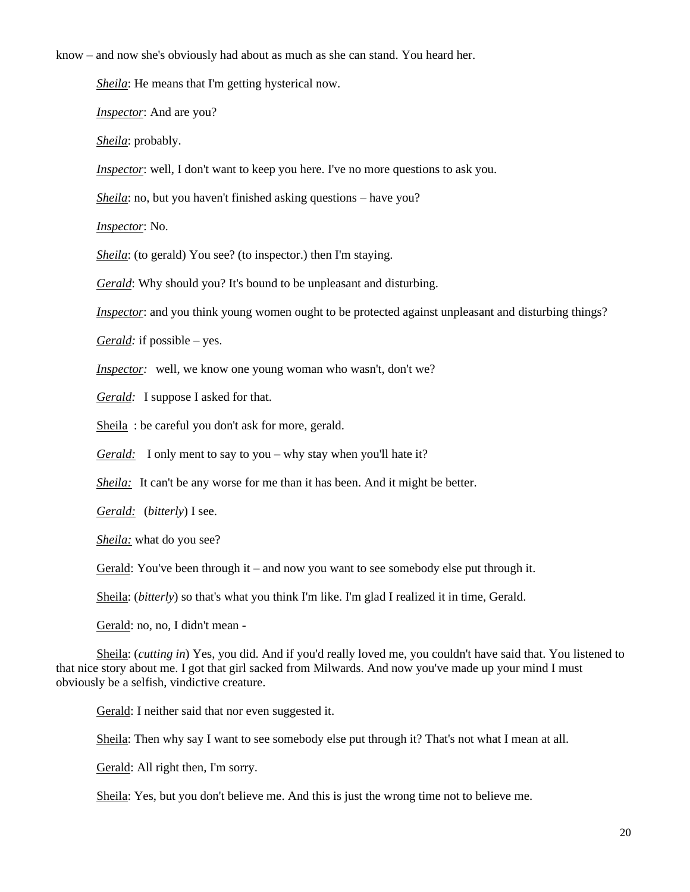know – and now she's obviously had about as much as she can stand. You heard her.

*Sheila*: He means that I'm getting hysterical now.

*Inspector*: And are you?

*Sheila*: probably.

*Inspector*: well, I don't want to keep you here. I've no more questions to ask you.

*Sheila*: no, but you haven't finished asking questions – have you?

*Inspector*: No.

*Sheila*: (to gerald) You see? (to inspector.) then I'm staying.

*Gerald*: Why should you? It's bound to be unpleasant and disturbing.

*Inspector*: and you think young women ought to be protected against unpleasant and disturbing things?

*Gerald:* if possible – yes.

*Inspector:* well, we know one young woman who wasn't, don't we?

*Gerald:* I suppose I asked for that.

Sheila : be careful you don't ask for more, gerald.

*Gerald:* I only ment to say to you – why stay when you'll hate it?

*Sheila:* It can't be any worse for me than it has been. And it might be better.

*Gerald:* (*bitterly*) I see.

*Sheila:* what do you see?

Gerald: You've been through it – and now you want to see somebody else put through it.

Sheila: (*bitterly*) so that's what you think I'm like. I'm glad I realized it in time, Gerald.

Gerald: no, no, I didn't mean -

Sheila: (*cutting in*) Yes, you did. And if you'd really loved me, you couldn't have said that. You listened to that nice story about me. I got that girl sacked from Milwards. And now you've made up your mind I must obviously be a selfish, vindictive creature.

Gerald: I neither said that nor even suggested it.

Sheila: Then why say I want to see somebody else put through it? That's not what I mean at all.

Gerald: All right then, I'm sorry.

Sheila: Yes, but you don't believe me. And this is just the wrong time not to believe me.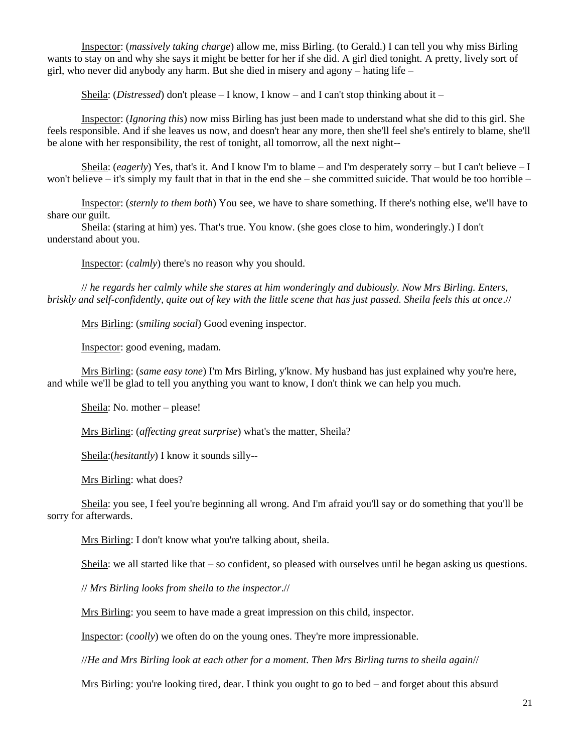Inspector: (*massively taking charge*) allow me, miss Birling. (to Gerald.) I can tell you why miss Birling wants to stay on and why she says it might be better for her if she did. A girl died tonight. A pretty, lively sort of girl, who never did anybody any harm. But she died in misery and agony – hating life –

Sheila: (*Distressed*) don't please – I know, I know – and I can't stop thinking about it –

Inspector: (*Ignoring this*) now miss Birling has just been made to understand what she did to this girl. She feels responsible. And if she leaves us now, and doesn't hear any more, then she'll feel she's entirely to blame, she'll be alone with her responsibility, the rest of tonight, all tomorrow, all the next night--

Sheila: (*eagerly*) Yes, that's it. And I know I'm to blame – and I'm desperately sorry – but I can't believe – I won't believe – it's simply my fault that in that in the end she – she committed suicide. That would be too horrible –

Inspector: (*sternly to them both*) You see, we have to share something. If there's nothing else, we'll have to share our guilt.

Sheila: (staring at him) yes. That's true. You know. (she goes close to him, wonderingly.) I don't understand about you.

Inspector: (*calmly*) there's no reason why you should.

// *he regards her calmly while she stares at him wonderingly and dubiously. Now Mrs Birling. Enters, briskly and self-confidently, quite out of key with the little scene that has just passed. Sheila feels this at once*.//

Mrs Birling: (*smiling social*) Good evening inspector.

Inspector: good evening, madam.

Mrs Birling: (*same easy tone*) I'm Mrs Birling, y'know. My husband has just explained why you're here, and while we'll be glad to tell you anything you want to know, I don't think we can help you much.

Sheila: No. mother – please!

Mrs Birling: (*affecting great surprise*) what's the matter, Sheila?

Sheila:(*hesitantly*) I know it sounds silly--

Mrs Birling: what does?

Sheila: you see, I feel you're beginning all wrong. And I'm afraid you'll say or do something that you'll be sorry for afterwards.

Mrs Birling: I don't know what you're talking about, sheila.

Sheila: we all started like that – so confident, so pleased with ourselves until he began asking us questions.

// *Mrs Birling looks from sheila to the inspector*.//

Mrs Birling: you seem to have made a great impression on this child, inspector.

Inspector: (*coolly*) we often do on the young ones. They're more impressionable.

//*He and Mrs Birling look at each other for a moment. Then Mrs Birling turns to sheila again*//

Mrs Birling: you're looking tired, dear. I think you ought to go to bed – and forget about this absurd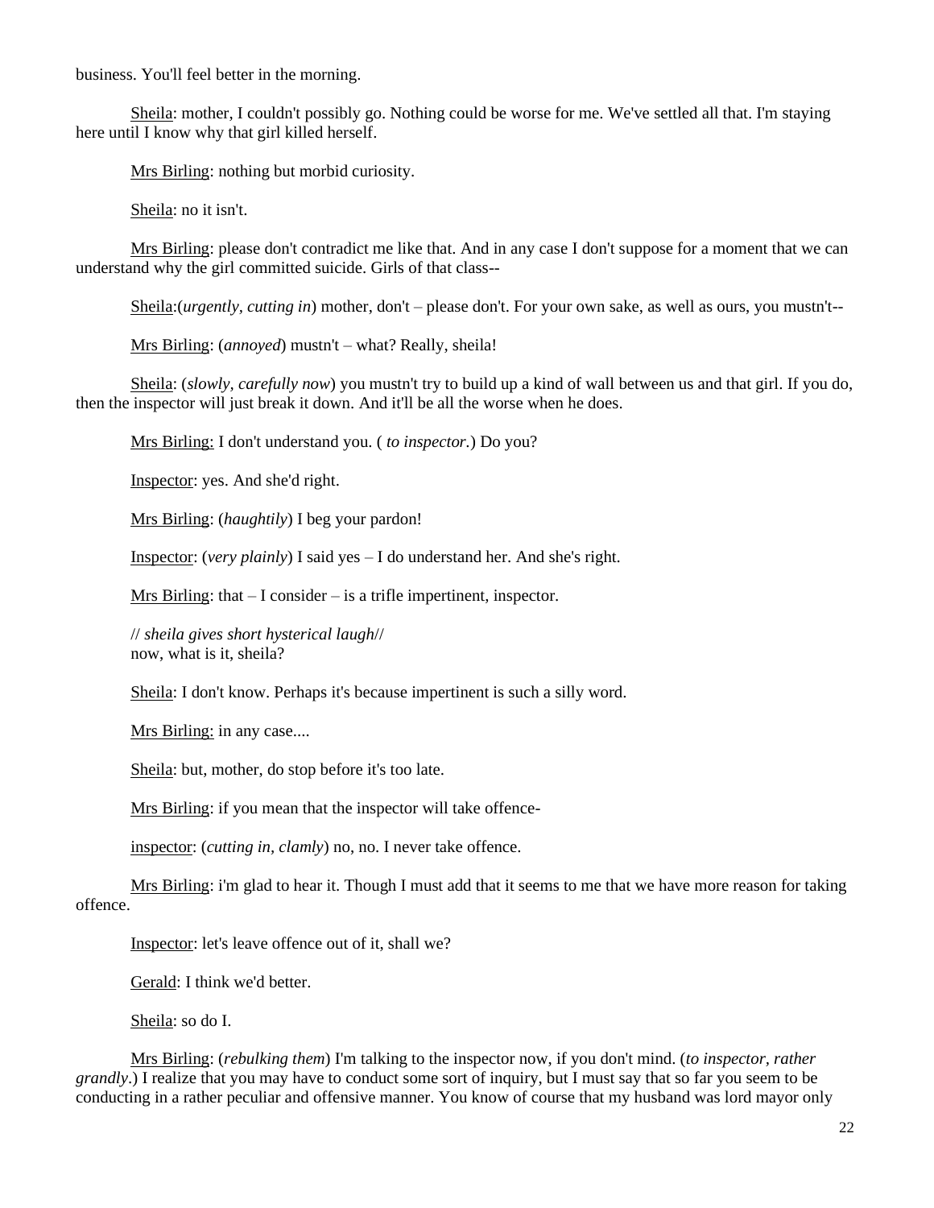business. You'll feel better in the morning.

Sheila: mother, I couldn't possibly go. Nothing could be worse for me. We've settled all that. I'm staying here until I know why that girl killed herself.

Mrs Birling: nothing but morbid curiosity.

Sheila: no it isn't.

Mrs Birling: please don't contradict me like that. And in any case I don't suppose for a moment that we can understand why the girl committed suicide. Girls of that class--

Sheila:(*urgently, cutting in*) mother, don't – please don't. For your own sake, as well as ours, you mustn't--

Mrs Birling: (*annoyed*) mustn't – what? Really, sheila!

Sheila: (*slowly, carefully now*) you mustn't try to build up a kind of wall between us and that girl. If you do, then the inspector will just break it down. And it'll be all the worse when he does.

Mrs Birling: I don't understand you. ( *to inspector.*) Do you?

Inspector: yes. And she'd right.

Mrs Birling: (*haughtily*) I beg your pardon!

Inspector: (*very plainly*) I said yes – I do understand her. And she's right.

Mrs Birling: that – I consider – is a trifle impertinent, inspector.

// *sheila gives short hysterical laugh*//
now, what is it, sheila?

Sheila: I don't know. Perhaps it's because impertinent is such a silly word.

Mrs Birling: in any case....

Sheila: but, mother, do stop before it's too late.

Mrs Birling: if you mean that the inspector will take offence-

inspector: (*cutting in, clamly*) no, no. I never take offence.

Mrs Birling: i'm glad to hear it. Though I must add that it seems to me that we have more reason for taking offence.

Inspector: let's leave offence out of it, shall we?

Gerald: I think we'd better.

Sheila: so do I.

Mrs Birling: (*rebulking them*) I'm talking to the inspector now, if you don't mind. (*to inspector, rather grandly*.) I realize that you may have to conduct some sort of inquiry, but I must say that so far you seem to be conducting in a rather peculiar and offensive manner. You know of course that my husband was lord mayor only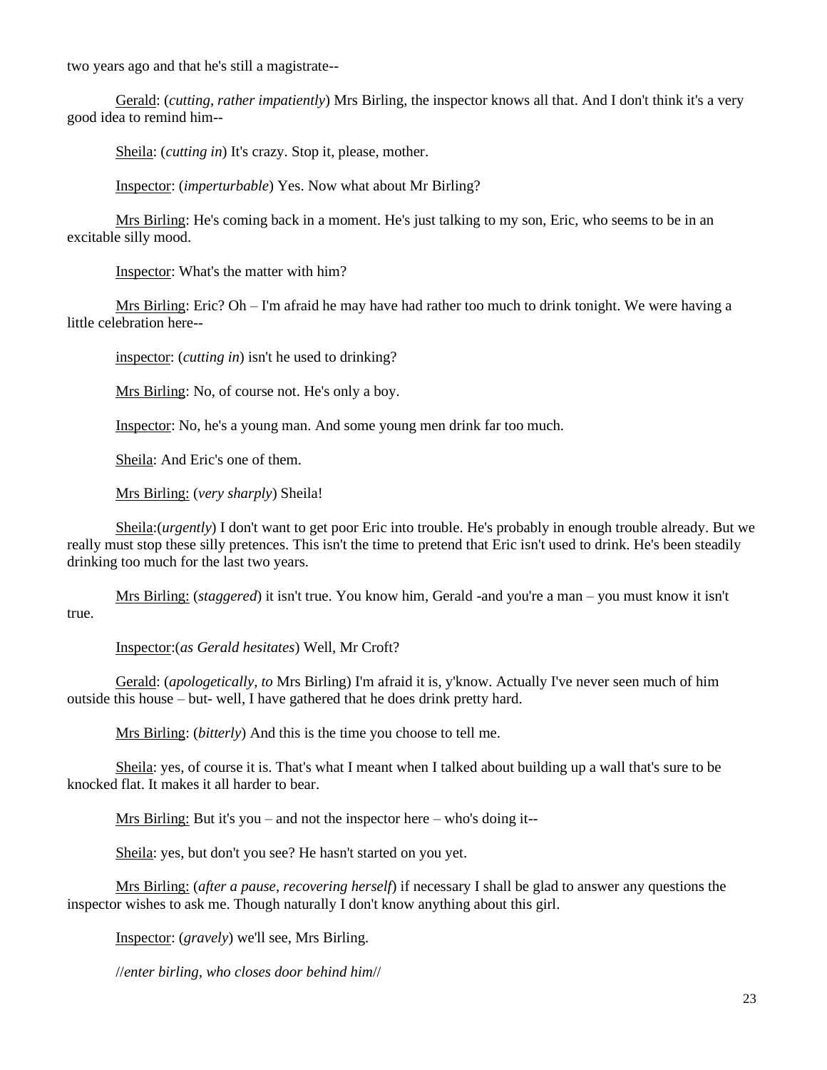two years ago and that he's still a magistrate--

Gerald: (*cutting, rather impatiently*) Mrs Birling, the inspector knows all that. And I don't think it's a very good idea to remind him--

Sheila: (*cutting in*) It's crazy. Stop it, please, mother.

Inspector: (*imperturbable*) Yes. Now what about Mr Birling?

Mrs Birling: He's coming back in a moment. He's just talking to my son, Eric, who seems to be in an excitable silly mood.

Inspector: What's the matter with him?

Mrs Birling: Eric? Oh – I'm afraid he may have had rather too much to drink tonight. We were having a little celebration here--

inspector: (*cutting in*) isn't he used to drinking?

Mrs Birling: No, of course not. He's only a boy.

Inspector: No, he's a young man. And some young men drink far too much.

Sheila: And Eric's one of them.

Mrs Birling: (*very sharply*) Sheila!

Sheila:(*urgently*) I don't want to get poor Eric into trouble. He's probably in enough trouble already. But we really must stop these silly pretences. This isn't the time to pretend that Eric isn't used to drink. He's been steadily drinking too much for the last two years.

Mrs Birling: (*staggered*) it isn't true. You know him, Gerald -and you're a man – you must know it isn't true.

Inspector:(*as Gerald hesitates*) Well, Mr Croft?

Gerald: (*apologetically, to* Mrs Birling) I'm afraid it is, y'know. Actually I've never seen much of him outside this house – but- well, I have gathered that he does drink pretty hard.

Mrs Birling: (*bitterly*) And this is the time you choose to tell me.

Sheila: yes, of course it is. That's what I meant when I talked about building up a wall that's sure to be knocked flat. It makes it all harder to bear.

Mrs Birling: But it's you – and not the inspector here – who's doing it--

Sheila: yes, but don't you see? He hasn't started on you yet.

Mrs Birling: (*after a pause, recovering herself*) if necessary I shall be glad to answer any questions the inspector wishes to ask me. Though naturally I don't know anything about this girl.

Inspector: (*gravely*) we'll see, Mrs Birling.

//*enter birling, who closes door behind him*//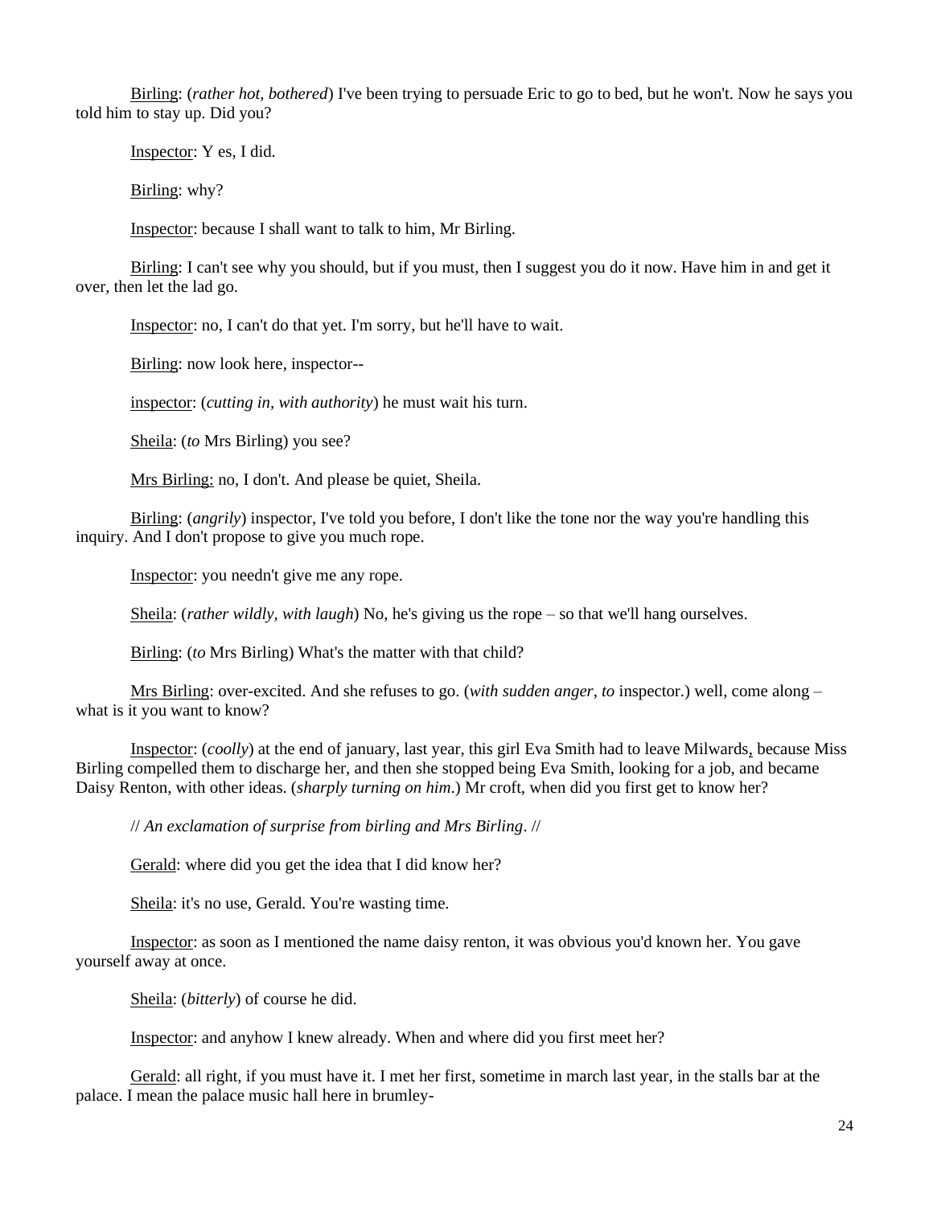Birling: (*rather hot, bothered*) I've been trying to persuade Eric to go to bed, but he won't. Now he says you told him to stay up. Did you?

Inspector: Y es, I did.

Birling: why?

Inspector: because I shall want to talk to him, Mr Birling.

Birling: I can't see why you should, but if you must, then I suggest you do it now. Have him in and get it over, then let the lad go.

Inspector: no, I can't do that yet. I'm sorry, but he'll have to wait.

Birling: now look here, inspector--

inspector: (*cutting in, with authority*) he must wait his turn.

Sheila: (*to* Mrs Birling) you see?

Mrs Birling: no, I don't. And please be quiet, Sheila.

Birling: (*angrily*) inspector, I've told you before, I don't like the tone nor the way you're handling this inquiry. And I don't propose to give you much rope.

Inspector: you needn't give me any rope.

Sheila: (*rather wildly, with laugh*) No, he's giving us the rope – so that we'll hang ourselves.

Birling: (*to* Mrs Birling) What's the matter with that child?

Mrs Birling: over-excited. And she refuses to go. (*with sudden anger, to* inspector.) well, come along – what is it you want to know?

Inspector: (*coolly*) at the end of january, last year, this girl Eva Smith had to leave Milwards, because Miss Birling compelled them to discharge her, and then she stopped being Eva Smith, looking for a job, and became Daisy Renton, with other ideas. (*sharply turning on him*.) Mr croft, when did you first get to know her?

// *An exclamation of surprise from birling and Mrs Birling*. //

Gerald: where did you get the idea that I did know her?

Sheila: it's no use, Gerald. You're wasting time.

Inspector: as soon as I mentioned the name daisy renton, it was obvious you'd known her. You gave yourself away at once.

Sheila: (*bitterly*) of course he did.

Inspector: and anyhow I knew already. When and where did you first meet her?

Gerald: all right, if you must have it. I met her first, sometime in march last year, in the stalls bar at the palace. I mean the palace music hall here in brumley-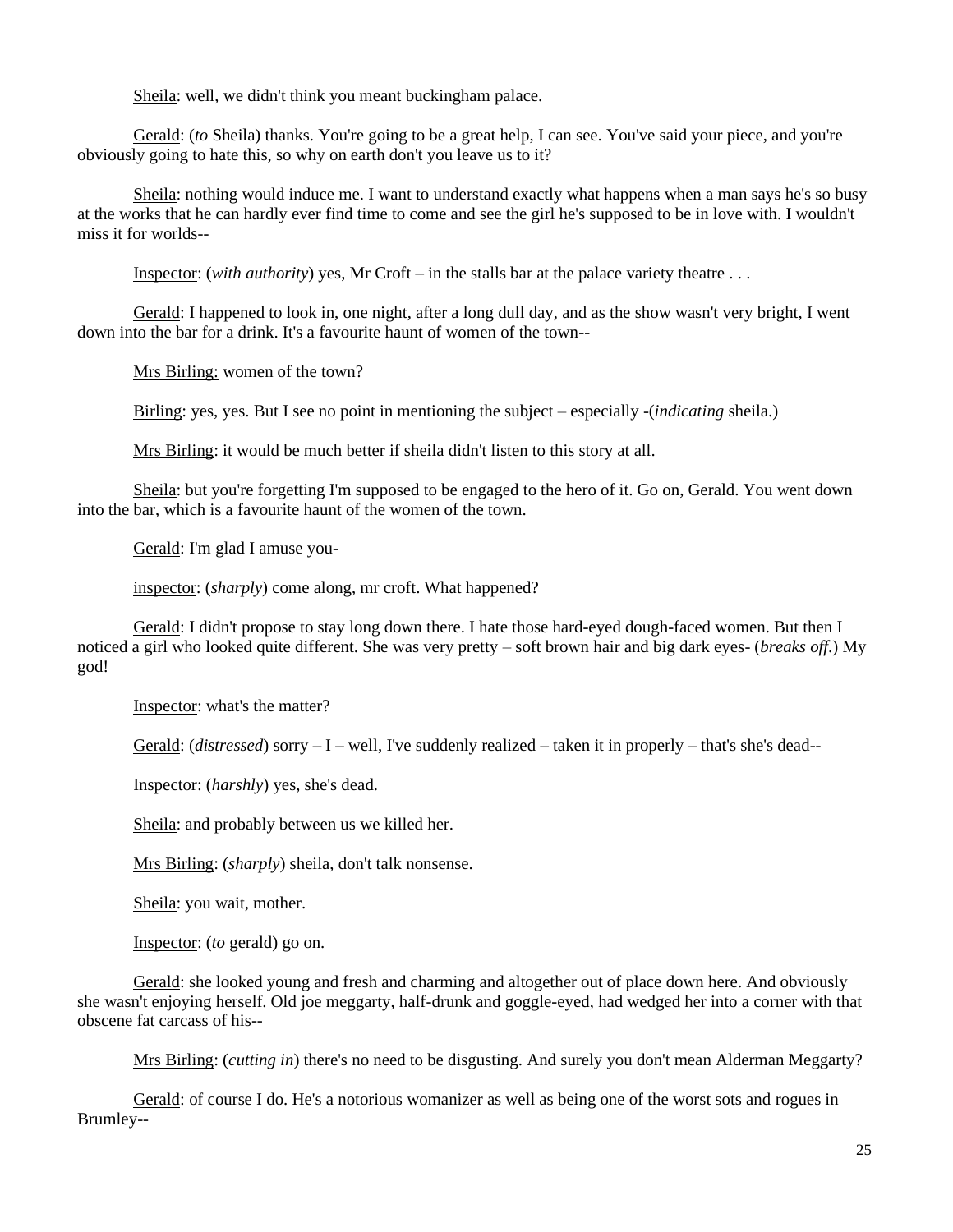Sheila: well, we didn't think you meant buckingham palace.

Gerald: (*to* Sheila) thanks. You're going to be a great help, I can see. You've said your piece, and you're obviously going to hate this, so why on earth don't you leave us to it?

Sheila: nothing would induce me. I want to understand exactly what happens when a man says he's so busy at the works that he can hardly ever find time to come and see the girl he's supposed to be in love with. I wouldn't miss it for worlds--

Inspector: (*with authority*) yes, Mr Croft – in the stalls bar at the palace variety theatre . . .

Gerald: I happened to look in, one night, after a long dull day, and as the show wasn't very bright, I went down into the bar for a drink. It's a favourite haunt of women of the town--

Mrs Birling: women of the town?

Birling: yes, yes. But I see no point in mentioning the subject – especially -(*indicating* sheila.)

Mrs Birling: it would be much better if sheila didn't listen to this story at all.

Sheila: but you're forgetting I'm supposed to be engaged to the hero of it. Go on, Gerald. You went down into the bar, which is a favourite haunt of the women of the town.

Gerald: I'm glad I amuse you-

inspector: (*sharply*) come along, mr croft. What happened?

Gerald: I didn't propose to stay long down there. I hate those hard-eyed dough-faced women. But then I noticed a girl who looked quite different. She was very pretty – soft brown hair and big dark eyes- (*breaks off*.) My god!

Inspector: what's the matter?

Gerald: (*distressed*) sorry – I – well, I've suddenly realized – taken it in properly – that's she's dead--

Inspector: (*harshly*) yes, she's dead.

Sheila: and probably between us we killed her.

Mrs Birling: (*sharply*) sheila, don't talk nonsense.

Sheila: you wait, mother.

Inspector: (*to* gerald) go on.

Gerald: she looked young and fresh and charming and altogether out of place down here. And obviously she wasn't enjoying herself. Old joe meggarty, half-drunk and goggle-eyed, had wedged her into a corner with that obscene fat carcass of his--

Mrs Birling: (*cutting in*) there's no need to be disgusting. And surely you don't mean Alderman Meggarty?

Gerald: of course I do. He's a notorious womanizer as well as being one of the worst sots and rogues in Brumley--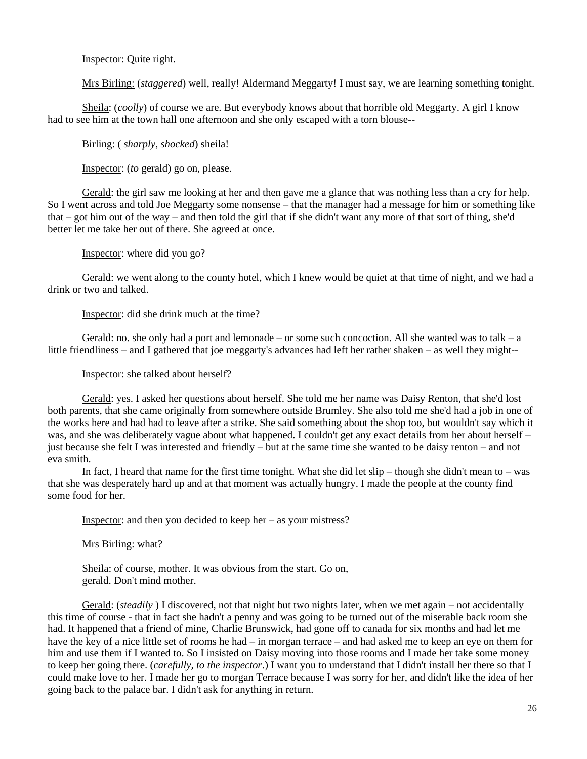Inspector: Quite right.

Mrs Birling: (*staggered*) well, really! Aldermand Meggarty! I must say, we are learning something tonight.

Sheila: (*coolly*) of course we are. But everybody knows about that horrible old Meggarty. A girl I know had to see him at the town hall one afternoon and she only escaped with a torn blouse--

Birling: ( *sharply, shocked*) sheila!

Inspector: (*to* gerald) go on, please.

Gerald: the girl saw me looking at her and then gave me a glance that was nothing less than a cry for help. So I went across and told Joe Meggarty some nonsense – that the manager had a message for him or something like that – got him out of the way – and then told the girl that if she didn't want any more of that sort of thing, she'd better let me take her out of there. She agreed at once.

Inspector: where did you go?

Gerald: we went along to the county hotel, which I knew would be quiet at that time of night, and we had a drink or two and talked.

Inspector: did she drink much at the time?

Gerald: no. she only had a port and lemonade – or some such concoction. All she wanted was to talk – a little friendliness – and I gathered that joe meggarty's advances had left her rather shaken – as well they might--

Inspector: she talked about herself?

Gerald: yes. I asked her questions about herself. She told me her name was Daisy Renton, that she'd lost both parents, that she came originally from somewhere outside Brumley. She also told me she'd had a job in one of the works here and had had to leave after a strike. She said something about the shop too, but wouldn't say which it was, and she was deliberately vague about what happened. I couldn't get any exact details from her about herself – just because she felt I was interested and friendly – but at the same time she wanted to be daisy renton – and not eva smith.

In fact, I heard that name for the first time tonight. What she did let slip – though she didn't mean to – was that she was desperately hard up and at that moment was actually hungry. I made the people at the county find some food for her.

Inspector: and then you decided to keep her – as your mistress?

Mrs Birling: what?

Sheila: of course, mother. It was obvious from the start. Go on, gerald. Don't mind mother.

Gerald: (*steadily* ) I discovered, not that night but two nights later, when we met again – not accidentally this time of course - that in fact she hadn't a penny and was going to be turned out of the miserable back room she had. It happened that a friend of mine, Charlie Brunswick, had gone off to canada for six months and had let me have the key of a nice little set of rooms he had – in morgan terrace – and had asked me to keep an eye on them for him and use them if I wanted to. So I insisted on Daisy moving into those rooms and I made her take some money to keep her going there. (*carefully, to the inspector*.) I want you to understand that I didn't install her there so that I could make love to her. I made her go to morgan Terrace because I was sorry for her, and didn't like the idea of her going back to the palace bar. I didn't ask for anything in return.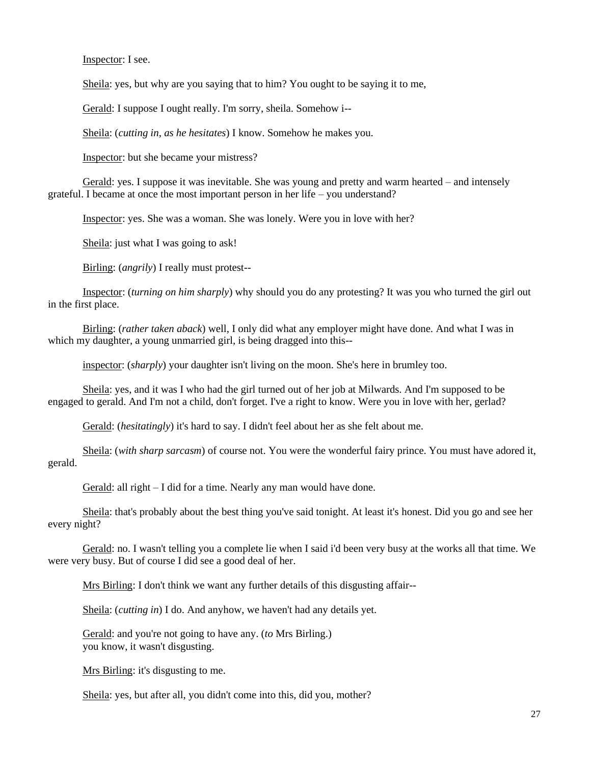Inspector: I see.

Sheila: yes, but why are you saying that to him? You ought to be saying it to me,

Gerald: I suppose I ought really. I'm sorry, sheila. Somehow i--

Sheila: (*cutting in, as he hesitates*) I know. Somehow he makes you.

Inspector: but she became your mistress?

Gerald: yes. I suppose it was inevitable. She was young and pretty and warm hearted – and intensely grateful. I became at once the most important person in her life – you understand?

Inspector: yes. She was a woman. She was lonely. Were you in love with her?

Sheila: just what I was going to ask!

Birling: (*angrily*) I really must protest--

Inspector: (*turning on him sharply*) why should you do any protesting? It was you who turned the girl out in the first place.

Birling: (*rather taken aback*) well, I only did what any employer might have done. And what I was in which my daughter, a young unmarried girl, is being dragged into this--

inspector: (*sharply*) your daughter isn't living on the moon. She's here in brumley too.

Sheila: yes, and it was I who had the girl turned out of her job at Milwards. And I'm supposed to be engaged to gerald. And I'm not a child, don't forget. I've a right to know. Were you in love with her, gerlad?

Gerald: (*hesitatingly*) it's hard to say. I didn't feel about her as she felt about me.

Sheila: (*with sharp sarcasm*) of course not. You were the wonderful fairy prince. You must have adored it, gerald.

Gerald: all right – I did for a time. Nearly any man would have done.

Sheila: that's probably about the best thing you've said tonight. At least it's honest. Did you go and see her every night?

Gerald: no. I wasn't telling you a complete lie when I said i'd been very busy at the works all that time. We were very busy. But of course I did see a good deal of her.

Mrs Birling: I don't think we want any further details of this disgusting affair--

Sheila: (*cutting in*) I do. And anyhow, we haven't had any details yet.

Gerald: and you're not going to have any. (*to* Mrs Birling.)
you know, it wasn't disgusting.

Mrs Birling: it's disgusting to me.

Sheila: yes, but after all, you didn't come into this, did you, mother?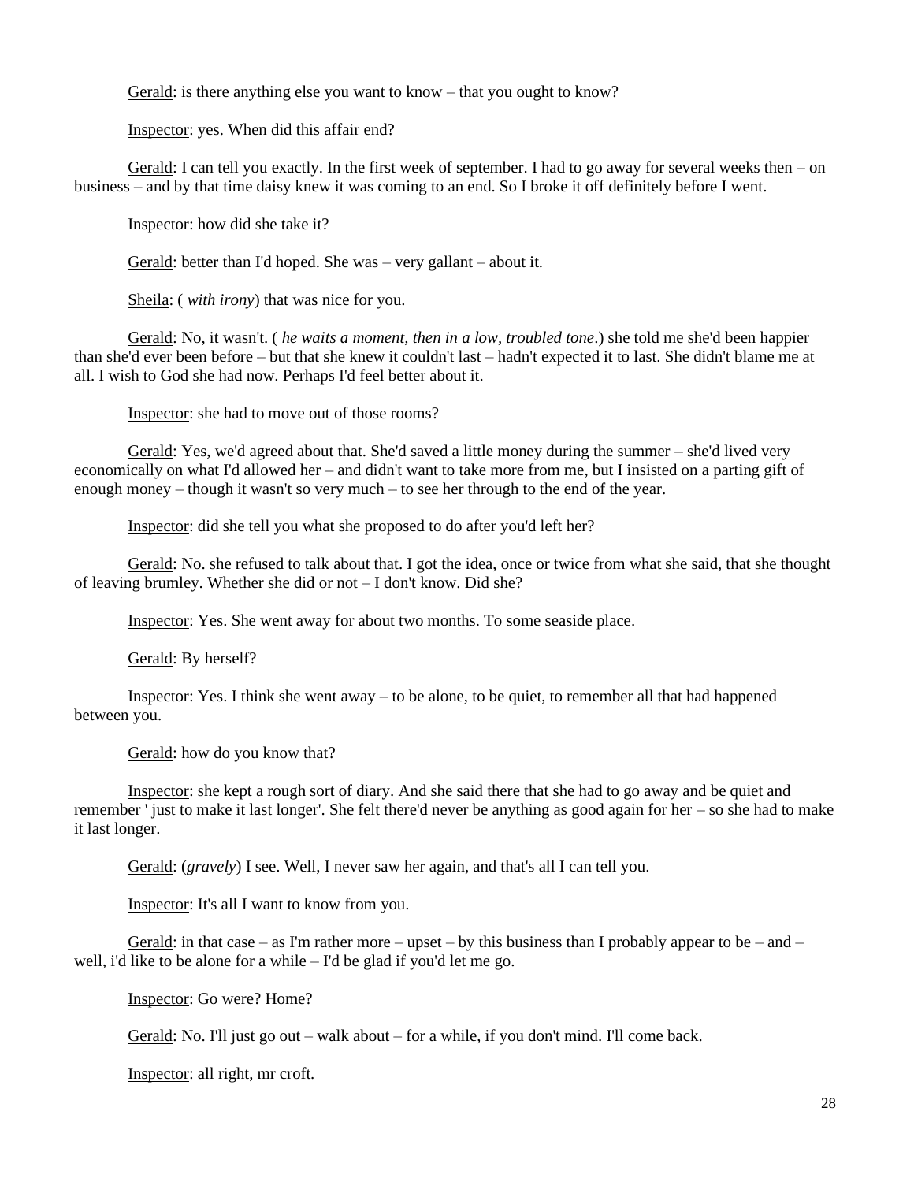Gerald: is there anything else you want to know – that you ought to know?

Inspector: yes. When did this affair end?

Gerald: I can tell you exactly. In the first week of september. I had to go away for several weeks then – on business – and by that time daisy knew it was coming to an end. So I broke it off definitely before I went.

Inspector: how did she take it?

Gerald: better than I'd hoped. She was – very gallant – about it.

Sheila: ( *with irony*) that was nice for you.

Gerald: No, it wasn't. ( *he waits a moment, then in a low, troubled tone*.) she told me she'd been happier than she'd ever been before – but that she knew it couldn't last – hadn't expected it to last. She didn't blame me at all. I wish to God she had now. Perhaps I'd feel better about it.

Inspector: she had to move out of those rooms?

Gerald: Yes, we'd agreed about that. She'd saved a little money during the summer – she'd lived very economically on what I'd allowed her – and didn't want to take more from me, but I insisted on a parting gift of enough money – though it wasn't so very much – to see her through to the end of the year.

Inspector: did she tell you what she proposed to do after you'd left her?

Gerald: No. she refused to talk about that. I got the idea, once or twice from what she said, that she thought of leaving brumley. Whether she did or not – I don't know. Did she?

Inspector: Yes. She went away for about two months. To some seaside place.

Gerald: By herself?

Inspector: Yes. I think she went away – to be alone, to be quiet, to remember all that had happened between you.

Gerald: how do you know that?

Inspector: she kept a rough sort of diary. And she said there that she had to go away and be quiet and remember ' just to make it last longer'. She felt there'd never be anything as good again for her – so she had to make it last longer.

Gerald: (*gravely*) I see. Well, I never saw her again, and that's all I can tell you.

Inspector: It's all I want to know from you.

Gerald: in that case – as I'm rather more – upset – by this business than I probably appear to be – and – well, i'd like to be alone for a while – I'd be glad if you'd let me go.

Inspector: Go were? Home?

Gerald: No. I'll just go out – walk about – for a while, if you don't mind. I'll come back.

Inspector: all right, mr croft.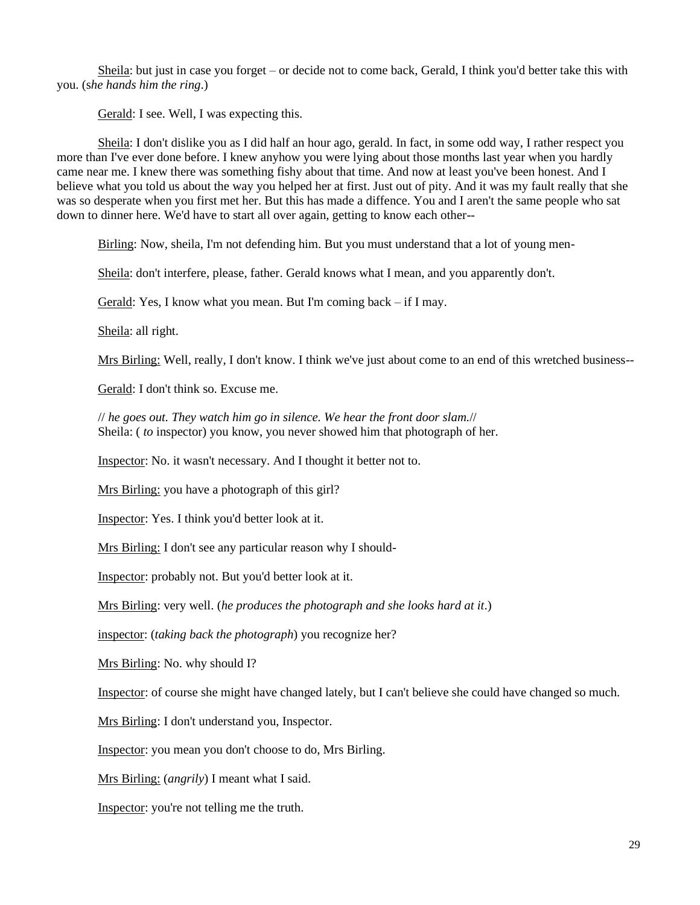Sheila: but just in case you forget – or decide not to come back, Gerald, I think you'd better take this with you. (*she hands him the ring*.)

Gerald: I see. Well, I was expecting this.

Sheila: I don't dislike you as I did half an hour ago, gerald. In fact, in some odd way, I rather respect you more than I've ever done before. I knew anyhow you were lying about those months last year when you hardly came near me. I knew there was something fishy about that time. And now at least you've been honest. And I believe what you told us about the way you helped her at first. Just out of pity. And it was my fault really that she was so desperate when you first met her. But this has made a diffence. You and I aren't the same people who sat down to dinner here. We'd have to start all over again, getting to know each other--

Birling: Now, sheila, I'm not defending him. But you must understand that a lot of young men-

Sheila: don't interfere, please, father. Gerald knows what I mean, and you apparently don't.

Gerald: Yes, I know what you mean. But I'm coming back – if I may.

Sheila: all right.

Mrs Birling: Well, really, I don't know. I think we've just about come to an end of this wretched business--

Gerald: I don't think so. Excuse me.

// *he goes out. They watch him go in silence. We hear the front door slam*.//
Sheila: ( *to* inspector) you know, you never showed him that photograph of her.

Inspector: No. it wasn't necessary. And I thought it better not to.

Mrs Birling: you have a photograph of this girl?

Inspector: Yes. I think you'd better look at it.

Mrs Birling: I don't see any particular reason why I should-

Inspector: probably not. But you'd better look at it.

Mrs Birling: very well. (*he produces the photograph and she looks hard at it*.)

inspector: (*taking back the photograph*) you recognize her?

Mrs Birling: No. why should I?

Inspector: of course she might have changed lately, but I can't believe she could have changed so much.

Mrs Birling: I don't understand you, Inspector.

Inspector: you mean you don't choose to do, Mrs Birling.

Mrs Birling: (*angrily*) I meant what I said.

Inspector: you're not telling me the truth.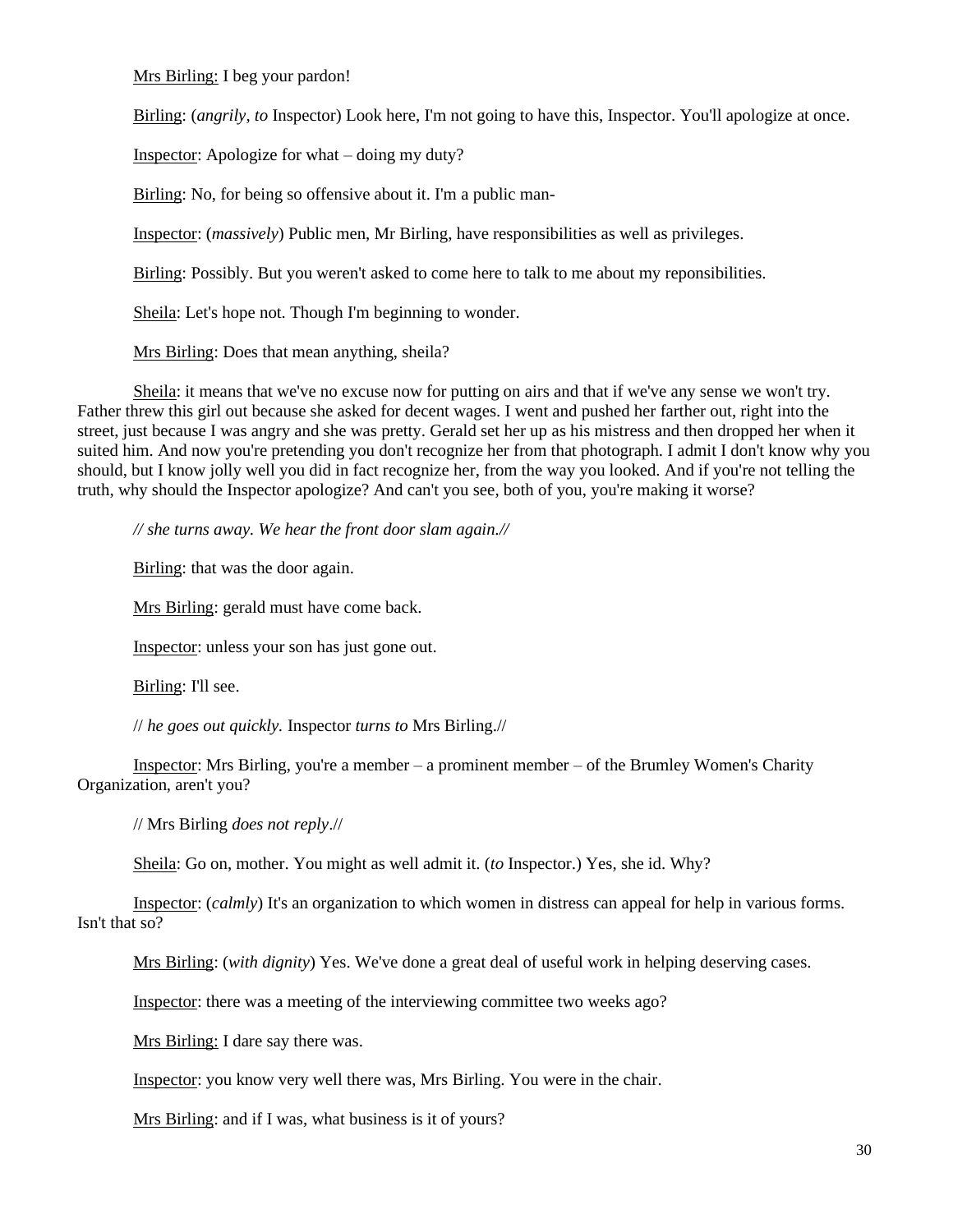Mrs Birling: I beg your pardon!

Birling: (*angrily, to* Inspector) Look here, I'm not going to have this, Inspector. You'll apologize at once.

Inspector: Apologize for what – doing my duty?

Birling: No, for being so offensive about it. I'm a public man-

Inspector: (*massively*) Public men, Mr Birling, have responsibilities as well as privileges.

Birling: Possibly. But you weren't asked to come here to talk to me about my reponsibilities.

Sheila: Let's hope not. Though I'm beginning to wonder.

Mrs Birling: Does that mean anything, sheila?

Sheila: it means that we've no excuse now for putting on airs and that if we've any sense we won't try. Father threw this girl out because she asked for decent wages. I went and pushed her farther out, right into the street, just because I was angry and she was pretty. Gerald set her up as his mistress and then dropped her when it suited him. And now you're pretending you don't recognize her from that photograph. I admit I don't know why you should, but I know jolly well you did in fact recognize her, from the way you looked. And if you're not telling the truth, why should the Inspector apologize? And can't you see, both of you, you're making it worse?

*// she turns away. We hear the front door slam again.//*

Birling: that was the door again.

Mrs Birling: gerald must have come back.

Inspector: unless your son has just gone out.

Birling: I'll see.

// *he goes out quickly.* Inspector *turns to* Mrs Birling.//

Inspector: Mrs Birling, you're a member – a prominent member – of the Brumley Women's Charity Organization, aren't you?

// Mrs Birling *does not reply*.//

Sheila: Go on, mother. You might as well admit it. (*to* Inspector.) Yes, she id. Why?

Inspector: (*calmly*) It's an organization to which women in distress can appeal for help in various forms. Isn't that so?

Mrs Birling: (*with dignity*) Yes. We've done a great deal of useful work in helping deserving cases.

Inspector: there was a meeting of the interviewing committee two weeks ago?

Mrs Birling: I dare say there was.

Inspector: you know very well there was, Mrs Birling. You were in the chair.

Mrs Birling: and if I was, what business is it of yours?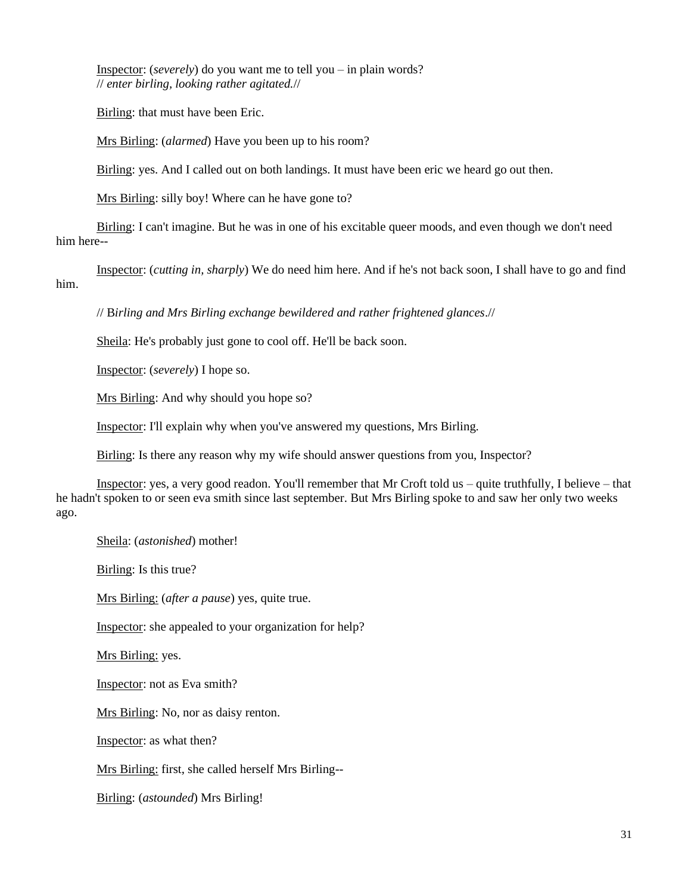Inspector: (*severely*) do you want me to tell you – in plain words?
// *enter birling, looking rather agitated.*//

Birling: that must have been Eric.

Mrs Birling: (*alarmed*) Have you been up to his room?

Birling: yes. And I called out on both landings. It must have been eric we heard go out then.

Mrs Birling: silly boy! Where can he have gone to?

Birling: I can't imagine. But he was in one of his excitable queer moods, and even though we don't need him here--

Inspector: (*cutting in, sharply*) We do need him here. And if he's not back soon, I shall have to go and find him.

// B*irling and Mrs Birling exchange bewildered and rather frightened glances*.//

Sheila: He's probably just gone to cool off. He'll be back soon.

Inspector: (*severely*) I hope so.

Mrs Birling: And why should you hope so?

Inspector: I'll explain why when you've answered my questions, Mrs Birling.

Birling: Is there any reason why my wife should answer questions from you, Inspector?

Inspector: yes, a very good readon. You'll remember that Mr Croft told us – quite truthfully, I believe – that he hadn't spoken to or seen eva smith since last september. But Mrs Birling spoke to and saw her only two weeks ago.

Sheila: (*astonished*) mother!

Birling: Is this true?

Mrs Birling: (*after a pause*) yes, quite true.

Inspector: she appealed to your organization for help?

Mrs Birling: yes.

Inspector: not as Eva smith?

Mrs Birling: No, nor as daisy renton.

Inspector: as what then?

Mrs Birling: first, she called herself Mrs Birling--

Birling: (*astounded*) Mrs Birling!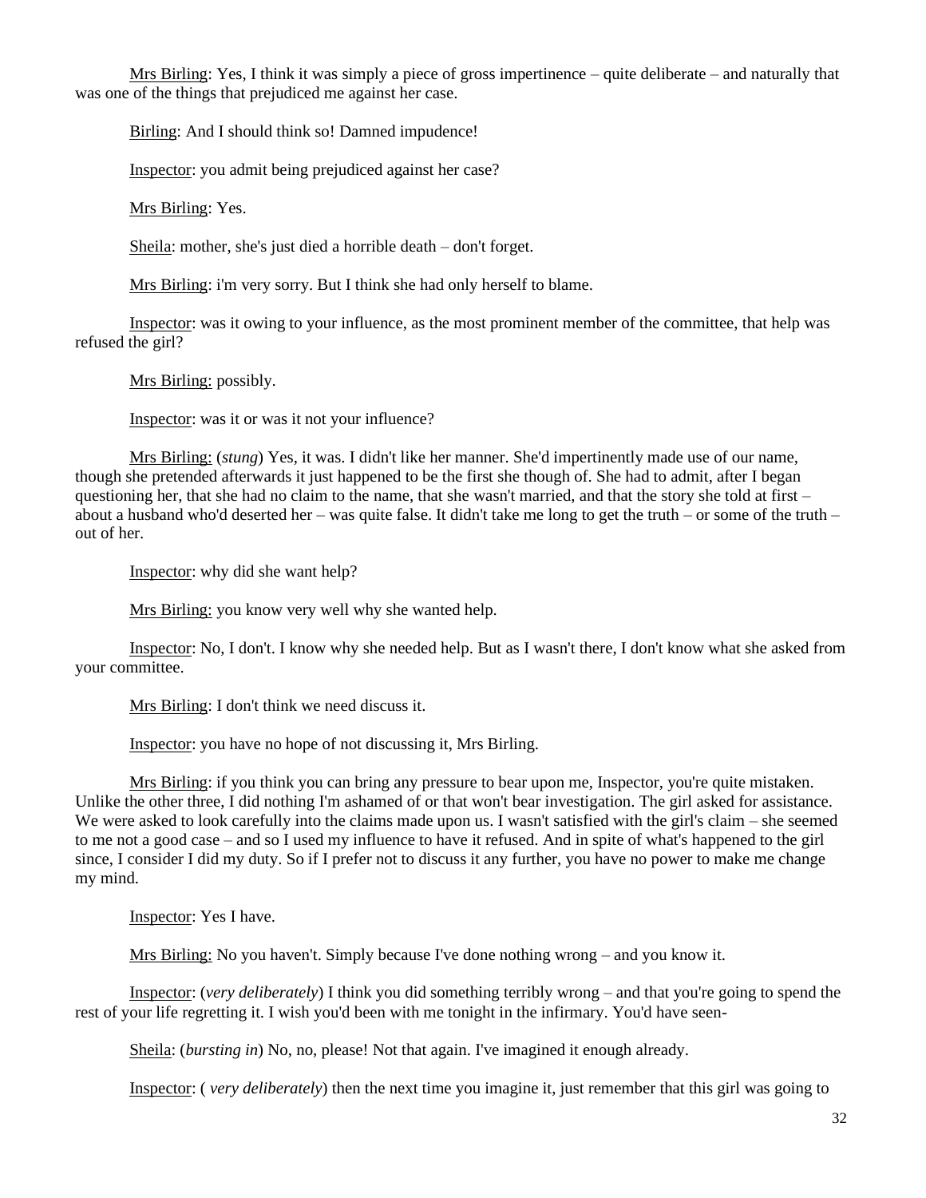Mrs Birling: Yes, I think it was simply a piece of gross impertinence – quite deliberate – and naturally that was one of the things that prejudiced me against her case.

Birling: And I should think so! Damned impudence!

Inspector: you admit being prejudiced against her case?

Mrs Birling: Yes.

Sheila: mother, she's just died a horrible death – don't forget.

Mrs Birling: i'm very sorry. But I think she had only herself to blame.

Inspector: was it owing to your influence, as the most prominent member of the committee, that help was refused the girl?

Mrs Birling: possibly.

Inspector: was it or was it not your influence?

Mrs Birling: (*stung*) Yes, it was. I didn't like her manner. She'd impertinently made use of our name, though she pretended afterwards it just happened to be the first she though of. She had to admit, after I began questioning her, that she had no claim to the name, that she wasn't married, and that the story she told at first – about a husband who'd deserted her – was quite false. It didn't take me long to get the truth – or some of the truth – out of her.

Inspector: why did she want help?

Mrs Birling: you know very well why she wanted help.

Inspector: No, I don't. I know why she needed help. But as I wasn't there, I don't know what she asked from your committee.

Mrs Birling: I don't think we need discuss it.

Inspector: you have no hope of not discussing it, Mrs Birling.

Mrs Birling: if you think you can bring any pressure to bear upon me, Inspector, you're quite mistaken. Unlike the other three, I did nothing I'm ashamed of or that won't bear investigation. The girl asked for assistance. We were asked to look carefully into the claims made upon us. I wasn't satisfied with the girl's claim – she seemed to me not a good case – and so I used my influence to have it refused. And in spite of what's happened to the girl since, I consider I did my duty. So if I prefer not to discuss it any further, you have no power to make me change my mind.

Inspector: Yes I have.

Mrs Birling: No you haven't. Simply because I've done nothing wrong – and you know it.

Inspector: (*very deliberately*) I think you did something terribly wrong – and that you're going to spend the rest of your life regretting it. I wish you'd been with me tonight in the infirmary. You'd have seen-

Sheila: (*bursting in*) No, no, please! Not that again. I've imagined it enough already.

Inspector: ( *very deliberately*) then the next time you imagine it, just remember that this girl was going to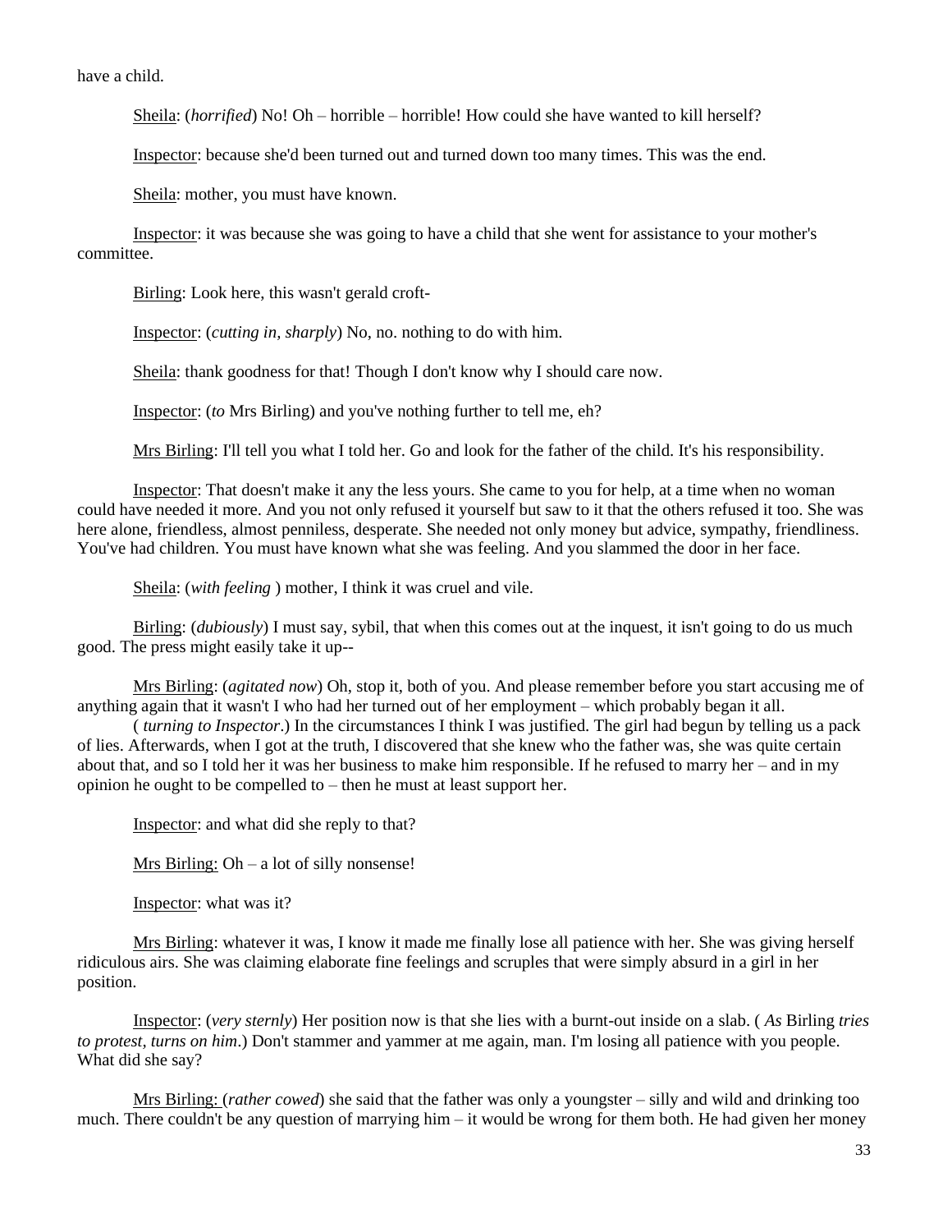have a child.

Sheila: (*horrified*) No! Oh – horrible – horrible! How could she have wanted to kill herself?

Inspector: because she'd been turned out and turned down too many times. This was the end.

Sheila: mother, you must have known.

Inspector: it was because she was going to have a child that she went for assistance to your mother's committee.

Birling: Look here, this wasn't gerald croft-

Inspector: (*cutting in, sharply*) No, no. nothing to do with him.

Sheila: thank goodness for that! Though I don't know why I should care now.

Inspector: (*to* Mrs Birling) and you've nothing further to tell me, eh?

Mrs Birling: I'll tell you what I told her. Go and look for the father of the child. It's his responsibility.

Inspector: That doesn't make it any the less yours. She came to you for help, at a time when no woman could have needed it more. And you not only refused it yourself but saw to it that the others refused it too. She was here alone, friendless, almost penniless, desperate. She needed not only money but advice, sympathy, friendliness. You've had children. You must have known what she was feeling. And you slammed the door in her face.

Sheila: (*with feeling* ) mother, I think it was cruel and vile.

Birling: (*dubiously*) I must say, sybil, that when this comes out at the inquest, it isn't going to do us much good. The press might easily take it up--

Mrs Birling: (*agitated now*) Oh, stop it, both of you. And please remember before you start accusing me of anything again that it wasn't I who had her turned out of her employment – which probably began it all.
( *turning to Inspector*.) In the circumstances I think I was justified. The girl had begun by telling us a pack of lies. Afterwards, when I got at the truth, I discovered that she knew who the father was, she was quite certain about that, and so I told her it was her business to make him responsible. If he refused to marry her – and in my opinion he ought to be compelled to – then he must at least support her.

Inspector: and what did she reply to that?

Mrs Birling: Oh – a lot of silly nonsense!

Inspector: what was it?

Mrs Birling: whatever it was, I know it made me finally lose all patience with her. She was giving herself ridiculous airs. She was claiming elaborate fine feelings and scruples that were simply absurd in a girl in her position.

Inspector: (*very sternly*) Her position now is that she lies with a burnt-out inside on a slab. ( *As* Birling *tries to protest, turns on him*.) Don't stammer and yammer at me again, man. I'm losing all patience with you people. What did she say?

Mrs Birling: (*rather cowed*) she said that the father was only a youngster – silly and wild and drinking too much. There couldn't be any question of marrying him – it would be wrong for them both. He had given her money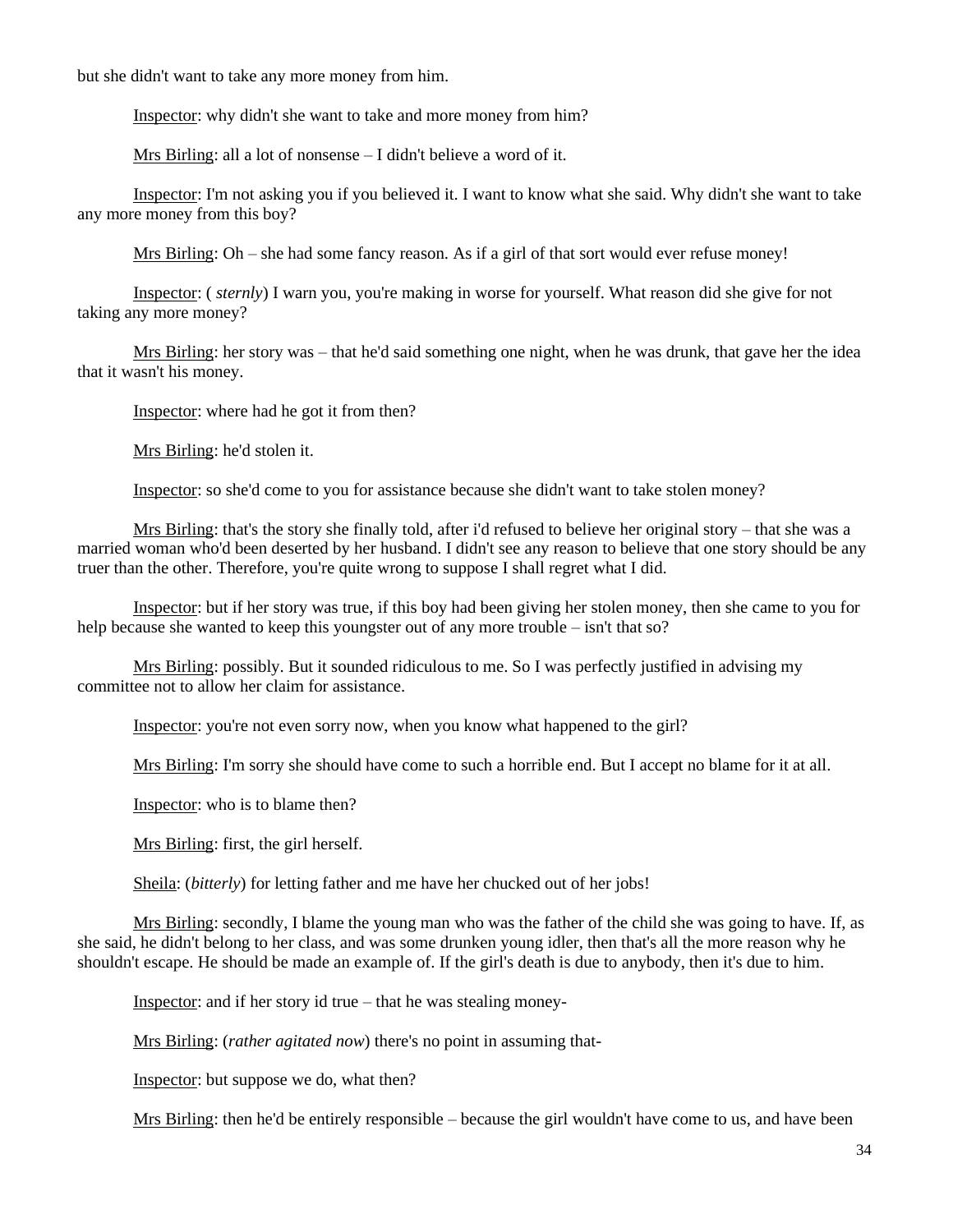but she didn't want to take any more money from him.

Inspector: why didn't she want to take and more money from him?

Mrs Birling: all a lot of nonsense – I didn't believe a word of it.

Inspector: I'm not asking you if you believed it. I want to know what she said. Why didn't she want to take any more money from this boy?

Mrs Birling: Oh – she had some fancy reason. As if a girl of that sort would ever refuse money!

Inspector: ( *sternly*) I warn you, you're making in worse for yourself. What reason did she give for not taking any more money?

Mrs Birling: her story was – that he'd said something one night, when he was drunk, that gave her the idea that it wasn't his money.

Inspector: where had he got it from then?

Mrs Birling: he'd stolen it.

Inspector: so she'd come to you for assistance because she didn't want to take stolen money?

Mrs Birling: that's the story she finally told, after i'd refused to believe her original story – that she was a married woman who'd been deserted by her husband. I didn't see any reason to believe that one story should be any truer than the other. Therefore, you're quite wrong to suppose I shall regret what I did.

Inspector: but if her story was true, if this boy had been giving her stolen money, then she came to you for help because she wanted to keep this youngster out of any more trouble – isn't that so?

Mrs Birling: possibly. But it sounded ridiculous to me. So I was perfectly justified in advising my committee not to allow her claim for assistance.

Inspector: you're not even sorry now, when you know what happened to the girl?

Mrs Birling: I'm sorry she should have come to such a horrible end. But I accept no blame for it at all.

Inspector: who is to blame then?

Mrs Birling: first, the girl herself.

Sheila: (*bitterly*) for letting father and me have her chucked out of her jobs!

Mrs Birling: secondly, I blame the young man who was the father of the child she was going to have. If, as she said, he didn't belong to her class, and was some drunken young idler, then that's all the more reason why he shouldn't escape. He should be made an example of. If the girl's death is due to anybody, then it's due to him.

Inspector: and if her story id true – that he was stealing money-

Mrs Birling: (*rather agitated now*) there's no point in assuming that-

Inspector: but suppose we do, what then?

Mrs Birling: then he'd be entirely responsible – because the girl wouldn't have come to us, and have been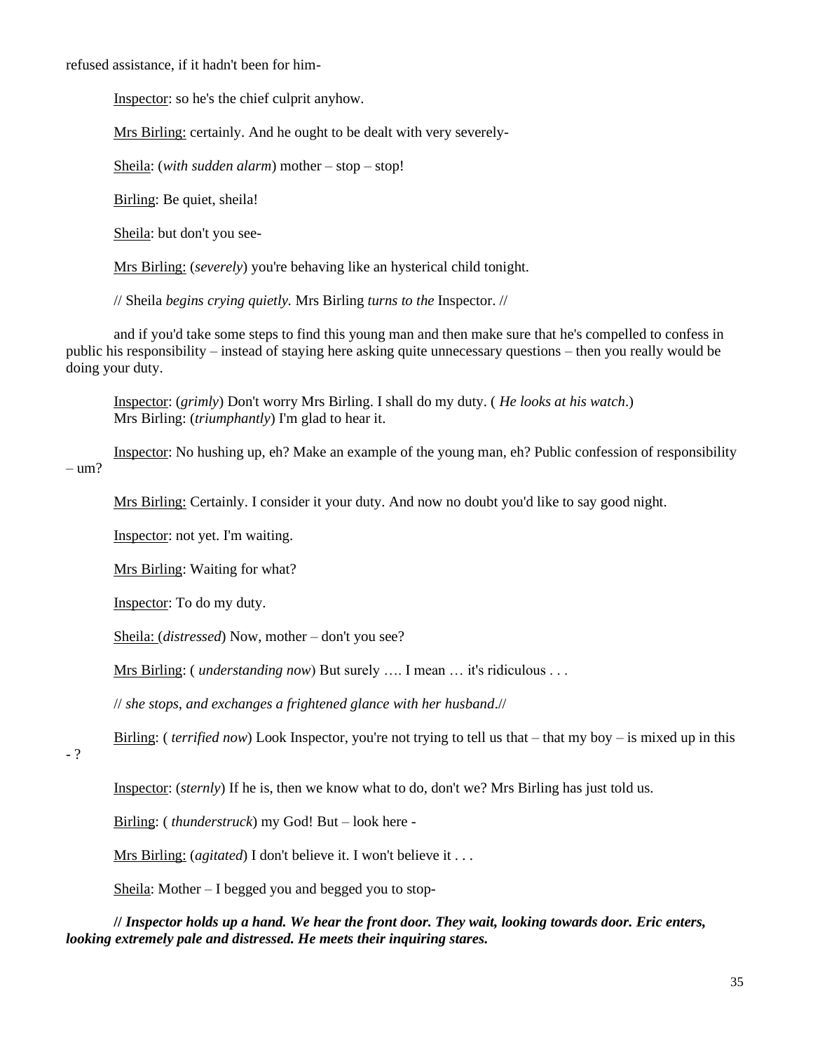refused assistance, if it hadn't been for him-

Inspector: so he's the chief culprit anyhow.

Mrs Birling: certainly. And he ought to be dealt with very severely-

Sheila: (*with sudden alarm*) mother – stop – stop!

Birling: Be quiet, sheila!

Sheila: but don't you see-

Mrs Birling: (*severely*) you're behaving like an hysterical child tonight.

// Sheila *begins crying quietly.* Mrs Birling *turns to the* Inspector. //

and if you'd take some steps to find this young man and then make sure that he's compelled to confess in public his responsibility – instead of staying here asking quite unnecessary questions – then you really would be doing your duty.

Inspector: (*grimly*) Don't worry Mrs Birling. I shall do my duty. ( *He looks at his watch*.)
Mrs Birling: (*triumphantly*) I'm glad to hear it.

Inspector: No hushing up, eh? Make an example of the young man, eh? Public confession of responsibility – um?

Mrs Birling: Certainly. I consider it your duty. And now no doubt you'd like to say good night.

Inspector: not yet. I'm waiting.

Mrs Birling: Waiting for what?

Inspector: To do my duty.

Sheila: (*distressed*) Now, mother – don't you see?

Mrs Birling: ( *understanding now*) But surely …. I mean … it's ridiculous . . .

// *she stops, and exchanges a frightened glance with her husband*.//

Birling: ( *terrified now*) Look Inspector, you're not trying to tell us that – that my boy – is mixed up in this - ?

Inspector: (*sternly*) If he is, then we know what to do, don't we? Mrs Birling has just told us.

Birling: ( *thunderstruck*) my God! But – look here -

Mrs Birling: (*agitated*) I don't believe it. I won't believe it . . .

Sheila: Mother – I begged you and begged you to stop-

***// Inspector holds up a hand. We hear the front door. They wait, looking towards door. Eric enters, looking extremely pale and distressed. He meets their inquiring stares.***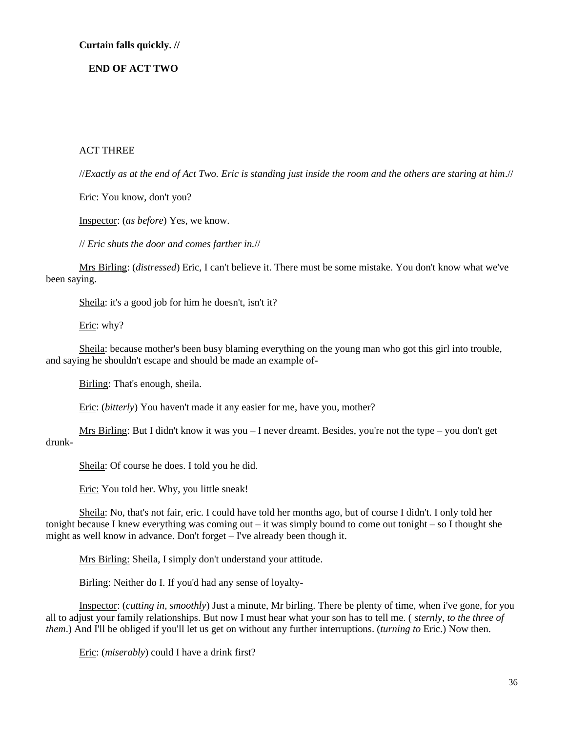**Curtain falls quickly. //**

**END OF ACT TWO**

ACT THREE

//*Exactly as at the end of Act Two. Eric is standing just inside the room and the others are staring at him*.//

Eric: You know, don't you?

Inspector: (*as before*) Yes, we know.

// *Eric shuts the door and comes farther in.*//

Mrs Birling: (*distressed*) Eric, I can't believe it. There must be some mistake. You don't know what we've been saying.

Sheila: it's a good job for him he doesn't, isn't it?

Eric: why?

Sheila: because mother's been busy blaming everything on the young man who got this girl into trouble, and saying he shouldn't escape and should be made an example of-

Birling: That's enough, sheila.

Eric: (*bitterly*) You haven't made it any easier for me, have you, mother?

Mrs Birling: But I didn't know it was you – I never dreamt. Besides, you're not the type – you don't get drunk-

Sheila: Of course he does. I told you he did.

Eric: You told her. Why, you little sneak!

Sheila: No, that's not fair, eric. I could have told her months ago, but of course I didn't. I only told her tonight because I knew everything was coming out – it was simply bound to come out tonight – so I thought she might as well know in advance. Don't forget – I've already been though it.

Mrs Birling: Sheila, I simply don't understand your attitude.

Birling: Neither do I. If you'd had any sense of loyalty-

Inspector: (*cutting in, smoothly*) Just a minute, Mr birling. There be plenty of time, when i've gone, for you all to adjust your family relationships. But now I must hear what your son has to tell me. ( *sternly, to the three of them*.) And I'll be obliged if you'll let us get on without any further interruptions. (*turning to* Eric.) Now then.

Eric: (*miserably*) could I have a drink first?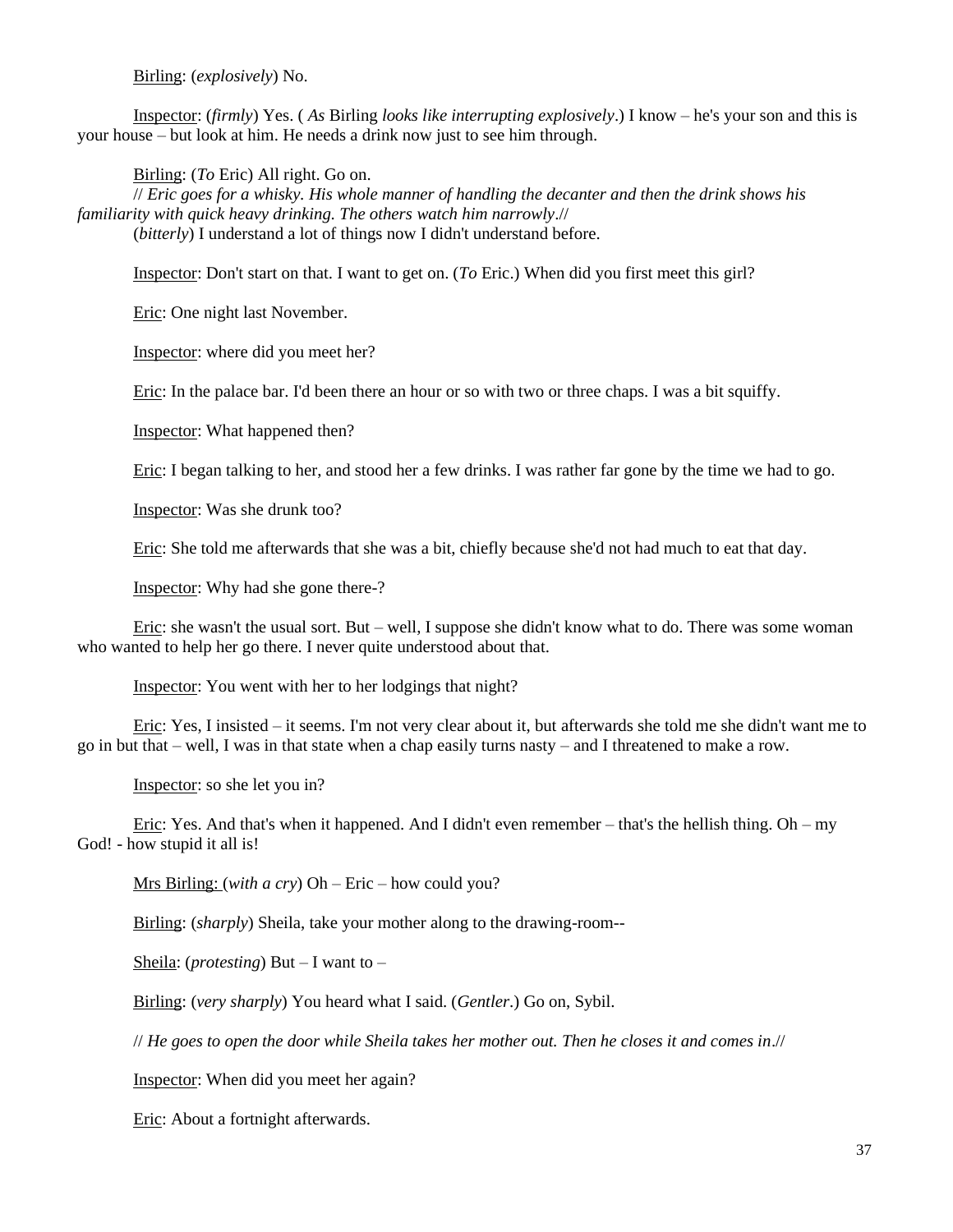Birling: (*explosively*) No.

Inspector: (*firmly*) Yes. ( *As* Birling *looks like interrupting explosively*.) I know – he's your son and this is your house – but look at him. He needs a drink now just to see him through.

Birling: (*To* Eric) All right. Go on.
// *Eric goes for a whisky. His whole manner of handling the decanter and then the drink shows his familiarity with quick heavy drinking. The others watch him narrowly*.//
(*bitterly*) I understand a lot of things now I didn't understand before.

Inspector: Don't start on that. I want to get on. (*To* Eric.) When did you first meet this girl?

Eric: One night last November.

Inspector: where did you meet her?

Eric: In the palace bar. I'd been there an hour or so with two or three chaps. I was a bit squiffy.

Inspector: What happened then?

Eric: I began talking to her, and stood her a few drinks. I was rather far gone by the time we had to go.

Inspector: Was she drunk too?

Eric: She told me afterwards that she was a bit, chiefly because she'd not had much to eat that day.

Inspector: Why had she gone there-?

Eric: she wasn't the usual sort. But – well, I suppose she didn't know what to do. There was some woman who wanted to help her go there. I never quite understood about that.

Inspector: You went with her to her lodgings that night?

Eric: Yes, I insisted – it seems. I'm not very clear about it, but afterwards she told me she didn't want me to go in but that – well, I was in that state when a chap easily turns nasty – and I threatened to make a row.

Inspector: so she let you in?

Eric: Yes. And that's when it happened. And I didn't even remember – that's the hellish thing. Oh – my God! - how stupid it all is!

Mrs Birling: (*with a cry*) Oh – Eric – how could you?

Birling: (*sharply*) Sheila, take your mother along to the drawing-room--

Sheila: (*protesting*) But – I want to –

Birling: (*very sharply*) You heard what I said. (*Gentler*.) Go on, Sybil.

// *He goes to open the door while Sheila takes her mother out. Then he closes it and comes in*.//

Inspector: When did you meet her again?

Eric: About a fortnight afterwards.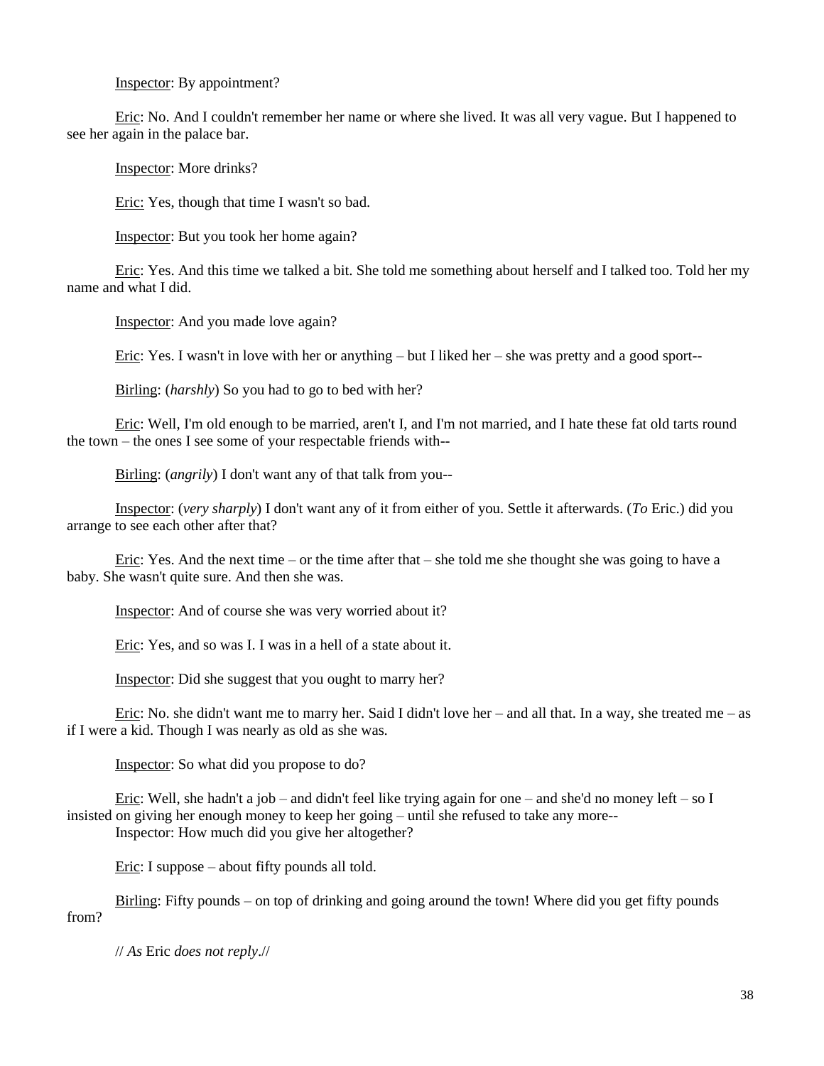Inspector: By appointment?

Eric: No. And I couldn't remember her name or where she lived. It was all very vague. But I happened to see her again in the palace bar.

Inspector: More drinks?

Eric: Yes, though that time I wasn't so bad.

Inspector: But you took her home again?

Eric: Yes. And this time we talked a bit. She told me something about herself and I talked too. Told her my name and what I did.

Inspector: And you made love again?

Eric: Yes. I wasn't in love with her or anything – but I liked her – she was pretty and a good sport--

Birling: (*harshly*) So you had to go to bed with her?

Eric: Well, I'm old enough to be married, aren't I, and I'm not married, and I hate these fat old tarts round the town – the ones I see some of your respectable friends with--

Birling: (*angrily*) I don't want any of that talk from you--

Inspector: (*very sharply*) I don't want any of it from either of you. Settle it afterwards. (*To* Eric.) did you arrange to see each other after that?

Eric: Yes. And the next time – or the time after that – she told me she thought she was going to have a baby. She wasn't quite sure. And then she was.

Inspector: And of course she was very worried about it?

Eric: Yes, and so was I. I was in a hell of a state about it.

Inspector: Did she suggest that you ought to marry her?

Eric: No. she didn't want me to marry her. Said I didn't love her – and all that. In a way, she treated me – as if I were a kid. Though I was nearly as old as she was.

Inspector: So what did you propose to do?

Eric: Well, she hadn't a job – and didn't feel like trying again for one – and she'd no money left – so I insisted on giving her enough money to keep her going – until she refused to take any more--
Inspector: How much did you give her altogether?

Eric: I suppose – about fifty pounds all told.

Birling: Fifty pounds – on top of drinking and going around the town! Where did you get fifty pounds from?

// *As* Eric *does not reply*.//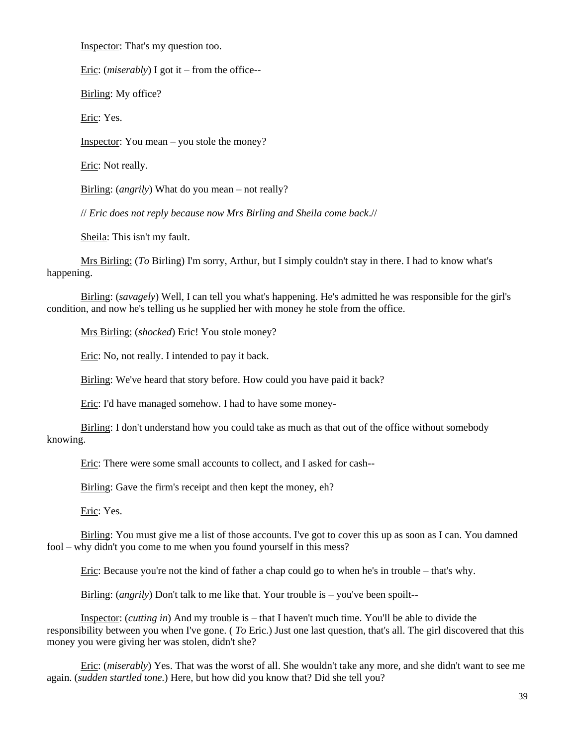Inspector: That's my question too.

Eric: (*miserably*) I got it – from the office--

Birling: My office?

Eric: Yes.

Inspector: You mean – you stole the money?

Eric: Not really.

Birling: (*angrily*) What do you mean – not really?

// *Eric does not reply because now Mrs Birling and Sheila come back*.//

Sheila: This isn't my fault.

Mrs Birling: (*To* Birling) I'm sorry, Arthur, but I simply couldn't stay in there. I had to know what's happening.

Birling: (*savagely*) Well, I can tell you what's happening. He's admitted he was responsible for the girl's condition, and now he's telling us he supplied her with money he stole from the office.

Mrs Birling: (*shocked*) Eric! You stole money?

Eric: No, not really. I intended to pay it back.

Birling: We've heard that story before. How could you have paid it back?

Eric: I'd have managed somehow. I had to have some money-

Birling: I don't understand how you could take as much as that out of the office without somebody knowing.

Eric: There were some small accounts to collect, and I asked for cash--

Birling: Gave the firm's receipt and then kept the money, eh?

Eric: Yes.

Birling: You must give me a list of those accounts. I've got to cover this up as soon as I can. You damned fool – why didn't you come to me when you found yourself in this mess?

Eric: Because you're not the kind of father a chap could go to when he's in trouble – that's why.

Birling: (*angrily*) Don't talk to me like that. Your trouble is – you've been spoilt--

Inspector: (*cutting in*) And my trouble is – that I haven't much time. You'll be able to divide the responsibility between you when I've gone. ( *To* Eric.) Just one last question, that's all. The girl discovered that this money you were giving her was stolen, didn't she?

Eric: (*miserably*) Yes. That was the worst of all. She wouldn't take any more, and she didn't want to see me again. (*sudden startled tone*.) Here, but how did you know that? Did she tell you?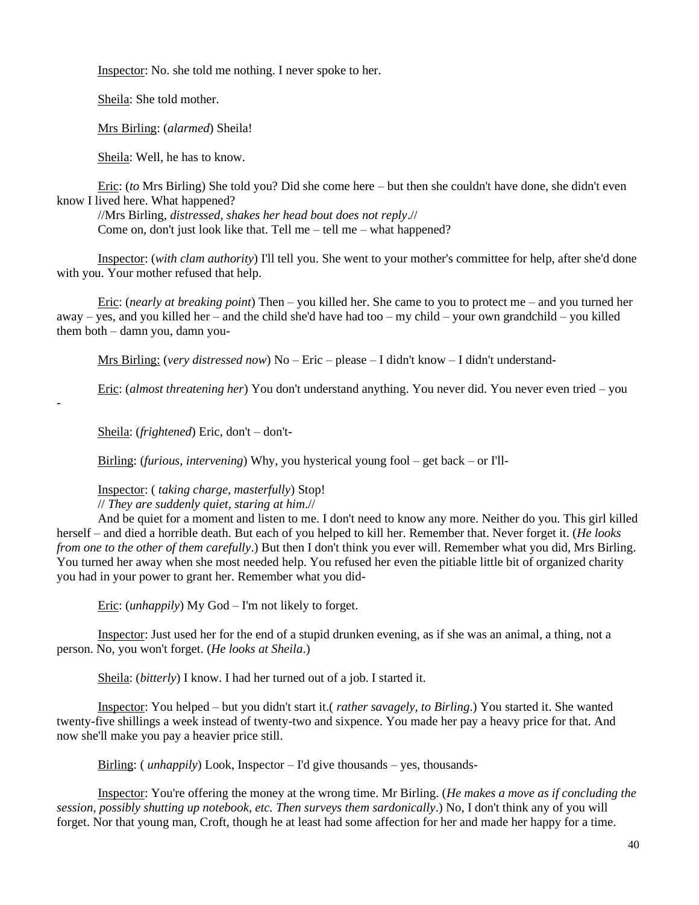Inspector: No. she told me nothing. I never spoke to her.

Sheila: She told mother.

Mrs Birling: (*alarmed*) Sheila!

Sheila: Well, he has to know.

Eric: (*to* Mrs Birling) She told you? Did she come here – but then she couldn't have done, she didn't even know I lived here. What happened?

//Mrs Birling, *distressed, shakes her head bout does not reply*.//

Come on, don't just look like that. Tell me – tell me – what happened?

Inspector: (*with clam authority*) I'll tell you. She went to your mother's committee for help, after she'd done with you. Your mother refused that help.

Eric: (*nearly at breaking point*) Then – you killed her. She came to you to protect me – and you turned her away – yes, and you killed her – and the child she'd have had too – my child – your own grandchild – you killed them both – damn you, damn you-

Mrs Birling: (*very distressed now*) No – Eric – please – I didn't know – I didn't understand-

Eric: (*almost threatening her*) You don't understand anything. You never did. You never even tried – you -

Sheila: (*frightened*) Eric, don't – don't-

Birling: (*furious, intervening*) Why, you hysterical young fool – get back – or I'll-

Inspector: ( *taking charge, masterfully*) Stop!

// *They are suddenly quiet, staring at him*.//

And be quiet for a moment and listen to me. I don't need to know any more. Neither do you. This girl killed herself – and died a horrible death. But each of you helped to kill her. Remember that. Never forget it. (*He looks from one to the other of them carefully*.) But then I don't think you ever will. Remember what you did, Mrs Birling. You turned her away when she most needed help. You refused her even the pitiable little bit of organized charity you had in your power to grant her. Remember what you did-

Eric: (*unhappily*) My God – I'm not likely to forget.

Inspector: Just used her for the end of a stupid drunken evening, as if she was an animal, a thing, not a person. No, you won't forget. (*He looks at Sheila*.)

Sheila: (*bitterly*) I know. I had her turned out of a job. I started it.

Inspector: You helped – but you didn't start it.( *rather savagely, to Birling*.) You started it. She wanted twenty-five shillings a week instead of twenty-two and sixpence. You made her pay a heavy price for that. And now she'll make you pay a heavier price still.

Birling: ( *unhappily*) Look, Inspector – I'd give thousands – yes, thousands-

Inspector: You're offering the money at the wrong time. Mr Birling. (*He makes a move as if concluding the session, possibly shutting up notebook, etc. Then surveys them sardonically*.) No, I don't think any of you will forget. Nor that young man, Croft, though he at least had some affection for her and made her happy for a time.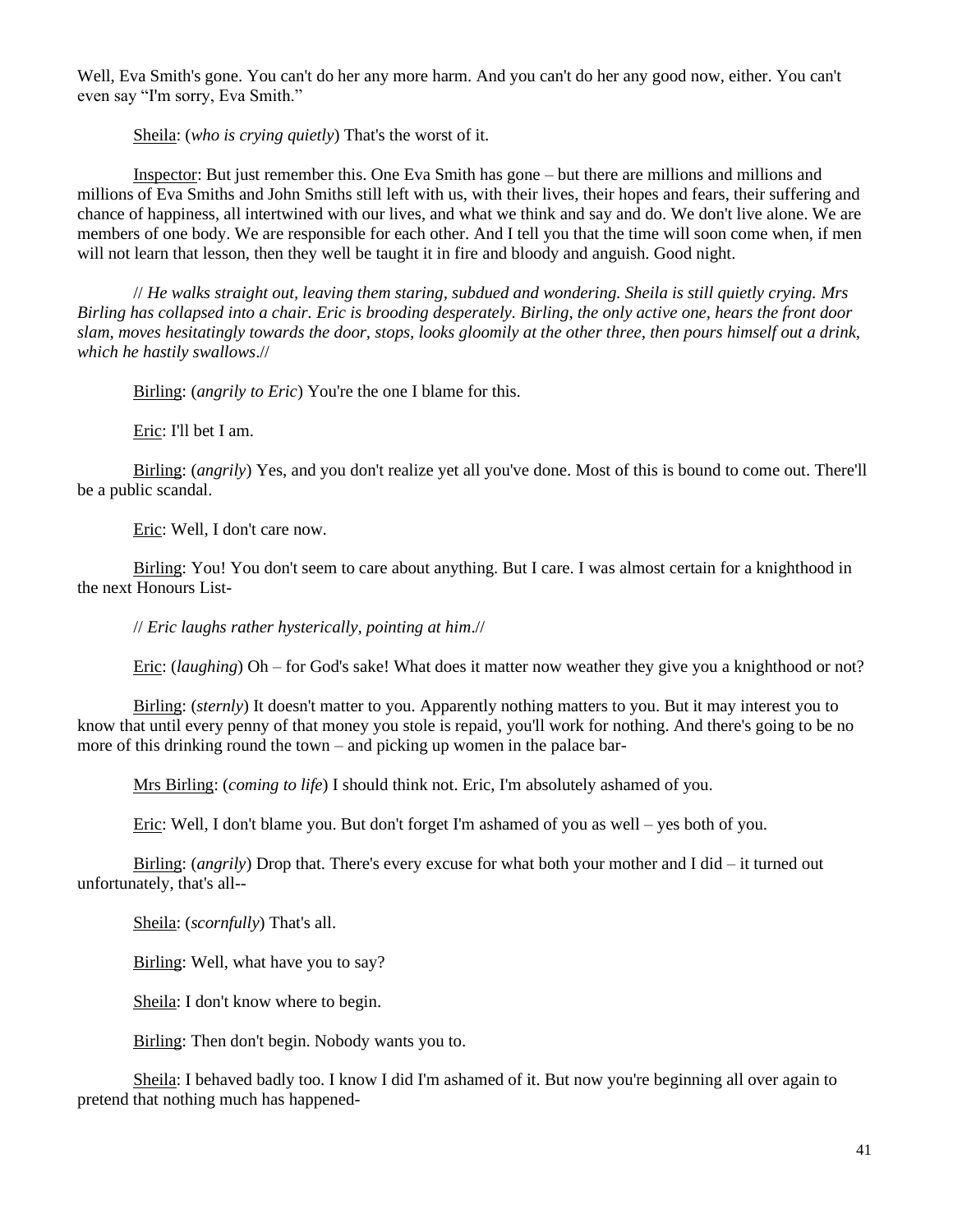Well, Eva Smith's gone. You can't do her any more harm. And you can't do her any good now, either. You can't even say "I'm sorry, Eva Smith."

Sheila: (*who is crying quietly*) That's the worst of it.

Inspector: But just remember this. One Eva Smith has gone – but there are millions and millions and millions of Eva Smiths and John Smiths still left with us, with their lives, their hopes and fears, their suffering and chance of happiness, all intertwined with our lives, and what we think and say and do. We don't live alone. We are members of one body. We are responsible for each other. And I tell you that the time will soon come when, if men will not learn that lesson, then they well be taught it in fire and bloody and anguish. Good night.

// *He walks straight out, leaving them staring, subdued and wondering. Sheila is still quietly crying. Mrs Birling has collapsed into a chair. Eric is brooding desperately. Birling, the only active one, hears the front door slam, moves hesitatingly towards the door, stops, looks gloomily at the other three, then pours himself out a drink, which he hastily swallows*.//

Birling: (*angrily to Eric*) You're the one I blame for this.

Eric: I'll bet I am.

Birling: (*angrily*) Yes, and you don't realize yet all you've done. Most of this is bound to come out. There'll be a public scandal.

Eric: Well, I don't care now.

Birling: You! You don't seem to care about anything. But I care. I was almost certain for a knighthood in the next Honours List-

// *Eric laughs rather hysterically, pointing at him*.//

Eric: (*laughing*) Oh – for God's sake! What does it matter now weather they give you a knighthood or not?

Birling: (*sternly*) It doesn't matter to you. Apparently nothing matters to you. But it may interest you to know that until every penny of that money you stole is repaid, you'll work for nothing. And there's going to be no more of this drinking round the town – and picking up women in the palace bar-

Mrs Birling: (*coming to life*) I should think not. Eric, I'm absolutely ashamed of you.

Eric: Well, I don't blame you. But don't forget I'm ashamed of you as well – yes both of you.

Birling: (*angrily*) Drop that. There's every excuse for what both your mother and I did – it turned out unfortunately, that's all--

Sheila: (*scornfully*) That's all.

Birling: Well, what have you to say?

Sheila: I don't know where to begin.

Birling: Then don't begin. Nobody wants you to.

Sheila: I behaved badly too. I know I did I'm ashamed of it. But now you're beginning all over again to pretend that nothing much has happened-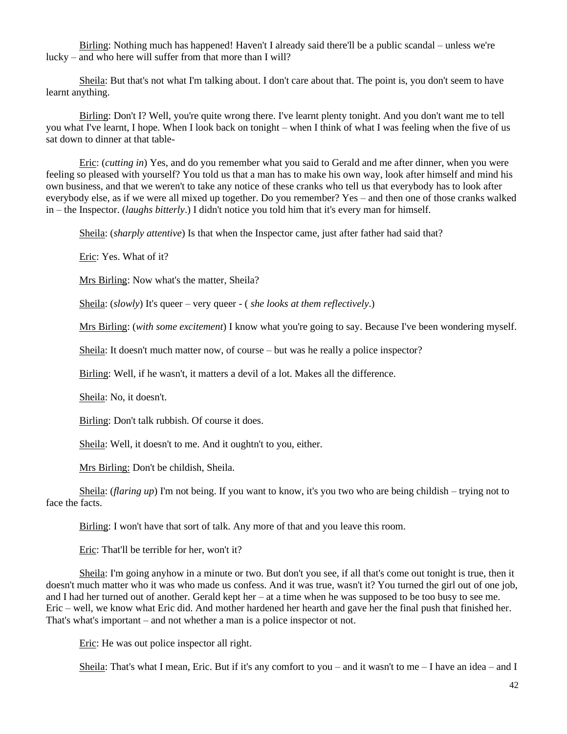Birling: Nothing much has happened! Haven't I already said there'll be a public scandal – unless we're lucky – and who here will suffer from that more than I will?

Sheila: But that's not what I'm talking about. I don't care about that. The point is, you don't seem to have learnt anything.

Birling: Don't I? Well, you're quite wrong there. I've learnt plenty tonight. And you don't want me to tell you what I've learnt, I hope. When I look back on tonight – when I think of what I was feeling when the five of us sat down to dinner at that table-

Eric: (*cutting in*) Yes, and do you remember what you said to Gerald and me after dinner, when you were feeling so pleased with yourself? You told us that a man has to make his own way, look after himself and mind his own business, and that we weren't to take any notice of these cranks who tell us that everybody has to look after everybody else, as if we were all mixed up together. Do you remember? Yes – and then one of those cranks walked in – the Inspector. (*laughs bitterly*.) I didn't notice you told him that it's every man for himself.

Sheila: (*sharply attentive*) Is that when the Inspector came, just after father had said that?

Eric: Yes. What of it?

Mrs Birling: Now what's the matter, Sheila?

Sheila: (*slowly*) It's queer – very queer - ( *she looks at them reflectively*.)

Mrs Birling: (*with some excitement*) I know what you're going to say. Because I've been wondering myself.

Sheila: It doesn't much matter now, of course – but was he really a police inspector?

Birling: Well, if he wasn't, it matters a devil of a lot. Makes all the difference.

Sheila: No, it doesn't.

Birling: Don't talk rubbish. Of course it does.

Sheila: Well, it doesn't to me. And it oughtn't to you, either.

Mrs Birling: Don't be childish, Sheila.

Sheila: (*flaring up*) I'm not being. If you want to know, it's you two who are being childish – trying not to face the facts.

Birling: I won't have that sort of talk. Any more of that and you leave this room.

Eric: That'll be terrible for her, won't it?

Sheila: I'm going anyhow in a minute or two. But don't you see, if all that's come out tonight is true, then it doesn't much matter who it was who made us confess. And it was true, wasn't it? You turned the girl out of one job, and I had her turned out of another. Gerald kept her – at a time when he was supposed to be too busy to see me. Eric – well, we know what Eric did. And mother hardened her hearth and gave her the final push that finished her. That's what's important – and not whether a man is a police inspector ot not.

Eric: He was out police inspector all right.

Sheila: That's what I mean, Eric. But if it's any comfort to you – and it wasn't to me – I have an idea – and I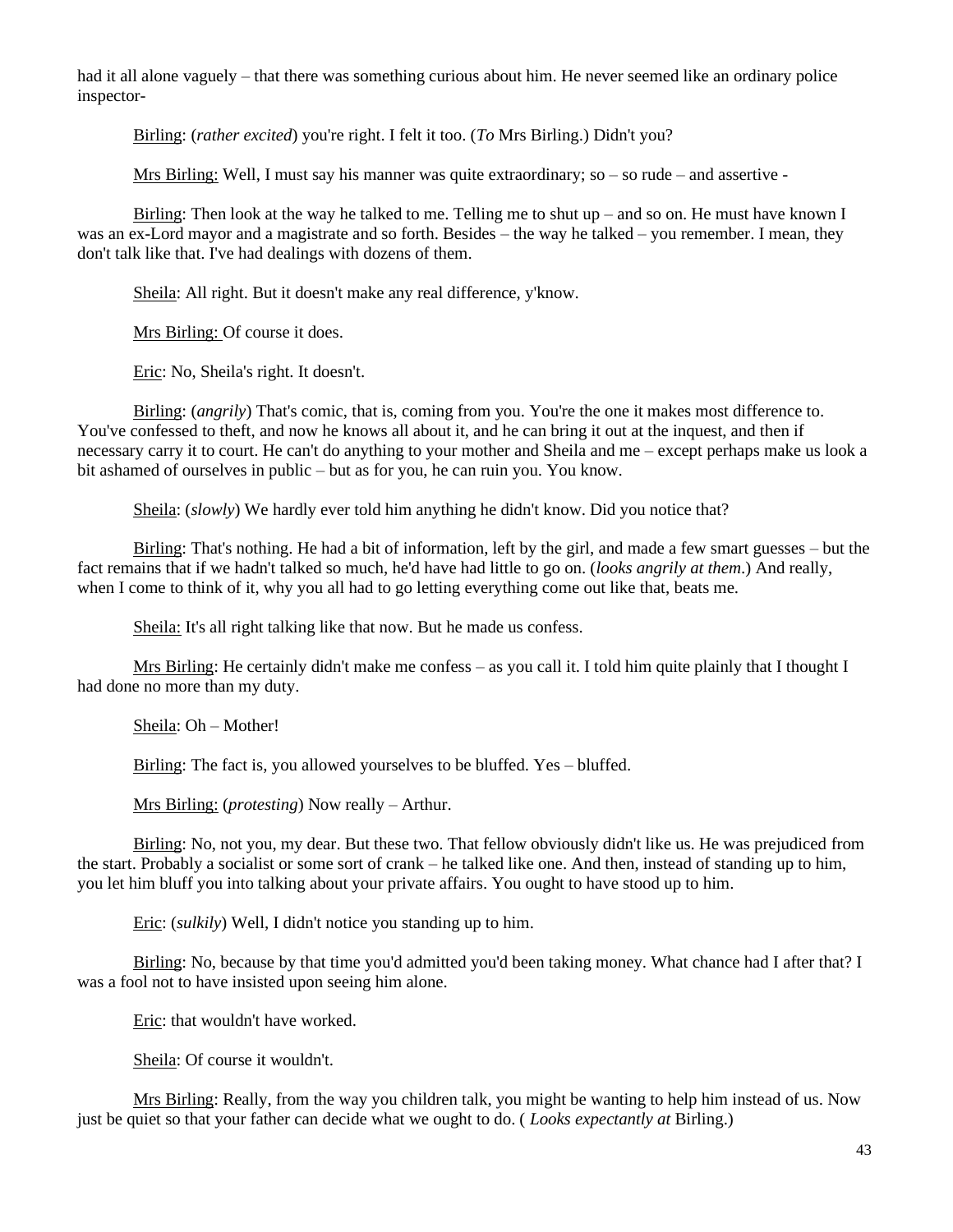had it all alone vaguely – that there was something curious about him. He never seemed like an ordinary police inspector-

Birling: (*rather excited*) you're right. I felt it too. (*To* Mrs Birling.) Didn't you?

Mrs Birling: Well, I must say his manner was quite extraordinary; so – so rude – and assertive -

Birling: Then look at the way he talked to me. Telling me to shut up – and so on. He must have known I was an ex-Lord mayor and a magistrate and so forth. Besides – the way he talked – you remember. I mean, they don't talk like that. I've had dealings with dozens of them.

Sheila: All right. But it doesn't make any real difference, y'know.

Mrs Birling: Of course it does.

Eric: No, Sheila's right. It doesn't.

Birling: (*angrily*) That's comic, that is, coming from you. You're the one it makes most difference to. You've confessed to theft, and now he knows all about it, and he can bring it out at the inquest, and then if necessary carry it to court. He can't do anything to your mother and Sheila and me – except perhaps make us look a bit ashamed of ourselves in public – but as for you, he can ruin you. You know.

Sheila: (*slowly*) We hardly ever told him anything he didn't know. Did you notice that?

Birling: That's nothing. He had a bit of information, left by the girl, and made a few smart guesses – but the fact remains that if we hadn't talked so much, he'd have had little to go on. (*looks angrily at them*.) And really, when I come to think of it, why you all had to go letting everything come out like that, beats me.

Sheila: It's all right talking like that now. But he made us confess.

Mrs Birling: He certainly didn't make me confess – as you call it. I told him quite plainly that I thought I had done no more than my duty.

Sheila: Oh – Mother!

Birling: The fact is, you allowed yourselves to be bluffed. Yes – bluffed.

Mrs Birling: (*protesting*) Now really – Arthur.

Birling: No, not you, my dear. But these two. That fellow obviously didn't like us. He was prejudiced from the start. Probably a socialist or some sort of crank – he talked like one. And then, instead of standing up to him, you let him bluff you into talking about your private affairs. You ought to have stood up to him.

Eric: (*sulkily*) Well, I didn't notice you standing up to him.

Birling: No, because by that time you'd admitted you'd been taking money. What chance had I after that? I was a fool not to have insisted upon seeing him alone.

Eric: that wouldn't have worked.

Sheila: Of course it wouldn't.

Mrs Birling: Really, from the way you children talk, you might be wanting to help him instead of us. Now just be quiet so that your father can decide what we ought to do. ( *Looks expectantly at* Birling.)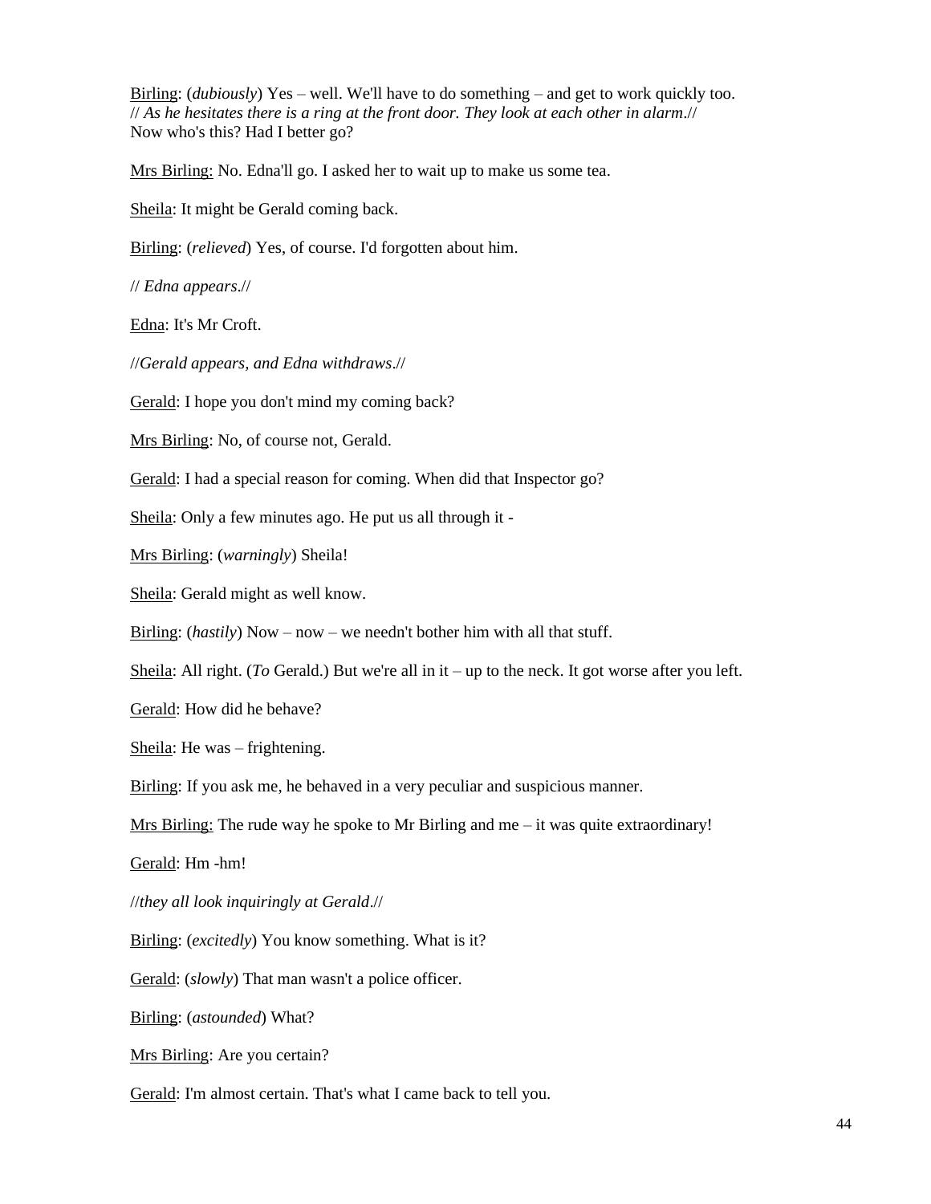Birling: (*dubiously*) Yes – well. We'll have to do something – and get to work quickly too. // *As he hesitates there is a ring at the front door. They look at each other in alarm*.// Now who's this? Had I better go?

Mrs Birling: No. Edna'll go. I asked her to wait up to make us some tea.

Sheila: It might be Gerald coming back.

Birling: (*relieved*) Yes, of course. I'd forgotten about him.

// *Edna appears*.//

Edna: It's Mr Croft.

//*Gerald appears, and Edna withdraws*.//

Gerald: I hope you don't mind my coming back?

Mrs Birling: No, of course not, Gerald.

Gerald: I had a special reason for coming. When did that Inspector go?

Sheila: Only a few minutes ago. He put us all through it -

Mrs Birling: (*warningly*) Sheila!

Sheila: Gerald might as well know.

Birling: (*hastily*) Now – now – we needn't bother him with all that stuff.

Sheila: All right. (*To* Gerald.) But we're all in it – up to the neck. It got worse after you left.

Gerald: How did he behave?

Sheila: He was – frightening.

Birling: If you ask me, he behaved in a very peculiar and suspicious manner.

Mrs Birling: The rude way he spoke to Mr Birling and me – it was quite extraordinary!

Gerald: Hm -hm!

//*they all look inquiringly at Gerald*.//

Birling: (*excitedly*) You know something. What is it?

Gerald: (*slowly*) That man wasn't a police officer.

Birling: (*astounded*) What?

Mrs Birling: Are you certain?

Gerald: I'm almost certain. That's what I came back to tell you.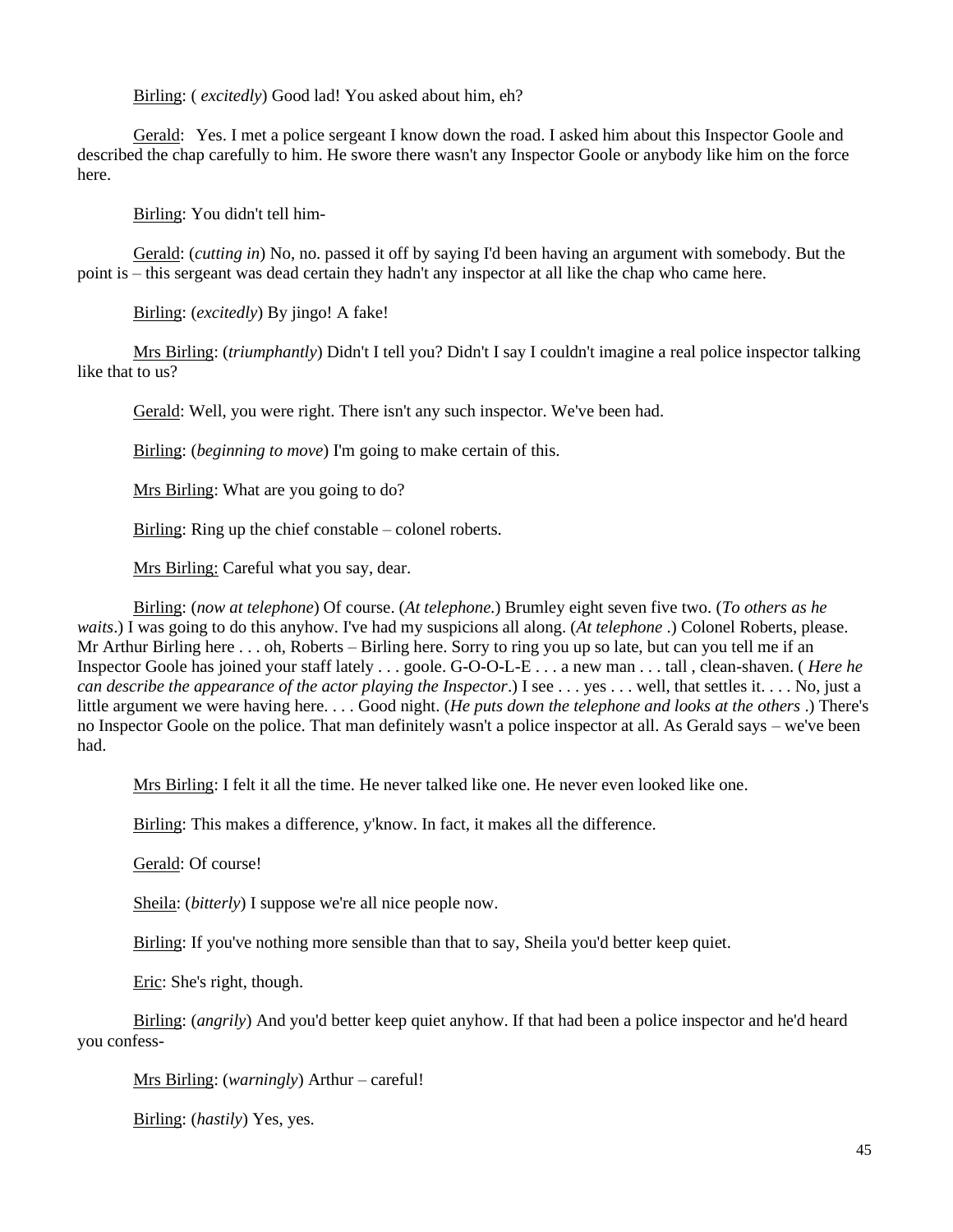Birling: ( *excitedly*) Good lad! You asked about him, eh?

Gerald: Yes. I met a police sergeant I know down the road. I asked him about this Inspector Goole and described the chap carefully to him. He swore there wasn't any Inspector Goole or anybody like him on the force here.

Birling: You didn't tell him-

Gerald: (*cutting in*) No, no. passed it off by saying I'd been having an argument with somebody. But the point is – this sergeant was dead certain they hadn't any inspector at all like the chap who came here.

Birling: (*excitedly*) By jingo! A fake!

Mrs Birling: (*triumphantly*) Didn't I tell you? Didn't I say I couldn't imagine a real police inspector talking like that to us?

Gerald: Well, you were right. There isn't any such inspector. We've been had.

Birling: (*beginning to move*) I'm going to make certain of this.

Mrs Birling: What are you going to do?

Birling: Ring up the chief constable – colonel roberts.

Mrs Birling: Careful what you say, dear.

Birling: (*now at telephone*) Of course. (*At telephone.*) Brumley eight seven five two. (*To others as he waits*.) I was going to do this anyhow. I've had my suspicions all along. (*At telephone* .) Colonel Roberts, please. Mr Arthur Birling here . . . oh, Roberts – Birling here. Sorry to ring you up so late, but can you tell me if an Inspector Goole has joined your staff lately . . . goole. G-O-O-L-E . . . a new man . . . tall , clean-shaven. ( *Here he can describe the appearance of the actor playing the Inspector*.) I see . . . yes . . . well, that settles it. . . . No, just a little argument we were having here. . . . Good night. (*He puts down the telephone and looks at the others* .) There's no Inspector Goole on the police. That man definitely wasn't a police inspector at all. As Gerald says – we've been had.

Mrs Birling: I felt it all the time. He never talked like one. He never even looked like one.

Birling: This makes a difference, y'know. In fact, it makes all the difference.

Gerald: Of course!

Sheila: (*bitterly*) I suppose we're all nice people now.

Birling: If you've nothing more sensible than that to say, Sheila you'd better keep quiet.

Eric: She's right, though.

Birling: (*angrily*) And you'd better keep quiet anyhow. If that had been a police inspector and he'd heard you confess-

Mrs Birling: (*warningly*) Arthur – careful!

Birling: (*hastily*) Yes, yes.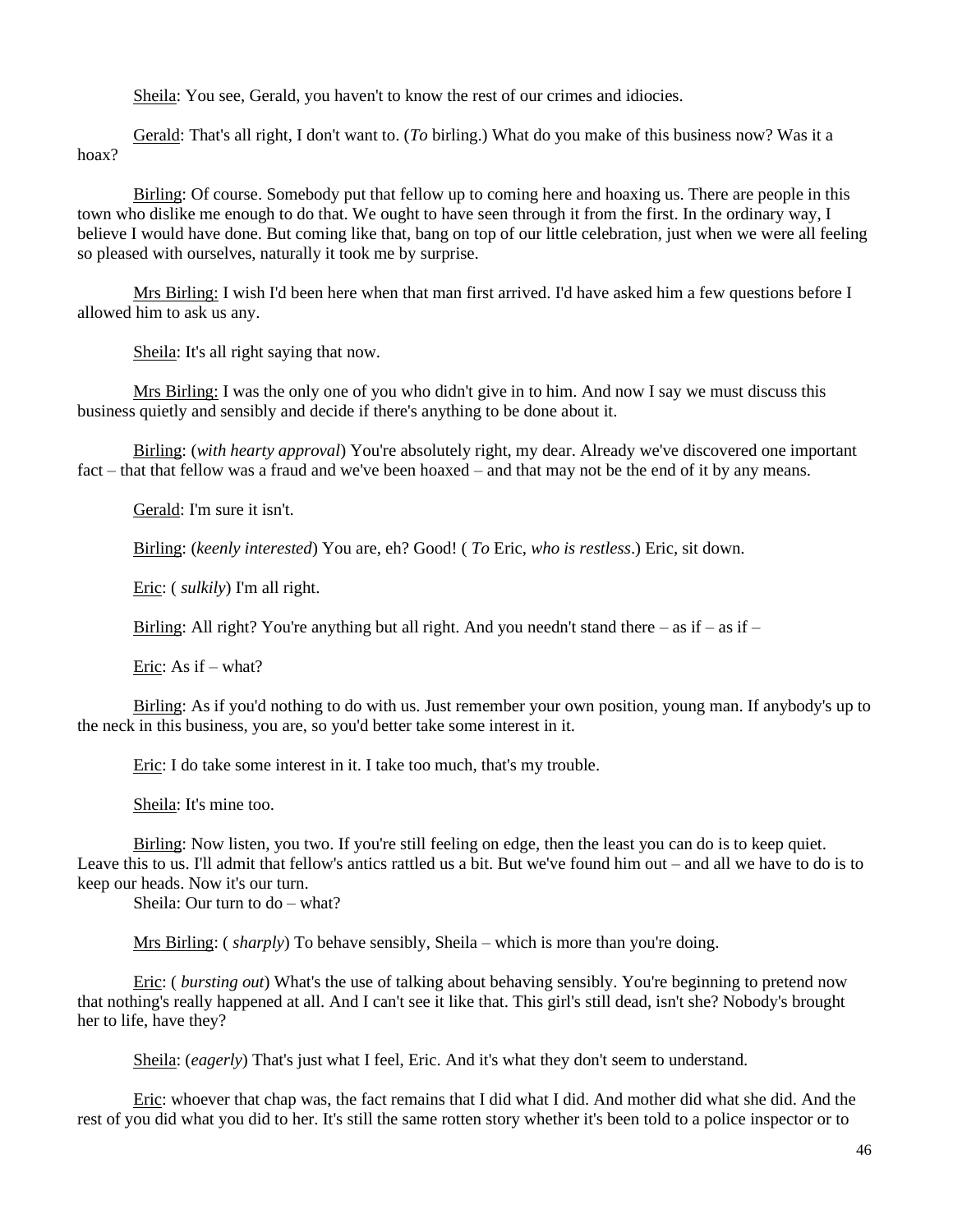Sheila: You see, Gerald, you haven't to know the rest of our crimes and idiocies.

Gerald: That's all right, I don't want to. (*To* birling.) What do you make of this business now? Was it a hoax?

Birling: Of course. Somebody put that fellow up to coming here and hoaxing us. There are people in this town who dislike me enough to do that. We ought to have seen through it from the first. In the ordinary way, I believe I would have done. But coming like that, bang on top of our little celebration, just when we were all feeling so pleased with ourselves, naturally it took me by surprise.

Mrs Birling: I wish I'd been here when that man first arrived. I'd have asked him a few questions before I allowed him to ask us any.

Sheila: It's all right saying that now.

Mrs Birling: I was the only one of you who didn't give in to him. And now I say we must discuss this business quietly and sensibly and decide if there's anything to be done about it.

Birling: (*with hearty approval*) You're absolutely right, my dear. Already we've discovered one important fact – that that fellow was a fraud and we've been hoaxed – and that may not be the end of it by any means.

Gerald: I'm sure it isn't.

Birling: (*keenly interested*) You are, eh? Good! ( *To* Eric, *who is restless*.) Eric, sit down.

Eric: ( *sulkily*) I'm all right.

Birling: All right? You're anything but all right. And you needn't stand there – as if – as if –

Eric: As if – what?

Birling: As if you'd nothing to do with us. Just remember your own position, young man. If anybody's up to the neck in this business, you are, so you'd better take some interest in it.

Eric: I do take some interest in it. I take too much, that's my trouble.

Sheila: It's mine too.

Birling: Now listen, you two. If you're still feeling on edge, then the least you can do is to keep quiet. Leave this to us. I'll admit that fellow's antics rattled us a bit. But we've found him out – and all we have to do is to keep our heads. Now it's our turn.

Sheila: Our turn to do – what?

Mrs Birling: ( *sharply*) To behave sensibly, Sheila – which is more than you're doing.

Eric: ( *bursting out*) What's the use of talking about behaving sensibly. You're beginning to pretend now that nothing's really happened at all. And I can't see it like that. This girl's still dead, isn't she? Nobody's brought her to life, have they?

Sheila: (*eagerly*) That's just what I feel, Eric. And it's what they don't seem to understand.

Eric: whoever that chap was, the fact remains that I did what I did. And mother did what she did. And the rest of you did what you did to her. It's still the same rotten story whether it's been told to a police inspector or to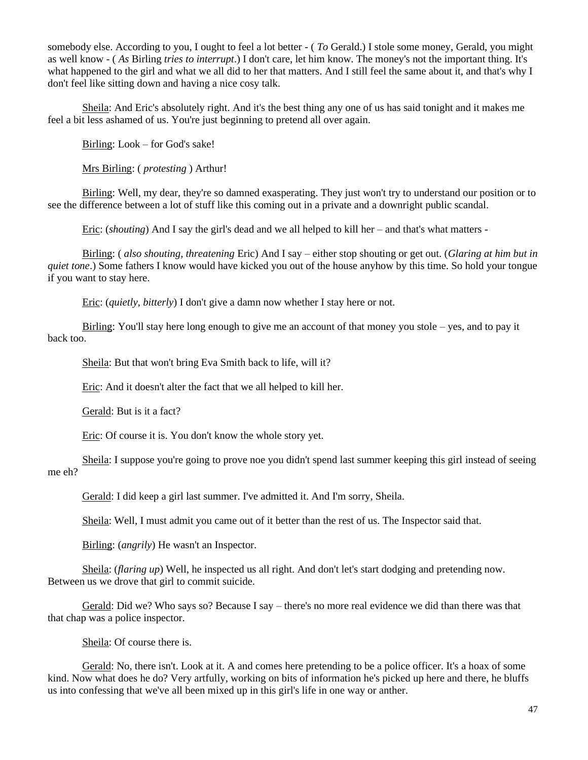somebody else. According to you, I ought to feel a lot better - ( *To* Gerald.) I stole some money, Gerald, you might as well know - ( *As* Birling *tries to interrupt*.) I don't care, let him know. The money's not the important thing. It's what happened to the girl and what we all did to her that matters. And I still feel the same about it, and that's why I don't feel like sitting down and having a nice cosy talk.

Sheila: And Eric's absolutely right. And it's the best thing any one of us has said tonight and it makes me feel a bit less ashamed of us. You're just beginning to pretend all over again.

Birling: Look – for God's sake!

Mrs Birling: ( *protesting* ) Arthur!

Birling: Well, my dear, they're so damned exasperating. They just won't try to understand our position or to see the difference between a lot of stuff like this coming out in a private and a downright public scandal.

Eric: (*shouting*) And I say the girl's dead and we all helped to kill her – and that's what matters -

Birling: ( *also shouting, threatening* Eric) And I say – either stop shouting or get out. (*Glaring at him but in quiet tone*.) Some fathers I know would have kicked you out of the house anyhow by this time. So hold your tongue if you want to stay here.

Eric: (*quietly, bitterly*) I don't give a damn now whether I stay here or not.

Birling: You'll stay here long enough to give me an account of that money you stole – yes, and to pay it back too.

Sheila: But that won't bring Eva Smith back to life, will it?

Eric: And it doesn't alter the fact that we all helped to kill her.

Gerald: But is it a fact?

Eric: Of course it is. You don't know the whole story yet.

Sheila: I suppose you're going to prove noe you didn't spend last summer keeping this girl instead of seeing me eh?

Gerald: I did keep a girl last summer. I've admitted it. And I'm sorry, Sheila.

Sheila: Well, I must admit you came out of it better than the rest of us. The Inspector said that.

Birling: (*angrily*) He wasn't an Inspector.

Sheila: (*flaring up*) Well, he inspected us all right. And don't let's start dodging and pretending now. Between us we drove that girl to commit suicide.

Gerald: Did we? Who says so? Because I say – there's no more real evidence we did than there was that that chap was a police inspector.

Sheila: Of course there is.

Gerald: No, there isn't. Look at it. A and comes here pretending to be a police officer. It's a hoax of some kind. Now what does he do? Very artfully, working on bits of information he's picked up here and there, he bluffs us into confessing that we've all been mixed up in this girl's life in one way or anther.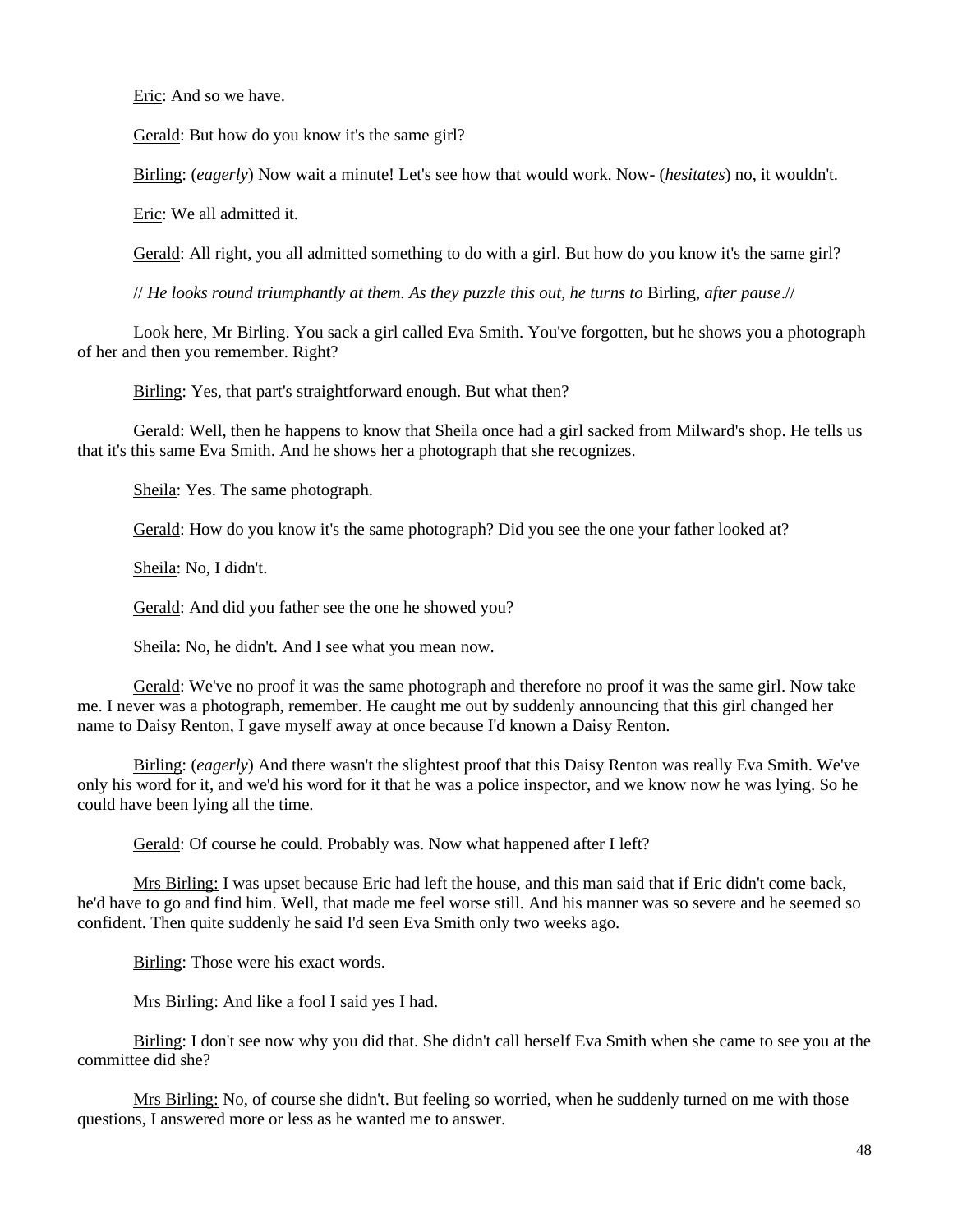Eric: And so we have.

Gerald: But how do you know it's the same girl?

Birling: (*eagerly*) Now wait a minute! Let's see how that would work. Now- (*hesitates*) no, it wouldn't.

Eric: We all admitted it.

Gerald: All right, you all admitted something to do with a girl. But how do you know it's the same girl?

// *He looks round triumphantly at them. As they puzzle this out, he turns to* Birling, *after pause*.//

Look here, Mr Birling. You sack a girl called Eva Smith. You've forgotten, but he shows you a photograph of her and then you remember. Right?

Birling: Yes, that part's straightforward enough. But what then?

Gerald: Well, then he happens to know that Sheila once had a girl sacked from Milward's shop. He tells us that it's this same Eva Smith. And he shows her a photograph that she recognizes.

Sheila: Yes. The same photograph.

Gerald: How do you know it's the same photograph? Did you see the one your father looked at?

Sheila: No, I didn't.

Gerald: And did you father see the one he showed you?

Sheila: No, he didn't. And I see what you mean now.

Gerald: We've no proof it was the same photograph and therefore no proof it was the same girl. Now take me. I never was a photograph, remember. He caught me out by suddenly announcing that this girl changed her name to Daisy Renton, I gave myself away at once because I'd known a Daisy Renton.

Birling: (*eagerly*) And there wasn't the slightest proof that this Daisy Renton was really Eva Smith. We've only his word for it, and we'd his word for it that he was a police inspector, and we know now he was lying. So he could have been lying all the time.

Gerald: Of course he could. Probably was. Now what happened after I left?

Mrs Birling: I was upset because Eric had left the house, and this man said that if Eric didn't come back, he'd have to go and find him. Well, that made me feel worse still. And his manner was so severe and he seemed so confident. Then quite suddenly he said I'd seen Eva Smith only two weeks ago.

Birling: Those were his exact words.

Mrs Birling: And like a fool I said yes I had.

Birling: I don't see now why you did that. She didn't call herself Eva Smith when she came to see you at the committee did she?

Mrs Birling: No, of course she didn't. But feeling so worried, when he suddenly turned on me with those questions, I answered more or less as he wanted me to answer.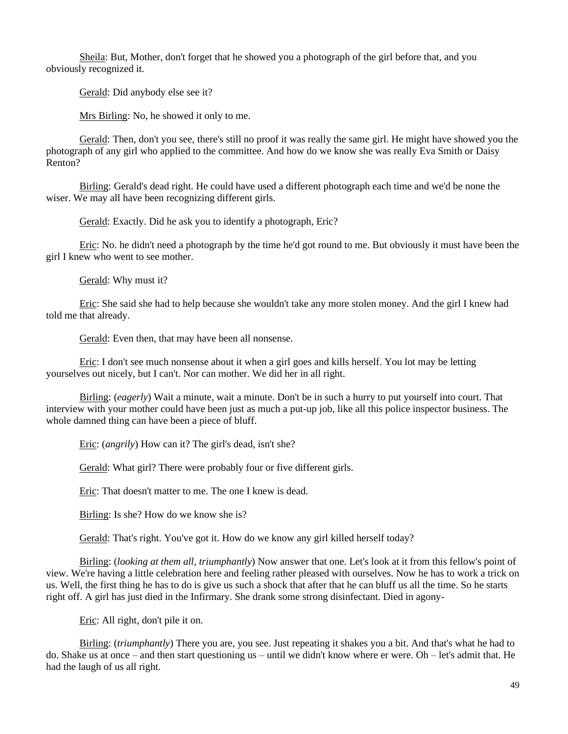Sheila: But, Mother, don't forget that he showed you a photograph of the girl before that, and you obviously recognized it.

Gerald: Did anybody else see it?

Mrs Birling: No, he showed it only to me.

Gerald: Then, don't you see, there's still no proof it was really the same girl. He might have showed you the photograph of any girl who applied to the committee. And how do we know she was really Eva Smith or Daisy Renton?

Birling: Gerald's dead right. He could have used a different photograph each time and we'd be none the wiser. We may all have been recognizing different girls.

Gerald: Exactly. Did he ask you to identify a photograph, Eric?

Eric: No. he didn't need a photograph by the time he'd got round to me. But obviously it must have been the girl I knew who went to see mother.

Gerald: Why must it?

Eric: She said she had to help because she wouldn't take any more stolen money. And the girl I knew had told me that already.

Gerald: Even then, that may have been all nonsense.

Eric: I don't see much nonsense about it when a girl goes and kills herself. You lot may be letting yourselves out nicely, but I can't. Nor can mother. We did her in all right.

Birling: (*eagerly*) Wait a minute, wait a minute. Don't be in such a hurry to put yourself into court. That interview with your mother could have been just as much a put-up job, like all this police inspector business. The whole damned thing can have been a piece of bluff.

Eric: (*angrily*) How can it? The girl's dead, isn't she?

Gerald: What girl? There were probably four or five different girls.

Eric: That doesn't matter to me. The one I knew is dead.

Birling: Is she? How do we know she is?

Gerald: That's right. You've got it. How do we know any girl killed herself today?

Birling: (*looking at them all, triumphantly*) Now answer that one. Let's look at it from this fellow's point of view. We're having a little celebration here and feeling rather pleased with ourselves. Now he has to work a trick on us. Well, the first thing he has to do is give us such a shock that after that he can bluff us all the time. So he starts right off. A girl has just died in the Infirmary. She drank some strong disinfectant. Died in agony-

Eric: All right, don't pile it on.

Birling: (*triumphantly*) There you are, you see. Just repeating it shakes you a bit. And that's what he had to do. Shake us at once – and then start questioning us – until we didn't know where er were. Oh – let's admit that. He had the laugh of us all right.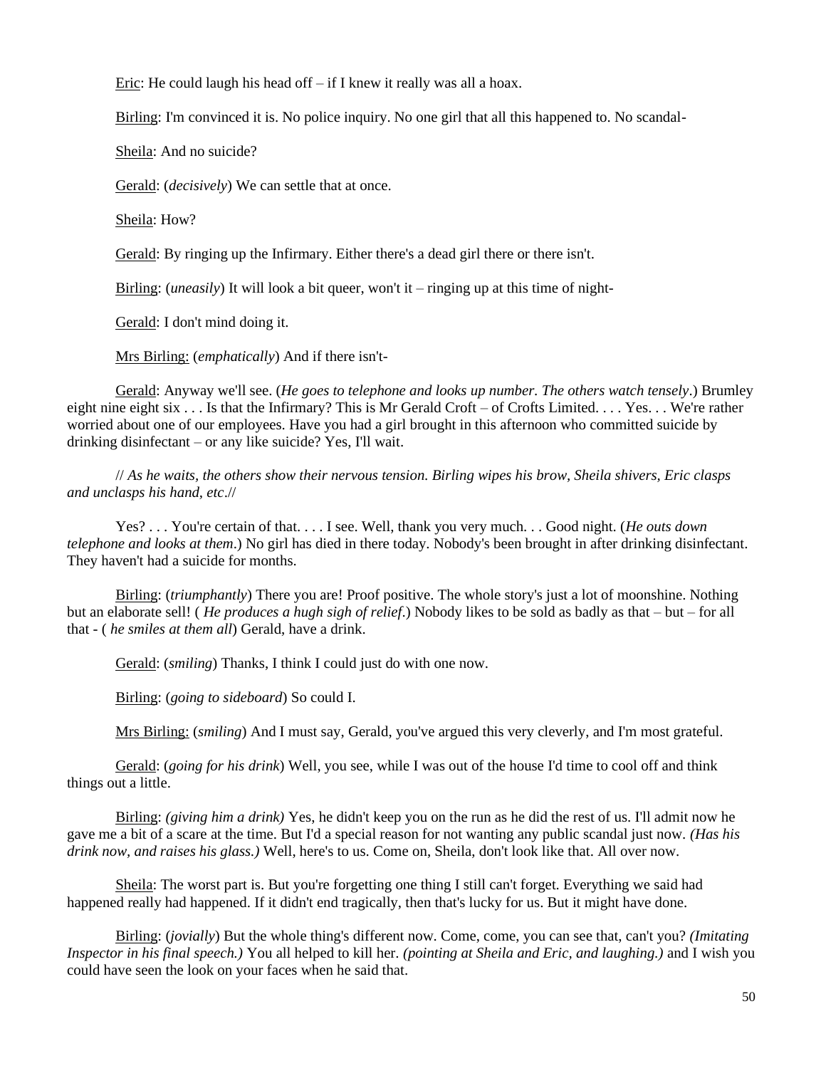Eric: He could laugh his head off – if I knew it really was all a hoax.

Birling: I'm convinced it is. No police inquiry. No one girl that all this happened to. No scandal-

Sheila: And no suicide?

Gerald: (*decisively*) We can settle that at once.

Sheila: How?

Gerald: By ringing up the Infirmary. Either there's a dead girl there or there isn't.

Birling: (*uneasily*) It will look a bit queer, won't it – ringing up at this time of night-

Gerald: I don't mind doing it.

Mrs Birling: (*emphatically*) And if there isn't-

Gerald: Anyway we'll see. (*He goes to telephone and looks up number. The others watch tensely*.) Brumley eight nine eight six . . . Is that the Infirmary? This is Mr Gerald Croft – of Crofts Limited. . . . Yes. . . We're rather worried about one of our employees. Have you had a girl brought in this afternoon who committed suicide by drinking disinfectant – or any like suicide? Yes, I'll wait.

// *As he waits, the others show their nervous tension. Birling wipes his brow, Sheila shivers, Eric clasps and unclasps his hand, etc*.//

Yes? . . . You're certain of that. . . . I see. Well, thank you very much. . . Good night. (*He outs down telephone and looks at them*.) No girl has died in there today. Nobody's been brought in after drinking disinfectant. They haven't had a suicide for months.

Birling: (*triumphantly*) There you are! Proof positive. The whole story's just a lot of moonshine. Nothing but an elaborate sell! ( *He produces a hugh sigh of relief*.) Nobody likes to be sold as badly as that – but – for all that - ( *he smiles at them all*) Gerald, have a drink.

Gerald: (*smiling*) Thanks, I think I could just do with one now.

Birling: (*going to sideboard*) So could I.

Mrs Birling: (*smiling*) And I must say, Gerald, you've argued this very cleverly, and I'm most grateful.

Gerald: (*going for his drink*) Well, you see, while I was out of the house I'd time to cool off and think things out a little.

Birling: *(giving him a drink)* Yes, he didn't keep you on the run as he did the rest of us. I'll admit now he gave me a bit of a scare at the time. But I'd a special reason for not wanting any public scandal just now. *(Has his drink now, and raises his glass.)* Well, here's to us. Come on, Sheila, don't look like that. All over now.

Sheila: The worst part is. But you're forgetting one thing I still can't forget. Everything we said had happened really had happened. If it didn't end tragically, then that's lucky for us. But it might have done.

Birling: (*jovially*) But the whole thing's different now. Come, come, you can see that, can't you? *(Imitating Inspector in his final speech.)* You all helped to kill her. *(pointing at Sheila and Eric, and laughing.)* and I wish you could have seen the look on your faces when he said that.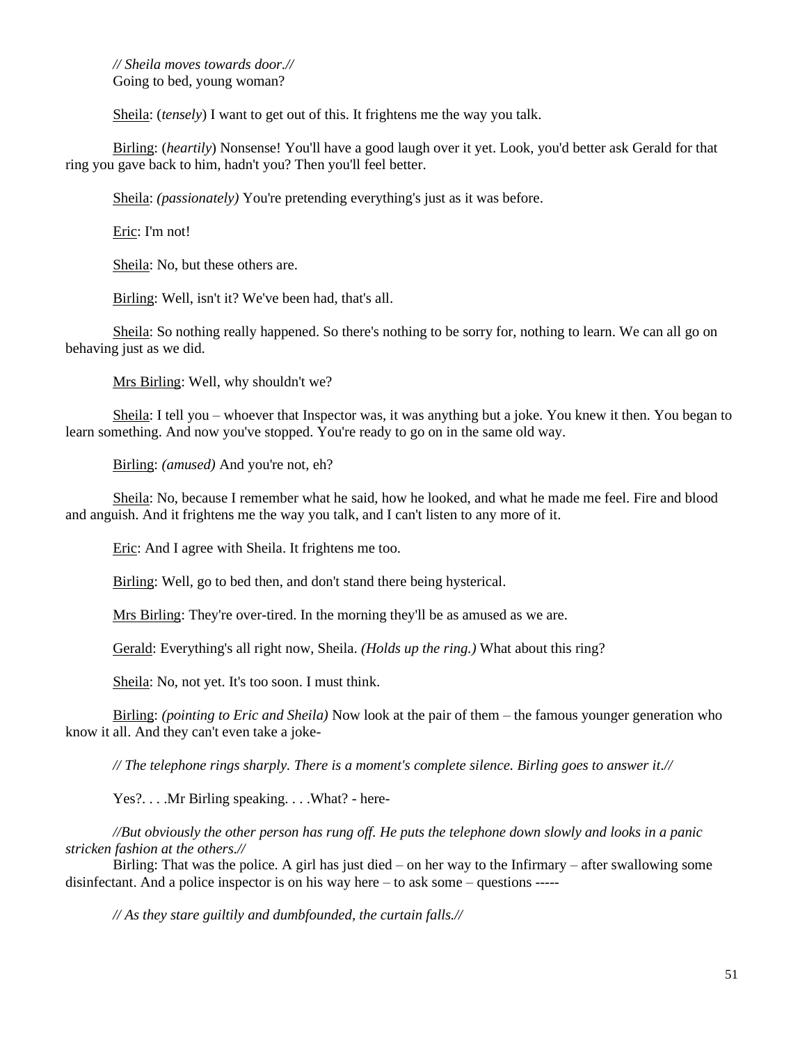*// Sheila moves towards door.//*
Going to bed, young woman?

<u>Sheila</u>: (*tensely*) I want to get out of this. It frightens me the way you talk.

<u>Birling</u>: (*heartily*) Nonsense! You'll have a good laugh over it yet. Look, you'd better ask Gerald for that ring you gave back to him, hadn't you? Then you'll feel better.

<u>Sheila</u>: *(passionately)* You're pretending everything's just as it was before.

<u>Eric</u>: I'm not!

<u>Sheila</u>: No, but these others are.

<u>Birling</u>: Well, isn't it? We've been had, that's all.

<u>Sheila</u>: So nothing really happened. So there's nothing to be sorry for, nothing to learn. We can all go on behaving just as we did.

<u>Mrs Birling</u>: Well, why shouldn't we?

<u>Sheila</u>: I tell you – whoever that Inspector was, it was anything but a joke. You knew it then. You began to learn something. And now you've stopped. You're ready to go on in the same old way.

<u>Birling</u>: *(amused)* And you're not, eh?

<u>Sheila</u>: No, because I remember what he said, how he looked, and what he made me feel. Fire and blood and anguish. And it frightens me the way you talk, and I can't listen to any more of it.

<u>Eric</u>: And I agree with Sheila. It frightens me too.

<u>Birling</u>: Well, go to bed then, and don't stand there being hysterical.

<u>Mrs Birling</u>: They're over-tired. In the morning they'll be as amused as we are.

<u>Gerald</u>: Everything's all right now, Sheila. *(Holds up the ring.)* What about this ring?

<u>Sheila</u>: No, not yet. It's too soon. I must think.

<u>Birling</u>: *(pointing to Eric and Sheila)* Now look at the pair of them – the famous younger generation who know it all. And they can't even take a joke-

*// The telephone rings sharply. There is a moment's complete silence. Birling goes to answer it.//*

Yes?. . . .Mr Birling speaking. . . .What? - here-

*//But obviously the other person has rung off. He puts the telephone down slowly and looks in a panic stricken fashion at the others.//*

Birling: That was the police. A girl has just died – on her way to the Infirmary – after swallowing some disinfectant. And a police inspector is on his way here – to ask some – questions -----

*// As they stare guiltily and dumbfounded, the curtain falls.//*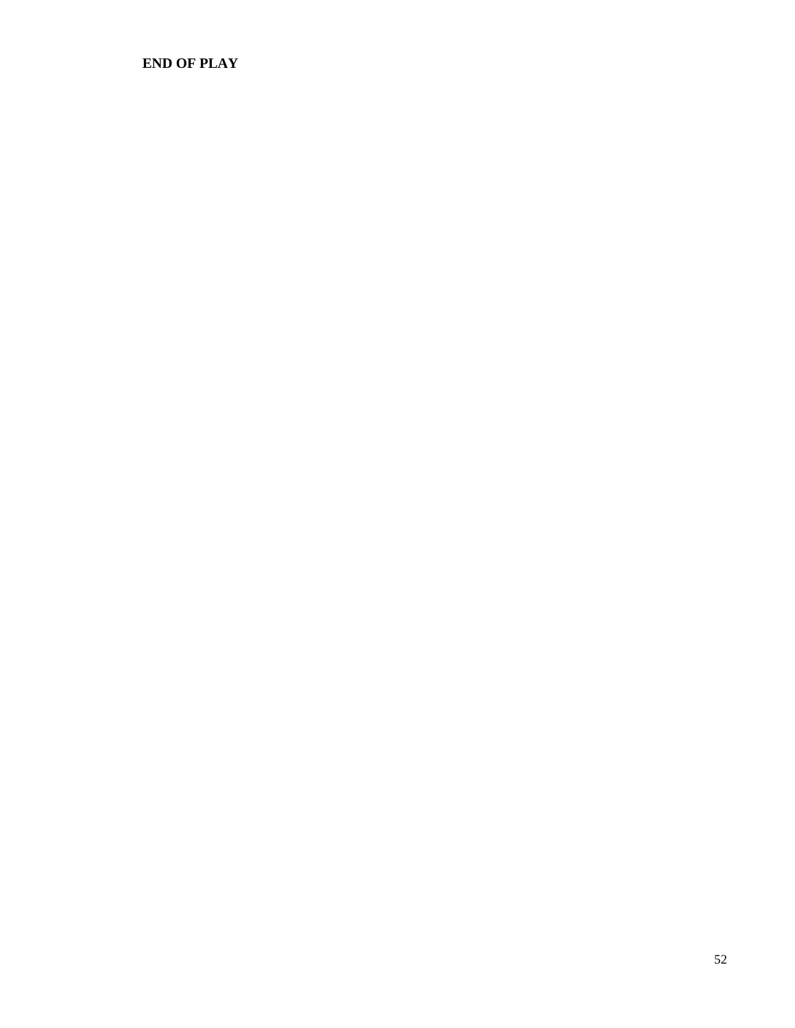**END OF PLAY**